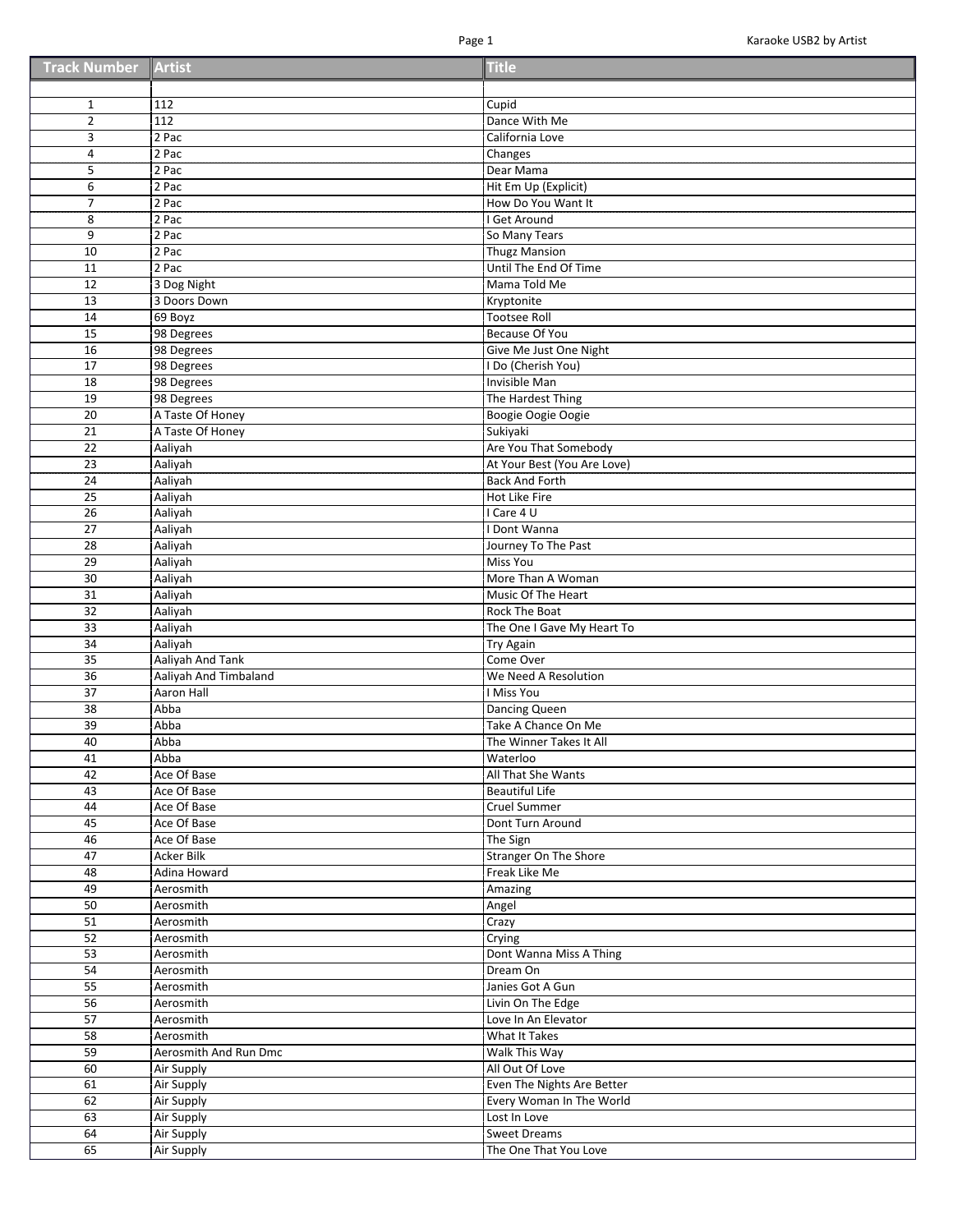| Track Number | Artist | Title |
|---|---|---|
| | | |
| 1 | 112 | Cupid |
| 2 | 112 | Dance With Me |
| 3 | 2 Pac | California Love |
| 4 | 2 Pac | Changes |
| 5 | 2 Pac | Dear Mama |
| 6 | 2 Pac | Hit Em Up (Explicit) |
| 7 | 2 Pac | How Do You Want It |
| 8 | 2 Pac | I Get Around |
| 9 | 2 Pac | So Many Tears |
| 10 | 2 Pac | Thugz Mansion |
| 11 | 2 Pac | Until The End Of Time |
| 12 | 3 Dog Night | Mama Told Me |
| 13 | 3 Doors Down | Kryptonite |
| 14 | 69 Boyz | Tootsee Roll |
| 15 | 98 Degrees | Because Of You |
| 16 | 98 Degrees | Give Me Just One Night |
| 17 | 98 Degrees | I Do (Cherish You) |
| 18 | 98 Degrees | Invisible Man |
| 19 | 98 Degrees | The Hardest Thing |
| 20 | A Taste Of Honey | Boogie Oogie Oogie |
| 21 | A Taste Of Honey | Sukiyaki |
| 22 | Aaliyah | Are You That Somebody |
| 23 | Aaliyah | At Your Best (You Are Love) |
| 24 | Aaliyah | Back And Forth |
| 25 | Aaliyah | Hot Like Fire |
| 26 | Aaliyah | I Care 4 U |
| 27 | Aaliyah | I Dont Wanna |
| 28 | Aaliyah | Journey To The Past |
| 29 | Aaliyah | Miss You |
| 30 | Aaliyah | More Than A Woman |
| 31 | Aaliyah | Music Of The Heart |
| 32 | Aaliyah | Rock The Boat |
| 33 | Aaliyah | The One I Gave My Heart To |
| 34 | Aaliyah | Try Again |
| 35 | Aaliyah And Tank | Come Over |
| 36 | Aaliyah And Timbaland | We Need A Resolution |
| 37 | Aaron Hall | I Miss You |
| 38 | Abba | Dancing Queen |
| 39 | Abba | Take A Chance On Me |
| 40 | Abba | The Winner Takes It All |
| 41 | Abba | Waterloo |
| 42 | Ace Of Base | All That She Wants |
| 43 | Ace Of Base | Beautiful Life |
| 44 | Ace Of Base | Cruel Summer |
| 45 | Ace Of Base | Dont Turn Around |
| 46 | Ace Of Base | The Sign |
| 47 | Acker Bilk | Stranger On The Shore |
| 48 | Adina Howard | Freak Like Me |
| 49 | Aerosmith | Amazing |
| 50 | Aerosmith | Angel |
| 51 | Aerosmith | Crazy |
| 52 | Aerosmith | Crying |
| 53 | Aerosmith | Dont Wanna Miss A Thing |
| 54 | Aerosmith | Dream On |
| 55 | Aerosmith | Janies Got A Gun |
| 56 | Aerosmith | Livin On The Edge |
| 57 | Aerosmith | Love In An Elevator |
| 58 | Aerosmith | What It Takes |
| 59 | Aerosmith And Run Dmc | Walk This Way |
| 60 | Air Supply | All Out Of Love |
| 61 | Air Supply | Even The Nights Are Better |
| 62 | Air Supply | Every Woman In The World |
| 63 | Air Supply | Lost In Love |
| 64 | Air Supply | Sweet Dreams |
| 65 | Air Supply | The One That You Love |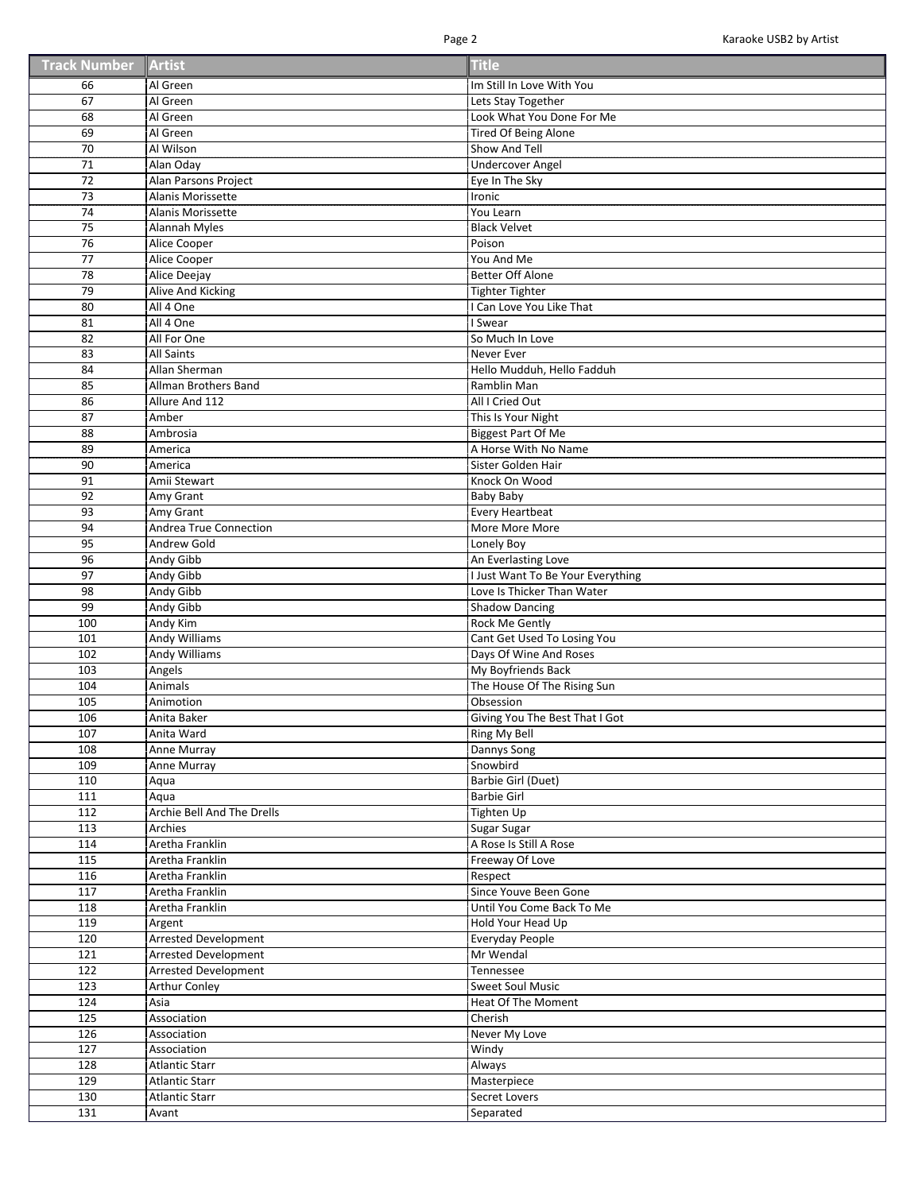| Track Number | Artist | Title |
|---|---|---|
| 66 | Al Green | Im Still In Love With You |
| 67 | Al Green | Lets Stay Together |
| 68 | Al Green | Look What You Done For Me |
| 69 | Al Green | Tired Of Being Alone |
| 70 | Al Wilson | Show And Tell |
| 71 | Alan Oday | Undercover Angel |
| 72 | Alan Parsons Project | Eye In The Sky |
| 73 | Alanis Morissette | Ironic |
| 74 | Alanis Morissette | You Learn |
| 75 | Alannah Myles | Black Velvet |
| 76 | Alice Cooper | Poison |
| 77 | Alice Cooper | You And Me |
| 78 | Alice Deejay | Better Off Alone |
| 79 | Alive And Kicking | Tighter Tighter |
| 80 | All 4 One | I Can Love You Like That |
| 81 | All 4 One | I Swear |
| 82 | All For One | So Much In Love |
| 83 | All Saints | Never Ever |
| 84 | Allan Sherman | Hello Mudduh, Hello Fadduh |
| 85 | Allman Brothers Band | Ramblin Man |
| 86 | Allure And 112 | All I Cried Out |
| 87 | Amber | This Is Your Night |
| 88 | Ambrosia | Biggest Part Of Me |
| 89 | America | A Horse With No Name |
| 90 | America | Sister Golden Hair |
| 91 | Amii Stewart | Knock On Wood |
| 92 | Amy Grant | Baby Baby |
| 93 | Amy Grant | Every Heartbeat |
| 94 | Andrea True Connection | More More More |
| 95 | Andrew Gold | Lonely Boy |
| 96 | Andy Gibb | An Everlasting Love |
| 97 | Andy Gibb | I Just Want To Be Your Everything |
| 98 | Andy Gibb | Love Is Thicker Than Water |
| 99 | Andy Gibb | Shadow Dancing |
| 100 | Andy Kim | Rock Me Gently |
| 101 | Andy Williams | Cant Get Used To Losing You |
| 102 | Andy Williams | Days Of Wine And Roses |
| 103 | Angels | My Boyfriends Back |
| 104 | Animals | The House Of The Rising Sun |
| 105 | Animotion | Obsession |
| 106 | Anita Baker | Giving You The Best That I Got |
| 107 | Anita Ward | Ring My Bell |
| 108 | Anne Murray | Dannys Song |
| 109 | Anne Murray | Snowbird |
| 110 | Aqua | Barbie Girl (Duet) |
| 111 | Aqua | Barbie Girl |
| 112 | Archie Bell And The Drells | Tighten Up |
| 113 | Archies | Sugar Sugar |
| 114 | Aretha Franklin | A Rose Is Still A Rose |
| 115 | Aretha Franklin | Freeway Of Love |
| 116 | Aretha Franklin | Respect |
| 117 | Aretha Franklin | Since Youve Been Gone |
| 118 | Aretha Franklin | Until You Come Back To Me |
| 119 | Argent | Hold Your Head Up |
| 120 | Arrested Development | Everyday People |
| 121 | Arrested Development | Mr Wendal |
| 122 | Arrested Development | Tennessee |
| 123 | Arthur Conley | Sweet Soul Music |
| 124 | Asia | Heat Of The Moment |
| 125 | Association | Cherish |
| 126 | Association | Never My Love |
| 127 | Association | Windy |
| 128 | Atlantic Starr | Always |
| 129 | Atlantic Starr | Masterpiece |
| 130 | Atlantic Starr | Secret Lovers |
| 131 | Avant | Separated |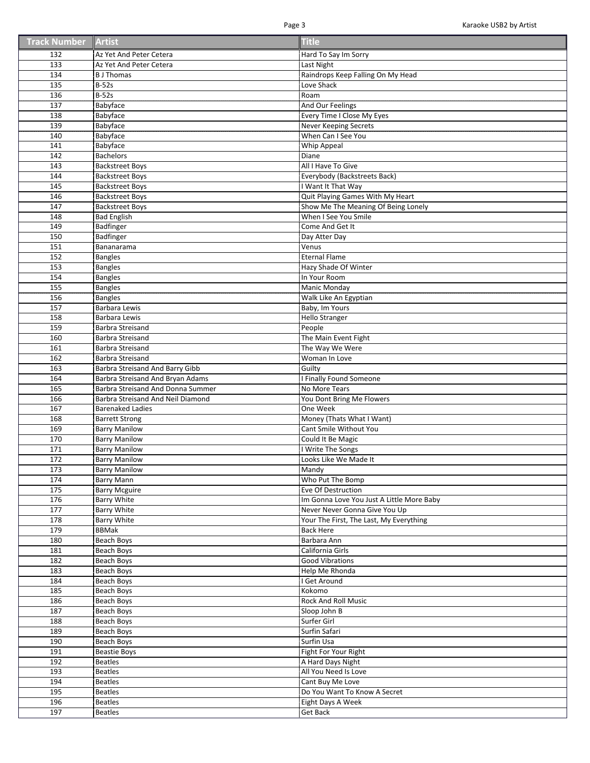| Track Number | Artist | Title |
|---|---|---|
| 132 | Az Yet And Peter Cetera | Hard To Say Im Sorry |
| 133 | Az Yet And Peter Cetera | Last Night |
| 134 | B J Thomas | Raindrops Keep Falling On My Head |
| 135 | B-52s | Love Shack |
| 136 | B-52s | Roam |
| 137 | Babyface | And Our Feelings |
| 138 | Babyface | Every Time I Close My Eyes |
| 139 | Babyface | Never Keeping Secrets |
| 140 | Babyface | When Can I See You |
| 141 | Babyface | Whip Appeal |
| 142 | Bachelors | Diane |
| 143 | Backstreet Boys | All I Have To Give |
| 144 | Backstreet Boys | Everybody (Backstreets Back) |
| 145 | Backstreet Boys | I Want It That Way |
| 146 | Backstreet Boys | Quit Playing Games With My Heart |
| 147 | Backstreet Boys | Show Me The Meaning Of Being Lonely |
| 148 | Bad English | When I See You Smile |
| 149 | Badfinger | Come And Get It |
| 150 | Badfinger | Day Atter Day |
| 151 | Bananarama | Venus |
| 152 | Bangles | Eternal Flame |
| 153 | Bangles | Hazy Shade Of Winter |
| 154 | Bangles | In Your Room |
| 155 | Bangles | Manic Monday |
| 156 | Bangles | Walk Like An Egyptian |
| 157 | Barbara Lewis | Baby, Im Yours |
| 158 | Barbara Lewis | Hello Stranger |
| 159 | Barbra Streisand | People |
| 160 | Barbra Streisand | The Main Event Fight |
| 161 | Barbra Streisand | The Way We Were |
| 162 | Barbra Streisand | Woman In Love |
| 163 | Barbra Streisand And Barry Gibb | Guilty |
| 164 | Barbra Streisand And Bryan Adams | I Finally Found Someone |
| 165 | Barbra Streisand And Donna Summer | No More Tears |
| 166 | Barbra Streisand And Neil Diamond | You Dont Bring Me Flowers |
| 167 | Barenaked Ladies | One Week |
| 168 | Barrett Strong | Money (Thats What I Want) |
| 169 | Barry Manilow | Cant Smile Without You |
| 170 | Barry Manilow | Could It Be Magic |
| 171 | Barry Manilow | I Write The Songs |
| 172 | Barry Manilow | Looks Like We Made It |
| 173 | Barry Manilow | Mandy |
| 174 | Barry Mann | Who Put The Bomp |
| 175 | Barry Mcguire | Eve Of Destruction |
| 176 | Barry White | Im Gonna Love You Just A Little More Baby |
| 177 | Barry White | Never Never Gonna Give You Up |
| 178 | Barry White | Your The First, The Last, My Everything |
| 179 | BBMak | Back Here |
| 180 | Beach Boys | Barbara Ann |
| 181 | Beach Boys | California Girls |
| 182 | Beach Boys | Good Vibrations |
| 183 | Beach Boys | Help Me Rhonda |
| 184 | Beach Boys | I Get Around |
| 185 | Beach Boys | Kokomo |
| 186 | Beach Boys | Rock And Roll Music |
| 187 | Beach Boys | Sloop John B |
| 188 | Beach Boys | Surfer Girl |
| 189 | Beach Boys | Surfin Safari |
| 190 | Beach Boys | Surfin Usa |
| 191 | Beastie Boys | Fight For Your Right |
| 192 | Beatles | A Hard Days Night |
| 193 | Beatles | All You Need Is Love |
| 194 | Beatles | Cant Buy Me Love |
| 195 | Beatles | Do You Want To Know A Secret |
| 196 | Beatles | Eight Days A Week |
| 197 | Beatles | Get Back |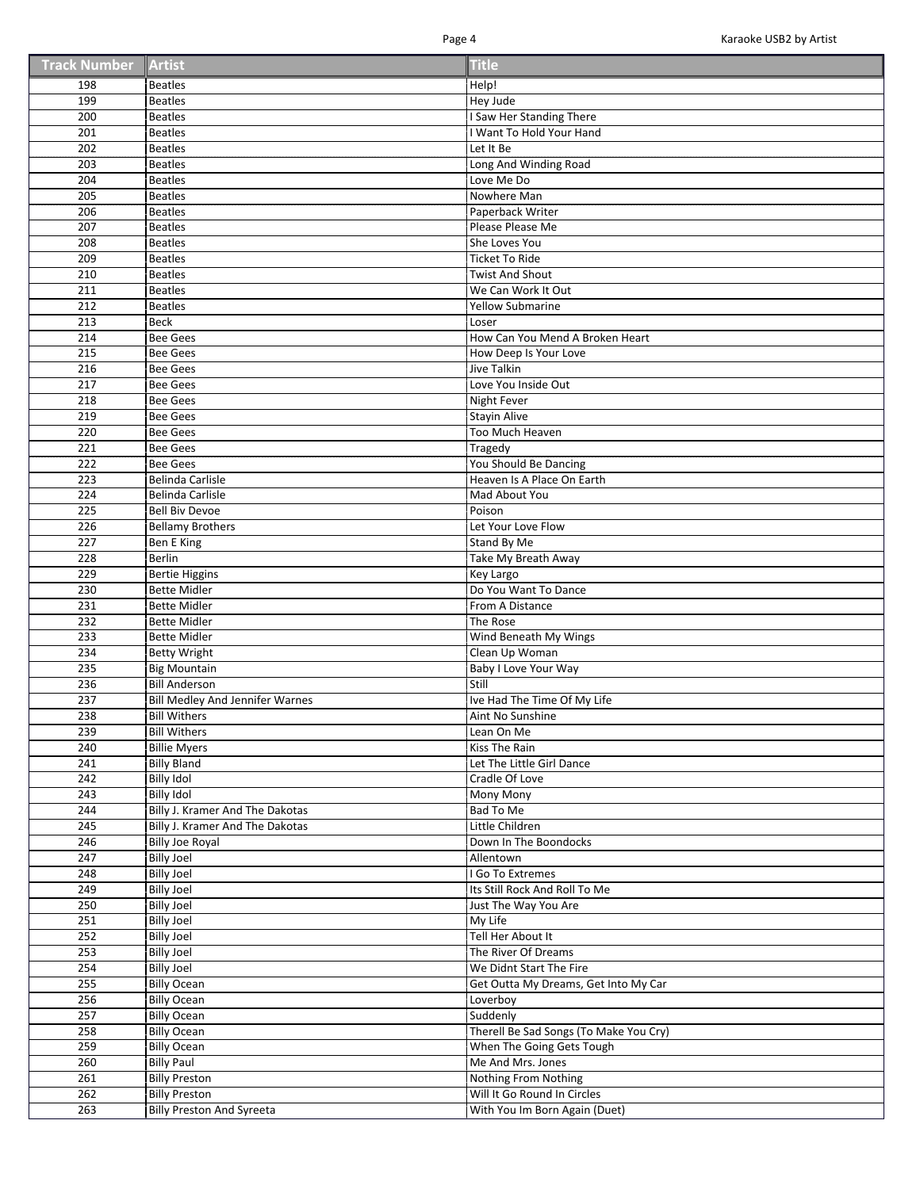| Track Number | Artist | Title |
|---|---|---|
| 198 | Beatles | Help! |
| 199 | Beatles | Hey Jude |
| 200 | Beatles | I Saw Her Standing There |
| 201 | Beatles | I Want To Hold Your Hand |
| 202 | Beatles | Let It Be |
| 203 | Beatles | Long And Winding Road |
| 204 | Beatles | Love Me Do |
| 205 | Beatles | Nowhere Man |
| 206 | Beatles | Paperback Writer |
| 207 | Beatles | Please Please Me |
| 208 | Beatles | She Loves You |
| 209 | Beatles | Ticket To Ride |
| 210 | Beatles | Twist And Shout |
| 211 | Beatles | We Can Work It Out |
| 212 | Beatles | Yellow Submarine |
| 213 | Beck | Loser |
| 214 | Bee Gees | How Can You Mend A Broken Heart |
| 215 | Bee Gees | How Deep Is Your Love |
| 216 | Bee Gees | Jive Talkin |
| 217 | Bee Gees | Love You Inside Out |
| 218 | Bee Gees | Night Fever |
| 219 | Bee Gees | Stayin Alive |
| 220 | Bee Gees | Too Much Heaven |
| 221 | Bee Gees | Tragedy |
| 222 | Bee Gees | You Should Be Dancing |
| 223 | Belinda Carlisle | Heaven Is A Place On Earth |
| 224 | Belinda Carlisle | Mad About You |
| 225 | Bell Biv Devoe | Poison |
| 226 | Bellamy Brothers | Let Your Love Flow |
| 227 | Ben E King | Stand By Me |
| 228 | Berlin | Take My Breath Away |
| 229 | Bertie Higgins | Key Largo |
| 230 | Bette Midler | Do You Want To Dance |
| 231 | Bette Midler | From A Distance |
| 232 | Bette Midler | The Rose |
| 233 | Bette Midler | Wind Beneath My Wings |
| 234 | Betty Wright | Clean Up Woman |
| 235 | Big Mountain | Baby I Love Your Way |
| 236 | Bill Anderson | Still |
| 237 | Bill Medley And Jennifer Warnes | Ive Had The Time Of My Life |
| 238 | Bill Withers | Aint No Sunshine |
| 239 | Bill Withers | Lean On Me |
| 240 | Billie Myers | Kiss The Rain |
| 241 | Billy Bland | Let The Little Girl Dance |
| 242 | Billy Idol | Cradle Of Love |
| 243 | Billy Idol | Mony Mony |
| 244 | Billy J. Kramer And The Dakotas | Bad To Me |
| 245 | Billy J. Kramer And The Dakotas | Little Children |
| 246 | Billy Joe Royal | Down In The Boondocks |
| 247 | Billy Joel | Allentown |
| 248 | Billy Joel | I Go To Extremes |
| 249 | Billy Joel | Its Still Rock And Roll To Me |
| 250 | Billy Joel | Just The Way You Are |
| 251 | Billy Joel | My Life |
| 252 | Billy Joel | Tell Her About It |
| 253 | Billy Joel | The River Of Dreams |
| 254 | Billy Joel | We Didnt Start The Fire |
| 255 | Billy Ocean | Get Outta My Dreams, Get Into My Car |
| 256 | Billy Ocean | Loverboy |
| 257 | Billy Ocean | Suddenly |
| 258 | Billy Ocean | Therell Be Sad Songs (To Make You Cry) |
| 259 | Billy Ocean | When The Going Gets Tough |
| 260 | Billy Paul | Me And Mrs. Jones |
| 261 | Billy Preston | Nothing From Nothing |
| 262 | Billy Preston | Will It Go Round In Circles |
| 263 | Billy Preston And Syreeta | With You Im Born Again (Duet) |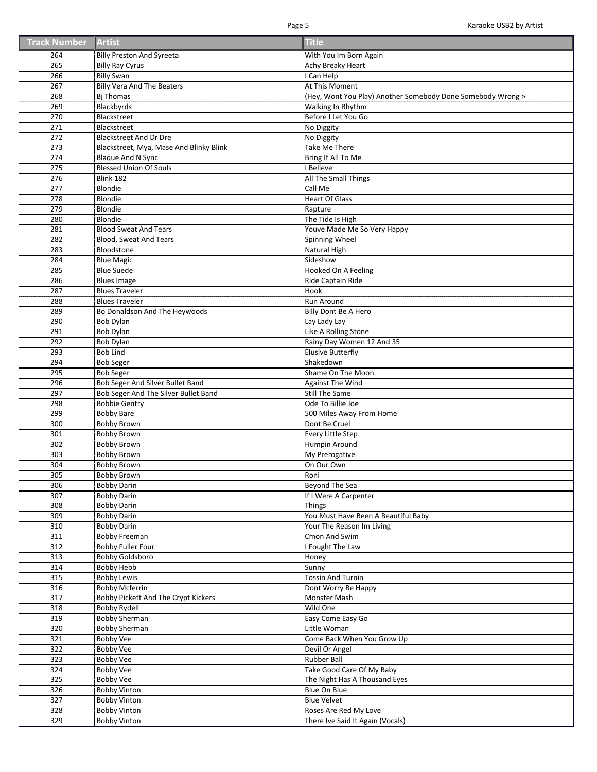| Track Number | Artist | Title |
|---|---|---|
| 264 | Billy Preston And Syreeta | With You Im Born Again |
| 265 | Billy Ray Cyrus | Achy Breaky Heart |
| 266 | Billy Swan | I Can Help |
| 267 | Billy Vera And The Beaters | At This Moment |
| 268 | Bj Thomas | (Hey, Wont You Play) Another Somebody Done Somebody Wrong » |
| 269 | Blackbyrds | Walking In Rhythm |
| 270 | Blackstreet | Before I Let You Go |
| 271 | Blackstreet | No Diggity |
| 272 | Blackstreet And Dr Dre | No Diggity |
| 273 | Blackstreet, Mya, Mase And Blinky Blink | Take Me There |
| 274 | Blaque And N Sync | Bring It All To Me |
| 275 | Blessed Union Of Souls | I Believe |
| 276 | Blink 182 | All The Small Things |
| 277 | Blondie | Call Me |
| 278 | Blondie | Heart Of Glass |
| 279 | Blondie | Rapture |
| 280 | Blondie | The Tide Is High |
| 281 | Blood Sweat And Tears | Youve Made Me So Very Happy |
| 282 | Blood, Sweat And Tears | Spinning Wheel |
| 283 | Bloodstone | Natural High |
| 284 | Blue Magic | Sideshow |
| 285 | Blue Suede | Hooked On A Feeling |
| 286 | Blues Image | Ride Captain Ride |
| 287 | Blues Traveler | Hook |
| 288 | Blues Traveler | Run Around |
| 289 | Bo Donaldson And The Heywoods | Billy Dont Be A Hero |
| 290 | Bob Dylan | Lay Lady Lay |
| 291 | Bob Dylan | Like A Rolling Stone |
| 292 | Bob Dylan | Rainy Day Women 12 And 35 |
| 293 | Bob Lind | Elusive Butterfly |
| 294 | Bob Seger | Shakedown |
| 295 | Bob Seger | Shame On The Moon |
| 296 | Bob Seger And Silver Bullet Band | Against The Wind |
| 297 | Bob Seger And The Silver Bullet Band | Still The Same |
| 298 | Bobbie Gentry | Ode To Billie Joe |
| 299 | Bobby Bare | 500 Miles Away From Home |
| 300 | Bobby Brown | Dont Be Cruel |
| 301 | Bobby Brown | Every Little Step |
| 302 | Bobby Brown | Humpin Around |
| 303 | Bobby Brown | My Prerogative |
| 304 | Bobby Brown | On Our Own |
| 305 | Bobby Brown | Roni |
| 306 | Bobby Darin | Beyond The Sea |
| 307 | Bobby Darin | If I Were A Carpenter |
| 308 | Bobby Darin | Things |
| 309 | Bobby Darin | You Must Have Been A Beautiful Baby |
| 310 | Bobby Darin | Your The Reason Im Living |
| 311 | Bobby Freeman | Cmon And Swim |
| 312 | Bobby Fuller Four | I Fought The Law |
| 313 | Bobby Goldsboro | Honey |
| 314 | Bobby Hebb | Sunny |
| 315 | Bobby Lewis | Tossin And Turnin |
| 316 | Bobby Mcferrin | Dont Worry Be Happy |
| 317 | Bobby Pickett And The Crypt Kickers | Monster Mash |
| 318 | Bobby Rydell | Wild One |
| 319 | Bobby Sherman | Easy Come Easy Go |
| 320 | Bobby Sherman | Little Woman |
| 321 | Bobby Vee | Come Back When You Grow Up |
| 322 | Bobby Vee | Devil Or Angel |
| 323 | Bobby Vee | Rubber Ball |
| 324 | Bobby Vee | Take Good Care Of My Baby |
| 325 | Bobby Vee | The Night Has A Thousand Eyes |
| 326 | Bobby Vinton | Blue On Blue |
| 327 | Bobby Vinton | Blue Velvet |
| 328 | Bobby Vinton | Roses Are Red My Love |
| 329 | Bobby Vinton | There Ive Said It Again (Vocals) |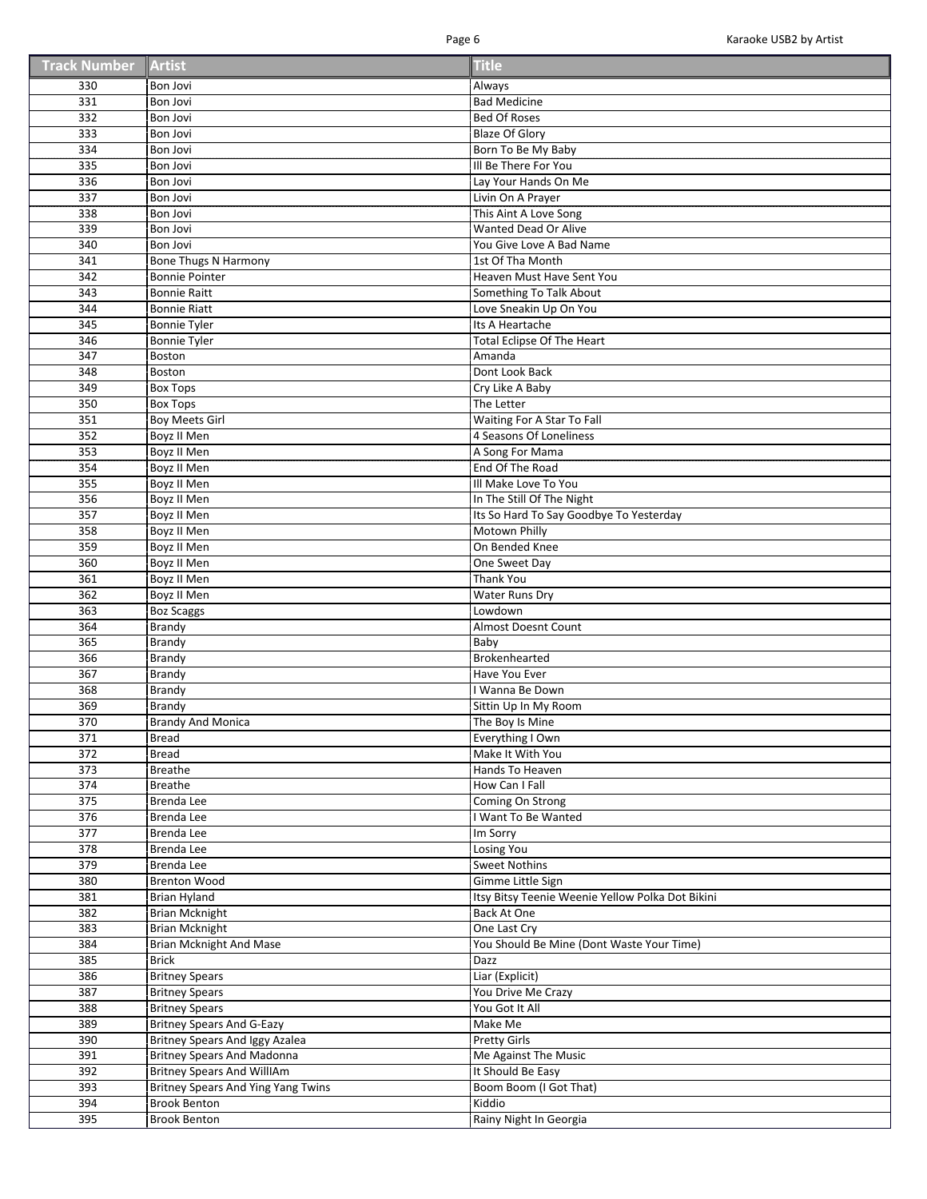| Track Number | Artist | Title |
|---|---|---|
| 330 | Bon Jovi | Always |
| 331 | Bon Jovi | Bad Medicine |
| 332 | Bon Jovi | Bed Of Roses |
| 333 | Bon Jovi | Blaze Of Glory |
| 334 | Bon Jovi | Born To Be My Baby |
| 335 | Bon Jovi | Ill Be There For You |
| 336 | Bon Jovi | Lay Your Hands On Me |
| 337 | Bon Jovi | Livin On A Prayer |
| 338 | Bon Jovi | This Aint A Love Song |
| 339 | Bon Jovi | Wanted Dead Or Alive |
| 340 | Bon Jovi | You Give Love A Bad Name |
| 341 | Bone Thugs N Harmony | 1st Of Tha Month |
| 342 | Bonnie Pointer | Heaven Must Have Sent You |
| 343 | Bonnie Raitt | Something To Talk About |
| 344 | Bonnie Riatt | Love Sneakin Up On You |
| 345 | Bonnie Tyler | Its A Heartache |
| 346 | Bonnie Tyler | Total Eclipse Of The Heart |
| 347 | Boston | Amanda |
| 348 | Boston | Dont Look Back |
| 349 | Box Tops | Cry Like A Baby |
| 350 | Box Tops | The Letter |
| 351 | Boy Meets Girl | Waiting For A Star To Fall |
| 352 | Boyz II Men | 4 Seasons Of Loneliness |
| 353 | Boyz II Men | A Song For Mama |
| 354 | Boyz II Men | End Of The Road |
| 355 | Boyz II Men | Ill Make Love To You |
| 356 | Boyz II Men | In The Still Of The Night |
| 357 | Boyz II Men | Its So Hard To Say Goodbye To Yesterday |
| 358 | Boyz II Men | Motown Philly |
| 359 | Boyz II Men | On Bended Knee |
| 360 | Boyz II Men | One Sweet Day |
| 361 | Boyz II Men | Thank You |
| 362 | Boyz II Men | Water Runs Dry |
| 363 | Boz Scaggs | Lowdown |
| 364 | Brandy | Almost Doesnt Count |
| 365 | Brandy | Baby |
| 366 | Brandy | Brokenhearted |
| 367 | Brandy | Have You Ever |
| 368 | Brandy | I Wanna Be Down |
| 369 | Brandy | Sittin Up In My Room |
| 370 | Brandy And Monica | The Boy Is Mine |
| 371 | Bread | Everything I Own |
| 372 | Bread | Make It With You |
| 373 | Breathe | Hands To Heaven |
| 374 | Breathe | How Can I Fall |
| 375 | Brenda Lee | Coming On Strong |
| 376 | Brenda Lee | I Want To Be Wanted |
| 377 | Brenda Lee | Im Sorry |
| 378 | Brenda Lee | Losing You |
| 379 | Brenda Lee | Sweet Nothins |
| 380 | Brenton Wood | Gimme Little Sign |
| 381 | Brian Hyland | Itsy Bitsy Teenie Weenie Yellow Polka Dot Bikini |
| 382 | Brian Mcknight | Back At One |
| 383 | Brian Mcknight | One Last Cry |
| 384 | Brian Mcknight And Mase | You Should Be Mine (Dont Waste Your Time) |
| 385 | Brick | Dazz |
| 386 | Britney Spears | Liar (Explicit) |
| 387 | Britney Spears | You Drive Me Crazy |
| 388 | Britney Spears | You Got It All |
| 389 | Britney Spears And G-Eazy | Make Me |
| 390 | Britney Spears And Iggy Azalea | Pretty Girls |
| 391 | Britney Spears And Madonna | Me Against The Music |
| 392 | Britney Spears And WillIAm | It Should Be Easy |
| 393 | Britney Spears And Ying Yang Twins | Boom Boom (I Got That) |
| 394 | Brook Benton | Kiddio |
| 395 | Brook Benton | Rainy Night In Georgia |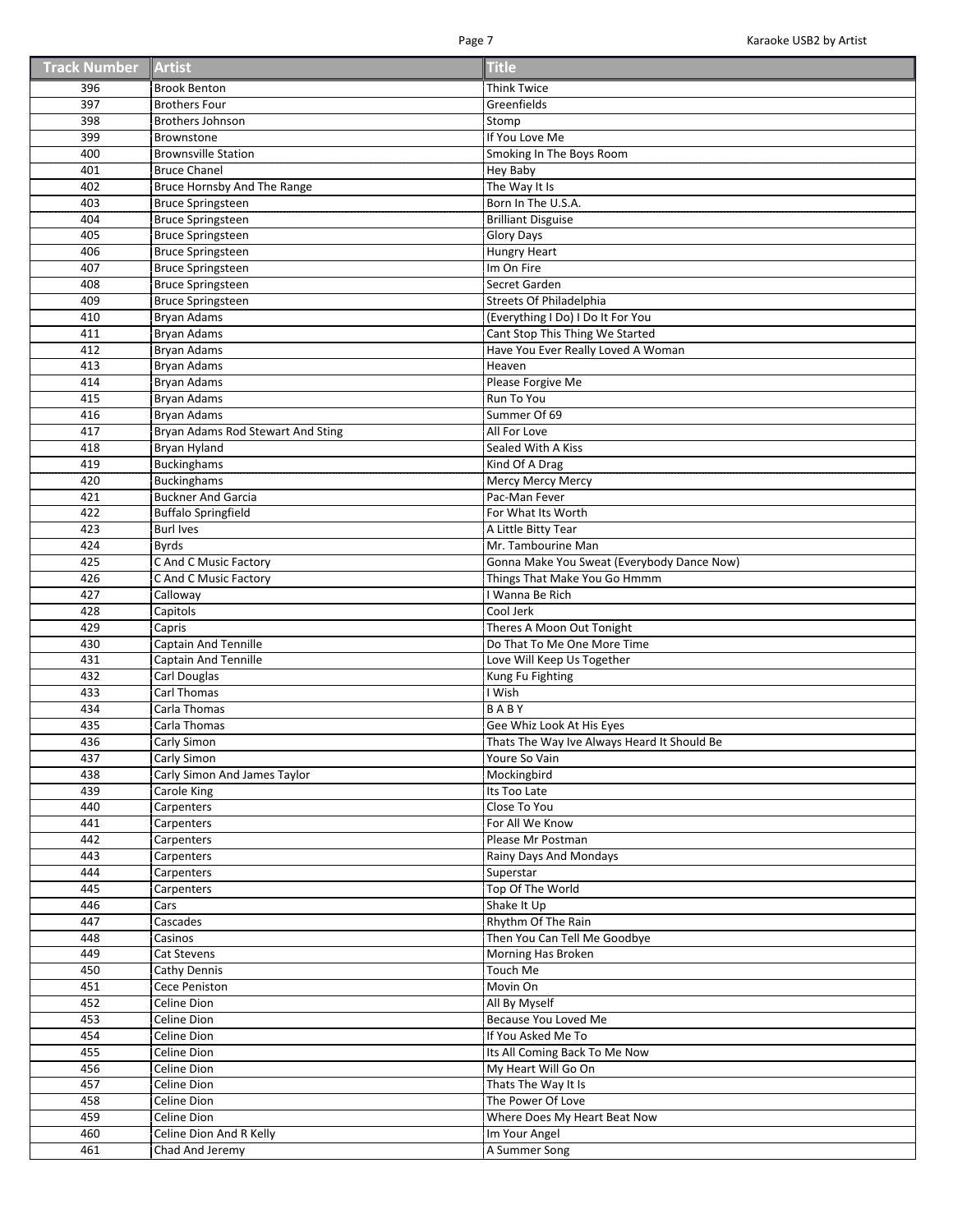| Track Number | Artist | Title |
|---|---|---|
| 396 | Brook Benton | Think Twice |
| 397 | Brothers Four | Greenfields |
| 398 | Brothers Johnson | Stomp |
| 399 | Brownstone | If You Love Me |
| 400 | Brownsville Station | Smoking In The Boys Room |
| 401 | Bruce Chanel | Hey Baby |
| 402 | Bruce Hornsby And The Range | The Way It Is |
| 403 | Bruce Springsteen | Born In The U.S.A. |
| 404 | Bruce Springsteen | Brilliant Disguise |
| 405 | Bruce Springsteen | Glory Days |
| 406 | Bruce Springsteen | Hungry Heart |
| 407 | Bruce Springsteen | Im On Fire |
| 408 | Bruce Springsteen | Secret Garden |
| 409 | Bruce Springsteen | Streets Of Philadelphia |
| 410 | Bryan Adams | (Everything I Do) I Do It For You |
| 411 | Bryan Adams | Cant Stop This Thing We Started |
| 412 | Bryan Adams | Have You Ever Really Loved A Woman |
| 413 | Bryan Adams | Heaven |
| 414 | Bryan Adams | Please Forgive Me |
| 415 | Bryan Adams | Run To You |
| 416 | Bryan Adams | Summer Of 69 |
| 417 | Bryan Adams Rod Stewart And Sting | All For Love |
| 418 | Bryan Hyland | Sealed With A Kiss |
| 419 | Buckinghams | Kind Of A Drag |
| 420 | Buckinghams | Mercy Mercy Mercy |
| 421 | Buckner And Garcia | Pac-Man Fever |
| 422 | Buffalo Springfield | For What Its Worth |
| 423 | Burl Ives | A Little Bitty Tear |
| 424 | Byrds | Mr. Tambourine Man |
| 425 | C And C Music Factory | Gonna Make You Sweat (Everybody Dance Now) |
| 426 | C And C Music Factory | Things That Make You Go Hmmm |
| 427 | Calloway | I Wanna Be Rich |
| 428 | Capitols | Cool Jerk |
| 429 | Capris | Theres A Moon Out Tonight |
| 430 | Captain And Tennille | Do That To Me One More Time |
| 431 | Captain And Tennille | Love Will Keep Us Together |
| 432 | Carl Douglas | Kung Fu Fighting |
| 433 | Carl Thomas | I Wish |
| 434 | Carla Thomas | B A B Y |
| 435 | Carla Thomas | Gee Whiz Look At His Eyes |
| 436 | Carly Simon | Thats The Way Ive Always Heard It Should Be |
| 437 | Carly Simon | Youre So Vain |
| 438 | Carly Simon And James Taylor | Mockingbird |
| 439 | Carole King | Its Too Late |
| 440 | Carpenters | Close To You |
| 441 | Carpenters | For All We Know |
| 442 | Carpenters | Please Mr Postman |
| 443 | Carpenters | Rainy Days And Mondays |
| 444 | Carpenters | Superstar |
| 445 | Carpenters | Top Of The World |
| 446 | Cars | Shake It Up |
| 447 | Cascades | Rhythm Of The Rain |
| 448 | Casinos | Then You Can Tell Me Goodbye |
| 449 | Cat Stevens | Morning Has Broken |
| 450 | Cathy Dennis | Touch Me |
| 451 | Cece Peniston | Movin On |
| 452 | Celine Dion | All By Myself |
| 453 | Celine Dion | Because You Loved Me |
| 454 | Celine Dion | If You Asked Me To |
| 455 | Celine Dion | Its All Coming Back To Me Now |
| 456 | Celine Dion | My Heart Will Go On |
| 457 | Celine Dion | Thats The Way It Is |
| 458 | Celine Dion | The Power Of Love |
| 459 | Celine Dion | Where Does My Heart Beat Now |
| 460 | Celine Dion And R Kelly | Im Your Angel |
| 461 | Chad And Jeremy | A Summer Song |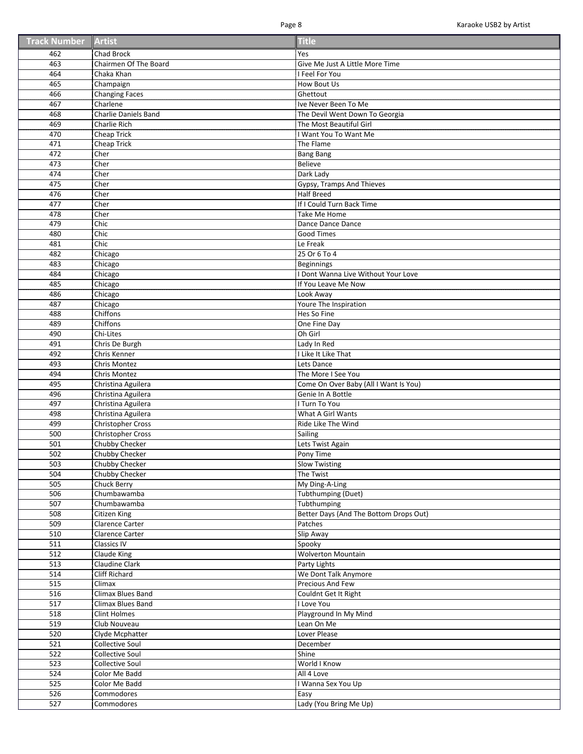| Track Number | Artist | Title |
| --- | --- | --- |
| 462 | Chad Brock | Yes |
| 463 | Chairmen Of The Board | Give Me Just A Little More Time |
| 464 | Chaka Khan | I Feel For You |
| 465 | Champaign | How Bout Us |
| 466 | Changing Faces | Ghettout |
| 467 | Charlene | Ive Never Been To Me |
| 468 | Charlie Daniels Band | The Devil Went Down To Georgia |
| 469 | Charlie Rich | The Most Beautiful Girl |
| 470 | Cheap Trick | I Want You To Want Me |
| 471 | Cheap Trick | The Flame |
| 472 | Cher | Bang Bang |
| 473 | Cher | Believe |
| 474 | Cher | Dark Lady |
| 475 | Cher | Gypsy, Tramps And Thieves |
| 476 | Cher | Half Breed |
| 477 | Cher | If I Could Turn Back Time |
| 478 | Cher | Take Me Home |
| 479 | Chic | Dance Dance Dance |
| 480 | Chic | Good Times |
| 481 | Chic | Le Freak |
| 482 | Chicago | 25 Or 6 To 4 |
| 483 | Chicago | Beginnings |
| 484 | Chicago | I Dont Wanna Live Without Your Love |
| 485 | Chicago | If You Leave Me Now |
| 486 | Chicago | Look Away |
| 487 | Chicago | Youre The Inspiration |
| 488 | Chiffons | Hes So Fine |
| 489 | Chiffons | One Fine Day |
| 490 | Chi-Lites | Oh Girl |
| 491 | Chris De Burgh | Lady In Red |
| 492 | Chris Kenner | I Like It Like That |
| 493 | Chris Montez | Lets Dance |
| 494 | Chris Montez | The More I See You |
| 495 | Christina Aguilera | Come On Over Baby (All I Want Is You) |
| 496 | Christina Aguilera | Genie In A Bottle |
| 497 | Christina Aguilera | I Turn To You |
| 498 | Christina Aguilera | What A Girl Wants |
| 499 | Christopher Cross | Ride Like The Wind |
| 500 | Christopher Cross | Sailing |
| 501 | Chubby Checker | Lets Twist Again |
| 502 | Chubby Checker | Pony Time |
| 503 | Chubby Checker | Slow Twisting |
| 504 | Chubby Checker | The Twist |
| 505 | Chuck Berry | My Ding-A-Ling |
| 506 | Chumbawamba | Tubthumping (Duet) |
| 507 | Chumbawamba | Tubthumping |
| 508 | Citizen King | Better Days (And The Bottom Drops Out) |
| 509 | Clarence Carter | Patches |
| 510 | Clarence Carter | Slip Away |
| 511 | Classics IV | Spooky |
| 512 | Claude King | Wolverton Mountain |
| 513 | Claudine Clark | Party Lights |
| 514 | Cliff Richard | We Dont Talk Anymore |
| 515 | Climax | Precious And Few |
| 516 | Climax Blues Band | Couldnt Get It Right |
| 517 | Climax Blues Band | I Love You |
| 518 | Clint Holmes | Playground In My Mind |
| 519 | Club Nouveau | Lean On Me |
| 520 | Clyde Mcphatter | Lover Please |
| 521 | Collective Soul | December |
| 522 | Collective Soul | Shine |
| 523 | Collective Soul | World I Know |
| 524 | Color Me Badd | All 4 Love |
| 525 | Color Me Badd | I Wanna Sex You Up |
| 526 | Commodores | Easy |
| 527 | Commodores | Lady (You Bring Me Up) |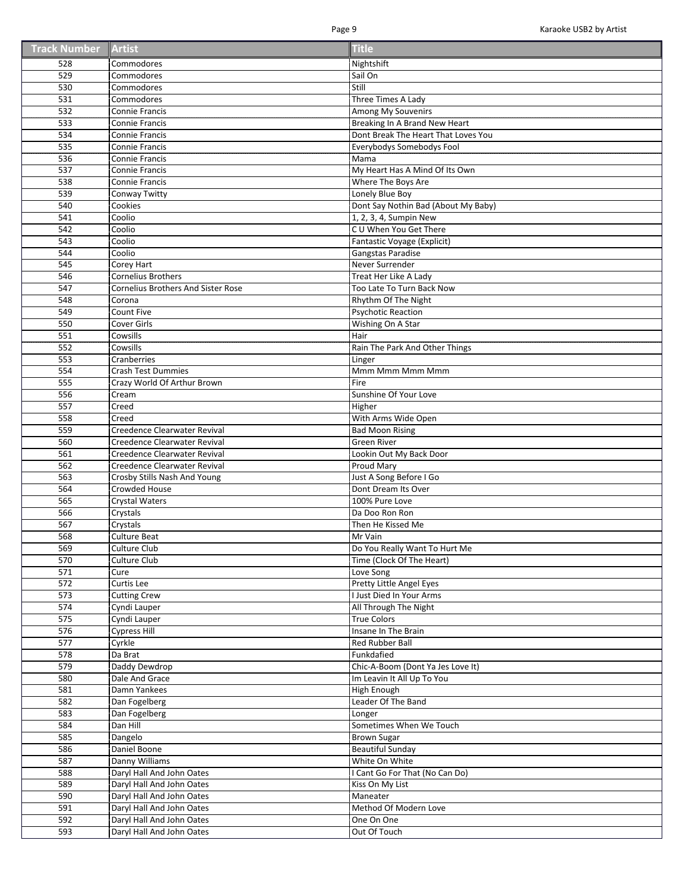| Track Number | Artist | Title |
|---|---|---|
| 528 | Commodores | Nightshift |
| 529 | Commodores | Sail On |
| 530 | Commodores | Still |
| 531 | Commodores | Three Times A Lady |
| 532 | Connie Francis | Among My Souvenirs |
| 533 | Connie Francis | Breaking In A Brand New Heart |
| 534 | Connie Francis | Dont Break The Heart That Loves You |
| 535 | Connie Francis | Everybodys Somebodys Fool |
| 536 | Connie Francis | Mama |
| 537 | Connie Francis | My Heart Has A Mind Of Its Own |
| 538 | Connie Francis | Where The Boys Are |
| 539 | Conway Twitty | Lonely Blue Boy |
| 540 | Cookies | Dont Say Nothin Bad (About My Baby) |
| 541 | Coolio | 1, 2, 3, 4, Sumpin New |
| 542 | Coolio | C U When You Get There |
| 543 | Coolio | Fantastic Voyage (Explicit) |
| 544 | Coolio | Gangstas Paradise |
| 545 | Corey Hart | Never Surrender |
| 546 | Cornelius Brothers | Treat Her Like A Lady |
| 547 | Cornelius Brothers And Sister Rose | Too Late To Turn Back Now |
| 548 | Corona | Rhythm Of The Night |
| 549 | Count Five | Psychotic Reaction |
| 550 | Cover Girls | Wishing On A Star |
| 551 | Cowsills | Hair |
| 552 | Cowsills | Rain The Park And Other Things |
| 553 | Cranberries | Linger |
| 554 | Crash Test Dummies | Mmm Mmm Mmm Mmm |
| 555 | Crazy World Of Arthur Brown | Fire |
| 556 | Cream | Sunshine Of Your Love |
| 557 | Creed | Higher |
| 558 | Creed | With Arms Wide Open |
| 559 | Creedence Clearwater Revival | Bad Moon Rising |
| 560 | Creedence Clearwater Revival | Green River |
| 561 | Creedence Clearwater Revival | Lookin Out My Back Door |
| 562 | Creedence Clearwater Revival | Proud Mary |
| 563 | Crosby Stills Nash And Young | Just A Song Before I Go |
| 564 | Crowded House | Dont Dream Its Over |
| 565 | Crystal Waters | 100% Pure Love |
| 566 | Crystals | Da Doo Ron Ron |
| 567 | Crystals | Then He Kissed Me |
| 568 | Culture Beat | Mr Vain |
| 569 | Culture Club | Do You Really Want To Hurt Me |
| 570 | Culture Club | Time (Clock Of The Heart) |
| 571 | Cure | Love Song |
| 572 | Curtis Lee | Pretty Little Angel Eyes |
| 573 | Cutting Crew | I Just Died In Your Arms |
| 574 | Cyndi Lauper | All Through The Night |
| 575 | Cyndi Lauper | True Colors |
| 576 | Cypress Hill | Insane In The Brain |
| 577 | Cyrkle | Red Rubber Ball |
| 578 | Da Brat | Funkdafied |
| 579 | Daddy Dewdrop | Chic-A-Boom (Dont Ya Jes Love It) |
| 580 | Dale And Grace | Im Leavin It All Up To You |
| 581 | Damn Yankees | High Enough |
| 582 | Dan Fogelberg | Leader Of The Band |
| 583 | Dan Fogelberg | Longer |
| 584 | Dan Hill | Sometimes When We Touch |
| 585 | Dangelo | Brown Sugar |
| 586 | Daniel Boone | Beautiful Sunday |
| 587 | Danny Williams | White On White |
| 588 | Daryl Hall And John Oates | I Cant Go For That (No Can Do) |
| 589 | Daryl Hall And John Oates | Kiss On My List |
| 590 | Daryl Hall And John Oates | Maneater |
| 591 | Daryl Hall And John Oates | Method Of Modern Love |
| 592 | Daryl Hall And John Oates | One On One |
| 593 | Daryl Hall And John Oates | Out Of Touch |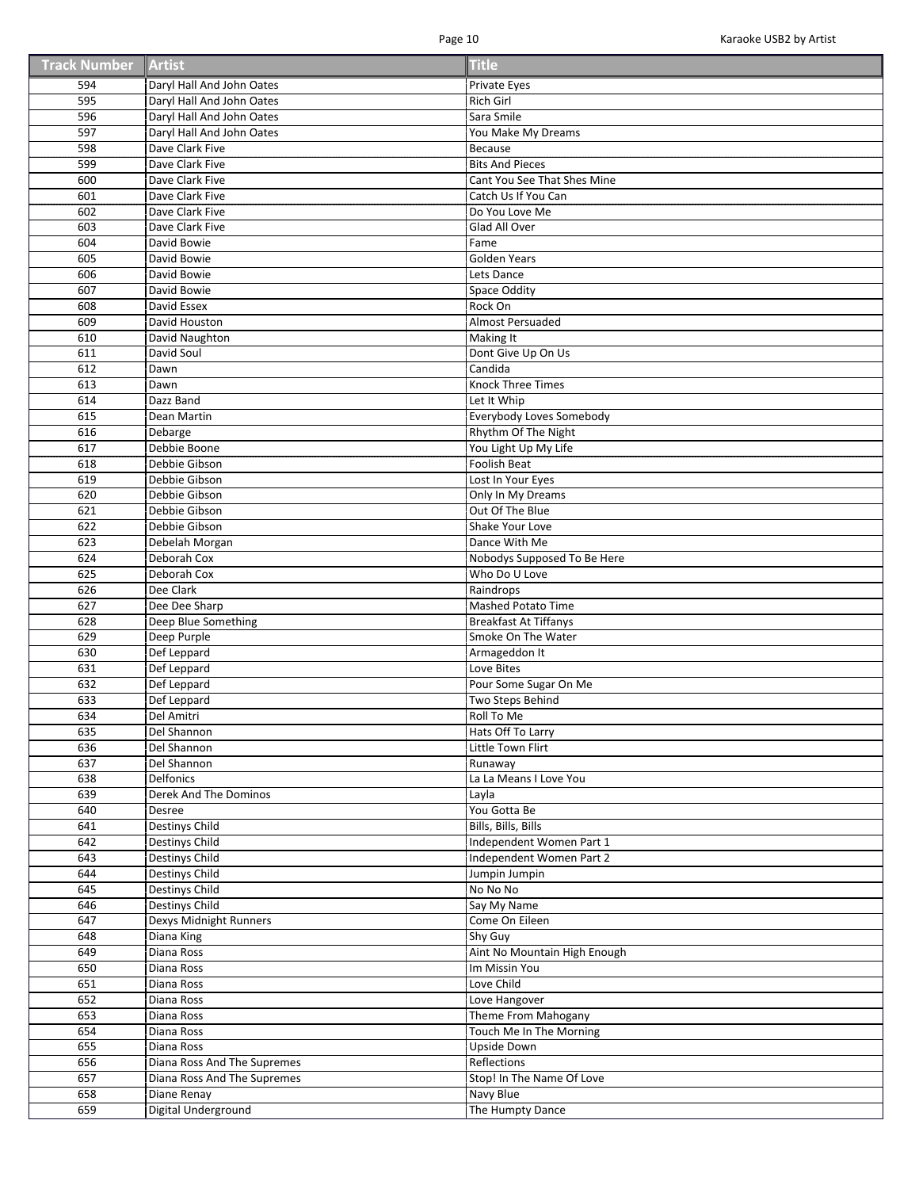| Track Number | Artist | Title |
| --- | --- | --- |
| 594 | Daryl Hall And John Oates | Private Eyes |
| 595 | Daryl Hall And John Oates | Rich Girl |
| 596 | Daryl Hall And John Oates | Sara Smile |
| 597 | Daryl Hall And John Oates | You Make My Dreams |
| 598 | Dave Clark Five | Because |
| 599 | Dave Clark Five | Bits And Pieces |
| 600 | Dave Clark Five | Cant You See That Shes Mine |
| 601 | Dave Clark Five | Catch Us If You Can |
| 602 | Dave Clark Five | Do You Love Me |
| 603 | Dave Clark Five | Glad All Over |
| 604 | David Bowie | Fame |
| 605 | David Bowie | Golden Years |
| 606 | David Bowie | Lets Dance |
| 607 | David Bowie | Space Oddity |
| 608 | David Essex | Rock On |
| 609 | David Houston | Almost Persuaded |
| 610 | David Naughton | Making It |
| 611 | David Soul | Dont Give Up On Us |
| 612 | Dawn | Candida |
| 613 | Dawn | Knock Three Times |
| 614 | Dazz Band | Let It Whip |
| 615 | Dean Martin | Everybody Loves Somebody |
| 616 | Debarge | Rhythm Of The Night |
| 617 | Debbie Boone | You Light Up My Life |
| 618 | Debbie Gibson | Foolish Beat |
| 619 | Debbie Gibson | Lost In Your Eyes |
| 620 | Debbie Gibson | Only In My Dreams |
| 621 | Debbie Gibson | Out Of The Blue |
| 622 | Debbie Gibson | Shake Your Love |
| 623 | Debelah Morgan | Dance With Me |
| 624 | Deborah Cox | Nobodys Supposed To Be Here |
| 625 | Deborah Cox | Who Do U Love |
| 626 | Dee Clark | Raindrops |
| 627 | Dee Dee Sharp | Mashed Potato Time |
| 628 | Deep Blue Something | Breakfast At Tiffanys |
| 629 | Deep Purple | Smoke On The Water |
| 630 | Def Leppard | Armageddon It |
| 631 | Def Leppard | Love Bites |
| 632 | Def Leppard | Pour Some Sugar On Me |
| 633 | Def Leppard | Two Steps Behind |
| 634 | Del Amitri | Roll To Me |
| 635 | Del Shannon | Hats Off To Larry |
| 636 | Del Shannon | Little Town Flirt |
| 637 | Del Shannon | Runaway |
| 638 | Delfonics | La La Means I Love You |
| 639 | Derek And The Dominos | Layla |
| 640 | Desree | You Gotta Be |
| 641 | Destinys Child | Bills, Bills, Bills |
| 642 | Destinys Child | Independent Women Part 1 |
| 643 | Destinys Child | Independent Women Part 2 |
| 644 | Destinys Child | Jumpin Jumpin |
| 645 | Destinys Child | No No No |
| 646 | Destinys Child | Say My Name |
| 647 | Dexys Midnight Runners | Come On Eileen |
| 648 | Diana King | Shy Guy |
| 649 | Diana Ross | Aint No Mountain High Enough |
| 650 | Diana Ross | Im Missin You |
| 651 | Diana Ross | Love Child |
| 652 | Diana Ross | Love Hangover |
| 653 | Diana Ross | Theme From Mahogany |
| 654 | Diana Ross | Touch Me In The Morning |
| 655 | Diana Ross | Upside Down |
| 656 | Diana Ross And The Supremes | Reflections |
| 657 | Diana Ross And The Supremes | Stop! In The Name Of Love |
| 658 | Diane Renay | Navy Blue |
| 659 | Digital Underground | The Humpty Dance |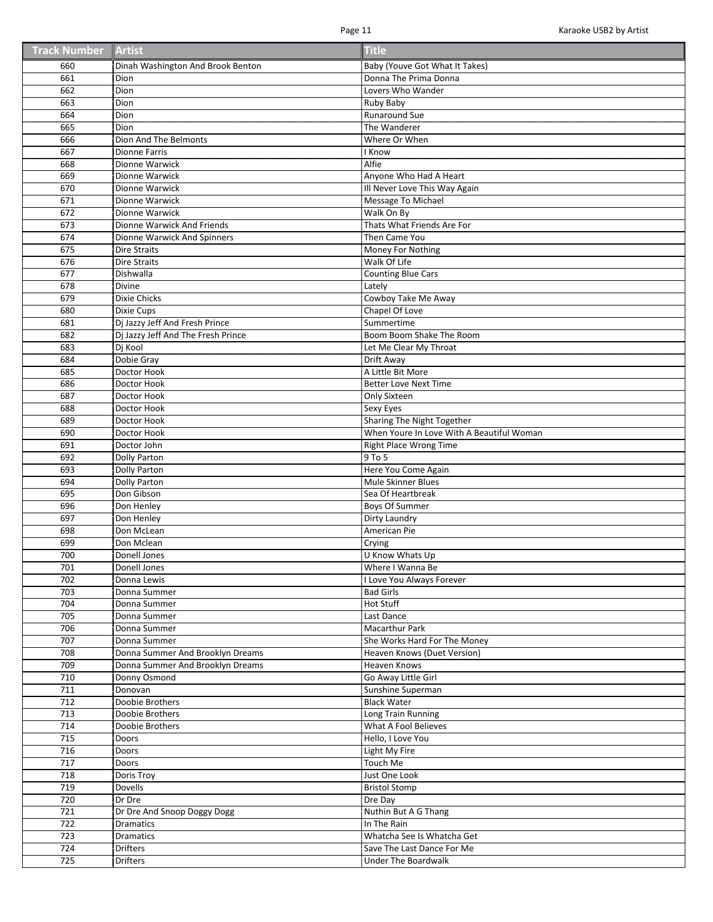| Track Number | Artist | Title |
|---|---|---|
| 660 | Dinah Washington And Brook Benton | Baby (Youve Got What It Takes) |
| 661 | Dion | Donna The Prima Donna |
| 662 | Dion | Lovers Who Wander |
| 663 | Dion | Ruby Baby |
| 664 | Dion | Runaround Sue |
| 665 | Dion | The Wanderer |
| 666 | Dion And The Belmonts | Where Or When |
| 667 | Dionne Farris | I Know |
| 668 | Dionne Warwick | Alfie |
| 669 | Dionne Warwick | Anyone Who Had A Heart |
| 670 | Dionne Warwick | Ill Never Love This Way Again |
| 671 | Dionne Warwick | Message To Michael |
| 672 | Dionne Warwick | Walk On By |
| 673 | Dionne Warwick And Friends | Thats What Friends Are For |
| 674 | Dionne Warwick And Spinners | Then Came You |
| 675 | Dire Straits | Money For Nothing |
| 676 | Dire Straits | Walk Of Life |
| 677 | Dishwalla | Counting Blue Cars |
| 678 | Divine | Lately |
| 679 | Dixie Chicks | Cowboy Take Me Away |
| 680 | Dixie Cups | Chapel Of Love |
| 681 | Dj Jazzy Jeff And Fresh Prince | Summertime |
| 682 | Dj Jazzy Jeff And The Fresh Prince | Boom Boom Shake The Room |
| 683 | Dj Kool | Let Me Clear My Throat |
| 684 | Dobie Gray | Drift Away |
| 685 | Doctor Hook | A Little Bit More |
| 686 | Doctor Hook | Better Love Next Time |
| 687 | Doctor Hook | Only Sixteen |
| 688 | Doctor Hook | Sexy Eyes |
| 689 | Doctor Hook | Sharing The Night Together |
| 690 | Doctor Hook | When Youre In Love With A Beautiful Woman |
| 691 | Doctor John | Right Place Wrong Time |
| 692 | Dolly Parton | 9 To 5 |
| 693 | Dolly Parton | Here You Come Again |
| 694 | Dolly Parton | Mule Skinner Blues |
| 695 | Don Gibson | Sea Of Heartbreak |
| 696 | Don Henley | Boys Of Summer |
| 697 | Don Henley | Dirty Laundry |
| 698 | Don McLean | American Pie |
| 699 | Don Mclean | Crying |
| 700 | Donell Jones | U Know Whats Up |
| 701 | Donell Jones | Where I Wanna Be |
| 702 | Donna Lewis | I Love You Always Forever |
| 703 | Donna Summer | Bad Girls |
| 704 | Donna Summer | Hot Stuff |
| 705 | Donna Summer | Last Dance |
| 706 | Donna Summer | Macarthur Park |
| 707 | Donna Summer | She Works Hard For The Money |
| 708 | Donna Summer And Brooklyn Dreams | Heaven Knows (Duet Version) |
| 709 | Donna Summer And Brooklyn Dreams | Heaven Knows |
| 710 | Donny Osmond | Go Away Little Girl |
| 711 | Donovan | Sunshine Superman |
| 712 | Doobie Brothers | Black Water |
| 713 | Doobie Brothers | Long Train Running |
| 714 | Doobie Brothers | What A Fool Believes |
| 715 | Doors | Hello, I Love You |
| 716 | Doors | Light My Fire |
| 717 | Doors | Touch Me |
| 718 | Doris Troy | Just One Look |
| 719 | Dovells | Bristol Stomp |
| 720 | Dr Dre | Dre Day |
| 721 | Dr Dre And Snoop Doggy Dogg | Nuthin But A G Thang |
| 722 | Dramatics | In The Rain |
| 723 | Dramatics | Whatcha See Is Whatcha Get |
| 724 | Drifters | Save The Last Dance For Me |
| 725 | Drifters | Under The Boardwalk |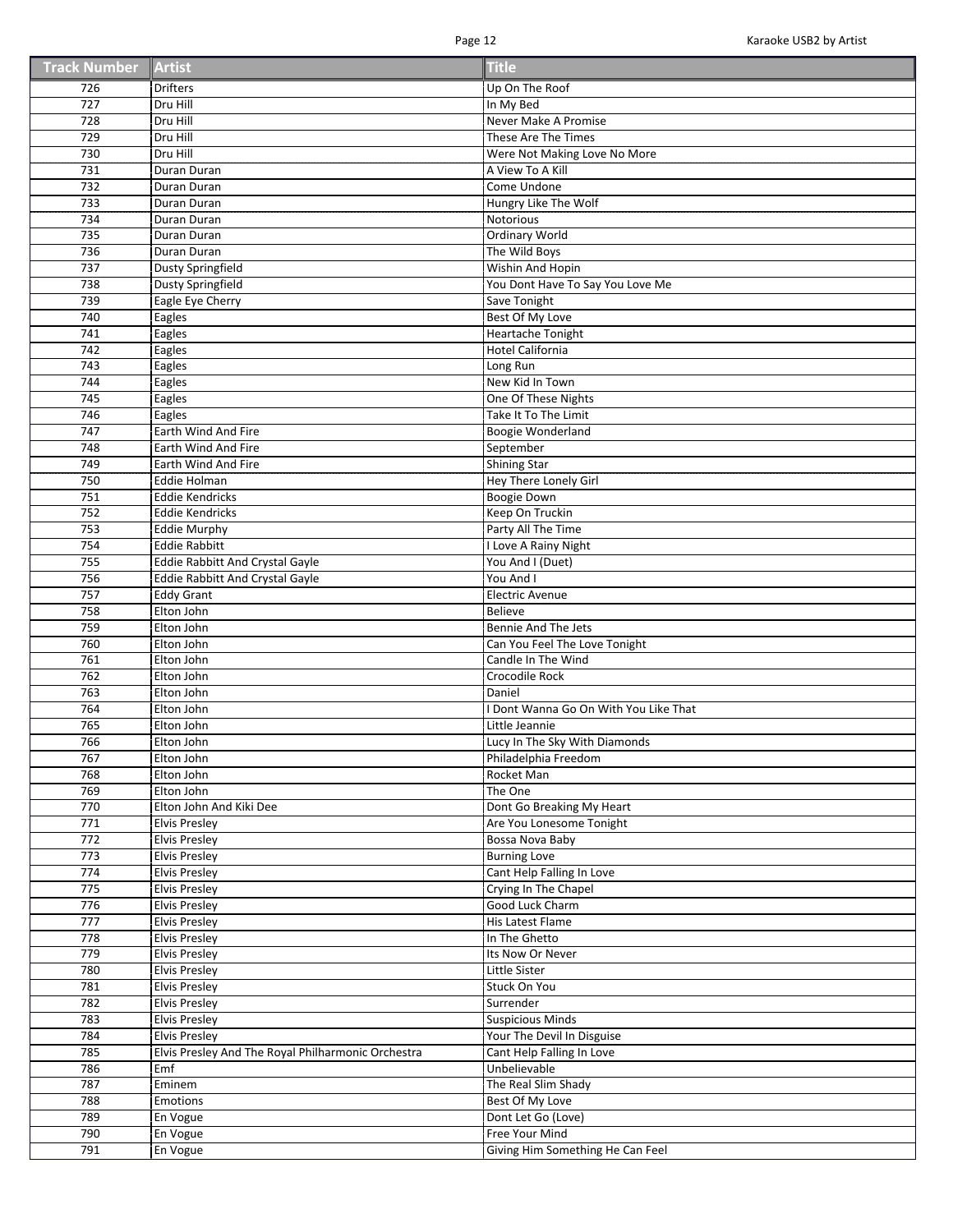| Track Number | Artist | Title |
| --- | --- | --- |
| 726 | Drifters | Up On The Roof |
| 727 | Dru Hill | In My Bed |
| 728 | Dru Hill | Never Make A Promise |
| 729 | Dru Hill | These Are The Times |
| 730 | Dru Hill | Were Not Making Love No More |
| 731 | Duran Duran | A View To A Kill |
| 732 | Duran Duran | Come Undone |
| 733 | Duran Duran | Hungry Like The Wolf |
| 734 | Duran Duran | Notorious |
| 735 | Duran Duran | Ordinary World |
| 736 | Duran Duran | The Wild Boys |
| 737 | Dusty Springfield | Wishin And Hopin |
| 738 | Dusty Springfield | You Dont Have To Say You Love Me |
| 739 | Eagle Eye Cherry | Save Tonight |
| 740 | Eagles | Best Of My Love |
| 741 | Eagles | Heartache Tonight |
| 742 | Eagles | Hotel California |
| 743 | Eagles | Long Run |
| 744 | Eagles | New Kid In Town |
| 745 | Eagles | One Of These Nights |
| 746 | Eagles | Take It To The Limit |
| 747 | Earth Wind And Fire | Boogie Wonderland |
| 748 | Earth Wind And Fire | September |
| 749 | Earth Wind And Fire | Shining Star |
| 750 | Eddie Holman | Hey There Lonely Girl |
| 751 | Eddie Kendricks | Boogie Down |
| 752 | Eddie Kendricks | Keep On Truckin |
| 753 | Eddie Murphy | Party All The Time |
| 754 | Eddie Rabbitt | I Love A Rainy Night |
| 755 | Eddie Rabbitt And Crystal Gayle | You And I (Duet) |
| 756 | Eddie Rabbitt And Crystal Gayle | You And I |
| 757 | Eddy Grant | Electric Avenue |
| 758 | Elton John | Believe |
| 759 | Elton John | Bennie And The Jets |
| 760 | Elton John | Can You Feel The Love Tonight |
| 761 | Elton John | Candle In The Wind |
| 762 | Elton John | Crocodile Rock |
| 763 | Elton John | Daniel |
| 764 | Elton John | I Dont Wanna Go On With You Like That |
| 765 | Elton John | Little Jeannie |
| 766 | Elton John | Lucy In The Sky With Diamonds |
| 767 | Elton John | Philadelphia Freedom |
| 768 | Elton John | Rocket Man |
| 769 | Elton John | The One |
| 770 | Elton John And Kiki Dee | Dont Go Breaking My Heart |
| 771 | Elvis Presley | Are You Lonesome Tonight |
| 772 | Elvis Presley | Bossa Nova Baby |
| 773 | Elvis Presley | Burning Love |
| 774 | Elvis Presley | Cant Help Falling In Love |
| 775 | Elvis Presley | Crying In The Chapel |
| 776 | Elvis Presley | Good Luck Charm |
| 777 | Elvis Presley | His Latest Flame |
| 778 | Elvis Presley | In The Ghetto |
| 779 | Elvis Presley | Its Now Or Never |
| 780 | Elvis Presley | Little Sister |
| 781 | Elvis Presley | Stuck On You |
| 782 | Elvis Presley | Surrender |
| 783 | Elvis Presley | Suspicious Minds |
| 784 | Elvis Presley | Your The Devil In Disguise |
| 785 | Elvis Presley And The Royal Philharmonic Orchestra | Cant Help Falling In Love |
| 786 | Emf | Unbelievable |
| 787 | Eminem | The Real Slim Shady |
| 788 | Emotions | Best Of My Love |
| 789 | En Vogue | Dont Let Go (Love) |
| 790 | En Vogue | Free Your Mind |
| 791 | En Vogue | Giving Him Something He Can Feel |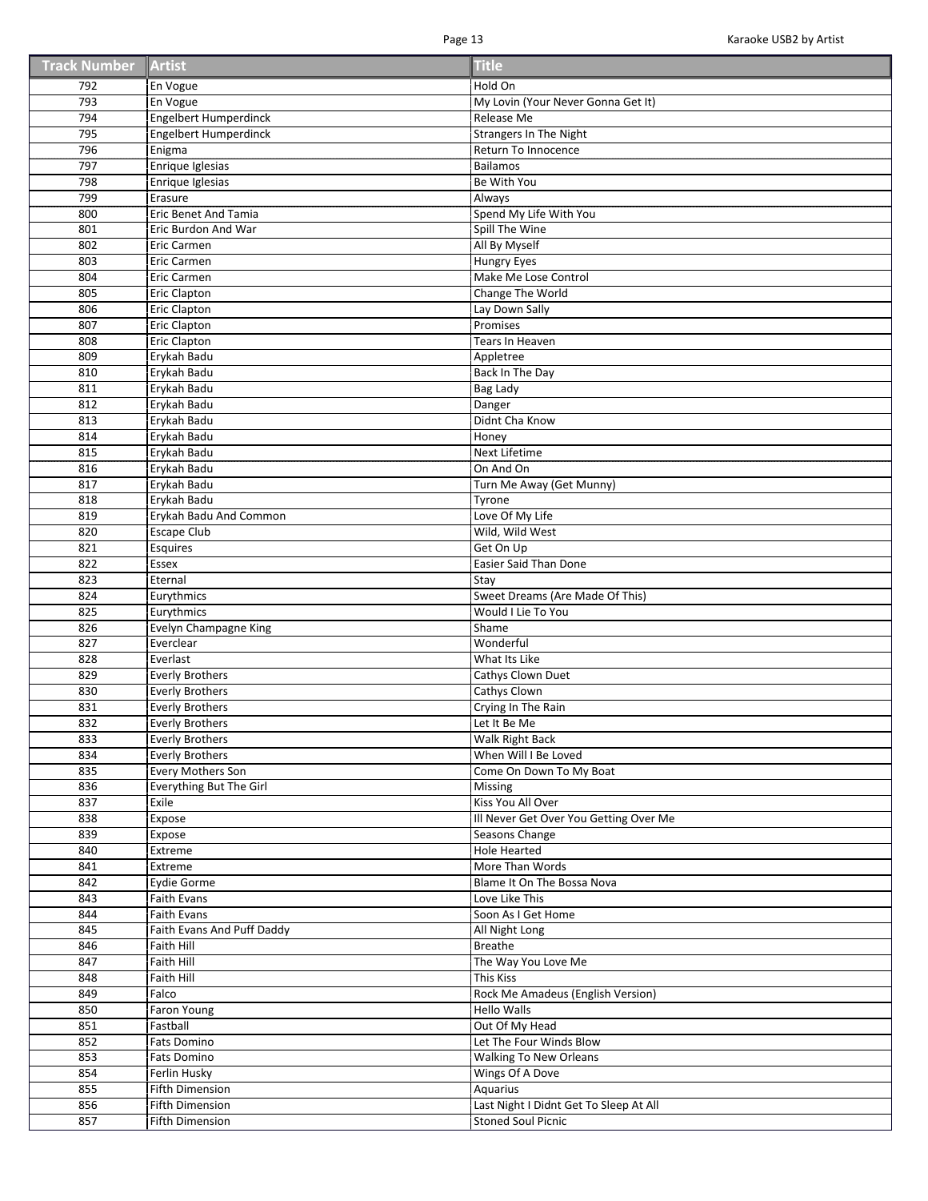| Track Number | Artist | Title |
|---|---|---|
| 792 | En Vogue | Hold On |
| 793 | En Vogue | My Lovin (Your Never Gonna Get It) |
| 794 | Engelbert Humperdinck | Release Me |
| 795 | Engelbert Humperdinck | Strangers In The Night |
| 796 | Enigma | Return To Innocence |
| 797 | Enrique Iglesias | Bailamos |
| 798 | Enrique Iglesias | Be With You |
| 799 | Erasure | Always |
| 800 | Eric Benet And Tamia | Spend My Life With You |
| 801 | Eric Burdon And War | Spill The Wine |
| 802 | Eric Carmen | All By Myself |
| 803 | Eric Carmen | Hungry Eyes |
| 804 | Eric Carmen | Make Me Lose Control |
| 805 | Eric Clapton | Change The World |
| 806 | Eric Clapton | Lay Down Sally |
| 807 | Eric Clapton | Promises |
| 808 | Eric Clapton | Tears In Heaven |
| 809 | Erykah Badu | Appletree |
| 810 | Erykah Badu | Back In The Day |
| 811 | Erykah Badu | Bag Lady |
| 812 | Erykah Badu | Danger |
| 813 | Erykah Badu | Didnt Cha Know |
| 814 | Erykah Badu | Honey |
| 815 | Erykah Badu | Next Lifetime |
| 816 | Erykah Badu | On And On |
| 817 | Erykah Badu | Turn Me Away (Get Munny) |
| 818 | Erykah Badu | Tyrone |
| 819 | Erykah Badu And Common | Love Of My Life |
| 820 | Escape Club | Wild, Wild West |
| 821 | Esquires | Get On Up |
| 822 | Essex | Easier Said Than Done |
| 823 | Eternal | Stay |
| 824 | Eurythmics | Sweet Dreams (Are Made Of This) |
| 825 | Eurythmics | Would I Lie To You |
| 826 | Evelyn Champagne King | Shame |
| 827 | Everclear | Wonderful |
| 828 | Everlast | What Its Like |
| 829 | Everly Brothers | Cathys Clown Duet |
| 830 | Everly Brothers | Cathys Clown |
| 831 | Everly Brothers | Crying In The Rain |
| 832 | Everly Brothers | Let It Be Me |
| 833 | Everly Brothers | Walk Right Back |
| 834 | Everly Brothers | When Will I Be Loved |
| 835 | Every Mothers Son | Come On Down To My Boat |
| 836 | Everything But The Girl | Missing |
| 837 | Exile | Kiss You All Over |
| 838 | Expose | Ill Never Get Over You Getting Over Me |
| 839 | Expose | Seasons Change |
| 840 | Extreme | Hole Hearted |
| 841 | Extreme | More Than Words |
| 842 | Eydie Gorme | Blame It On The Bossa Nova |
| 843 | Faith Evans | Love Like This |
| 844 | Faith Evans | Soon As I Get Home |
| 845 | Faith Evans And Puff Daddy | All Night Long |
| 846 | Faith Hill | Breathe |
| 847 | Faith Hill | The Way You Love Me |
| 848 | Faith Hill | This Kiss |
| 849 | Falco | Rock Me Amadeus (English Version) |
| 850 | Faron Young | Hello Walls |
| 851 | Fastball | Out Of My Head |
| 852 | Fats Domino | Let The Four Winds Blow |
| 853 | Fats Domino | Walking To New Orleans |
| 854 | Ferlin Husky | Wings Of A Dove |
| 855 | Fifth Dimension | Aquarius |
| 856 | Fifth Dimension | Last Night I Didnt Get To Sleep At All |
| 857 | Fifth Dimension | Stoned Soul Picnic |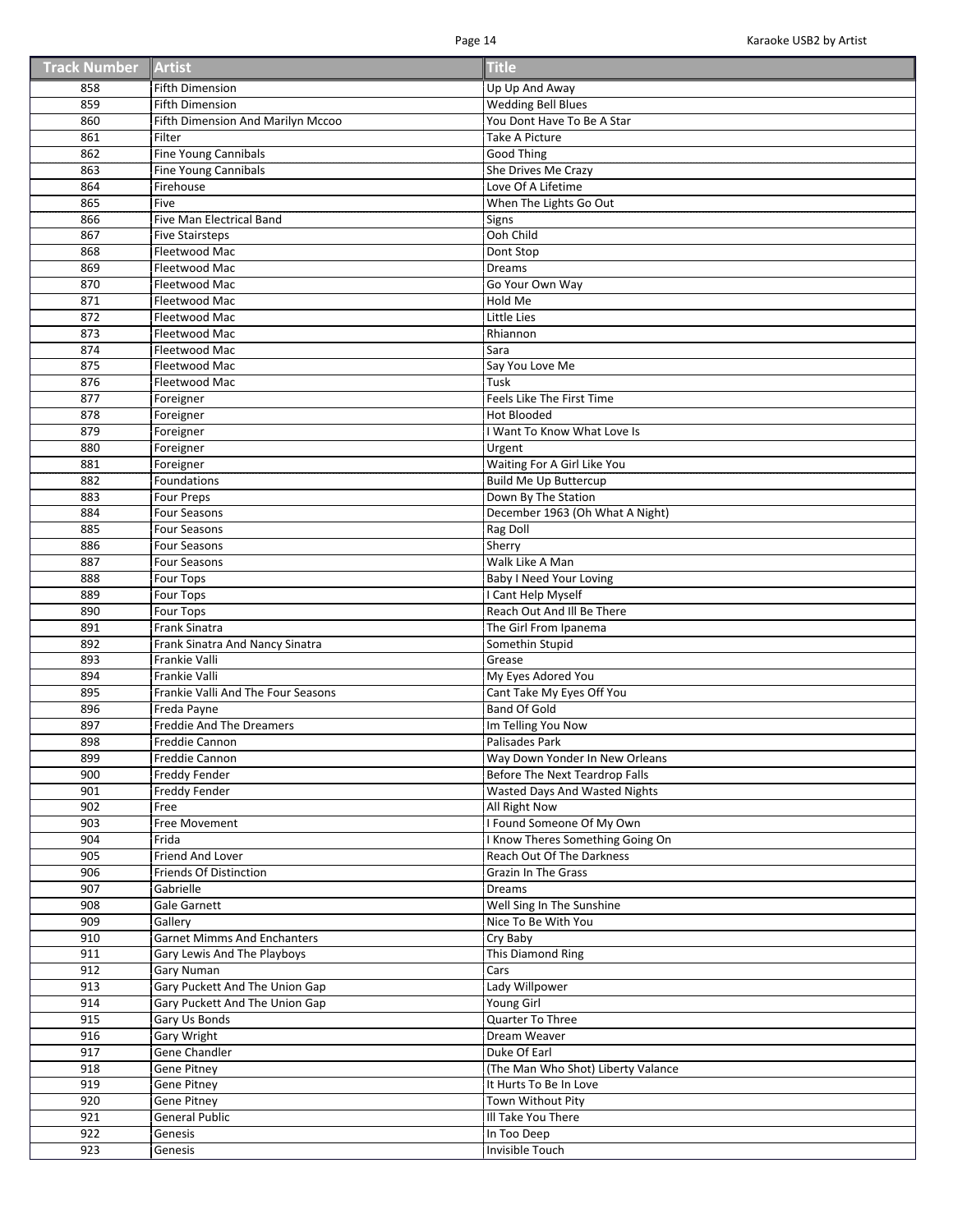| Track Number | Artist | Title |
| --- | --- | --- |
| 858 | Fifth Dimension | Up Up And Away |
| 859 | Fifth Dimension | Wedding Bell Blues |
| 860 | Fifth Dimension And Marilyn Mccoo | You Dont Have To Be A Star |
| 861 | Filter | Take A Picture |
| 862 | Fine Young Cannibals | Good Thing |
| 863 | Fine Young Cannibals | She Drives Me Crazy |
| 864 | Firehouse | Love Of A Lifetime |
| 865 | Five | When The Lights Go Out |
| 866 | Five Man Electrical Band | Signs |
| 867 | Five Stairsteps | Ooh Child |
| 868 | Fleetwood Mac | Dont Stop |
| 869 | Fleetwood Mac | Dreams |
| 870 | Fleetwood Mac | Go Your Own Way |
| 871 | Fleetwood Mac | Hold Me |
| 872 | Fleetwood Mac | Little Lies |
| 873 | Fleetwood Mac | Rhiannon |
| 874 | Fleetwood Mac | Sara |
| 875 | Fleetwood Mac | Say You Love Me |
| 876 | Fleetwood Mac | Tusk |
| 877 | Foreigner | Feels Like The First Time |
| 878 | Foreigner | Hot Blooded |
| 879 | Foreigner | I Want To Know What Love Is |
| 880 | Foreigner | Urgent |
| 881 | Foreigner | Waiting For A Girl Like You |
| 882 | Foundations | Build Me Up Buttercup |
| 883 | Four Preps | Down By The Station |
| 884 | Four Seasons | December 1963 (Oh What A Night) |
| 885 | Four Seasons | Rag Doll |
| 886 | Four Seasons | Sherry |
| 887 | Four Seasons | Walk Like A Man |
| 888 | Four Tops | Baby I Need Your Loving |
| 889 | Four Tops | I Cant Help Myself |
| 890 | Four Tops | Reach Out And Ill Be There |
| 891 | Frank Sinatra | The Girl From Ipanema |
| 892 | Frank Sinatra And Nancy Sinatra | Somethin Stupid |
| 893 | Frankie Valli | Grease |
| 894 | Frankie Valli | My Eyes Adored You |
| 895 | Frankie Valli And The Four Seasons | Cant Take My Eyes Off You |
| 896 | Freda Payne | Band Of Gold |
| 897 | Freddie And The Dreamers | Im Telling You Now |
| 898 | Freddie Cannon | Palisades Park |
| 899 | Freddie Cannon | Way Down Yonder In New Orleans |
| 900 | Freddy Fender | Before The Next Teardrop Falls |
| 901 | Freddy Fender | Wasted Days And Wasted Nights |
| 902 | Free | All Right Now |
| 903 | Free Movement | I Found Someone Of My Own |
| 904 | Frida | I Know Theres Something Going On |
| 905 | Friend And Lover | Reach Out Of The Darkness |
| 906 | Friends Of Distinction | Grazin In The Grass |
| 907 | Gabrielle | Dreams |
| 908 | Gale Garnett | Well Sing In The Sunshine |
| 909 | Gallery | Nice To Be With You |
| 910 | Garnet Mimms And Enchanters | Cry Baby |
| 911 | Gary Lewis And The Playboys | This Diamond Ring |
| 912 | Gary Numan | Cars |
| 913 | Gary Puckett And The Union Gap | Lady Willpower |
| 914 | Gary Puckett And The Union Gap | Young Girl |
| 915 | Gary Us Bonds | Quarter To Three |
| 916 | Gary Wright | Dream Weaver |
| 917 | Gene Chandler | Duke Of Earl |
| 918 | Gene Pitney | (The Man Who Shot) Liberty Valance |
| 919 | Gene Pitney | It Hurts To Be In Love |
| 920 | Gene Pitney | Town Without Pity |
| 921 | General Public | Ill Take You There |
| 922 | Genesis | In Too Deep |
| 923 | Genesis | Invisible Touch |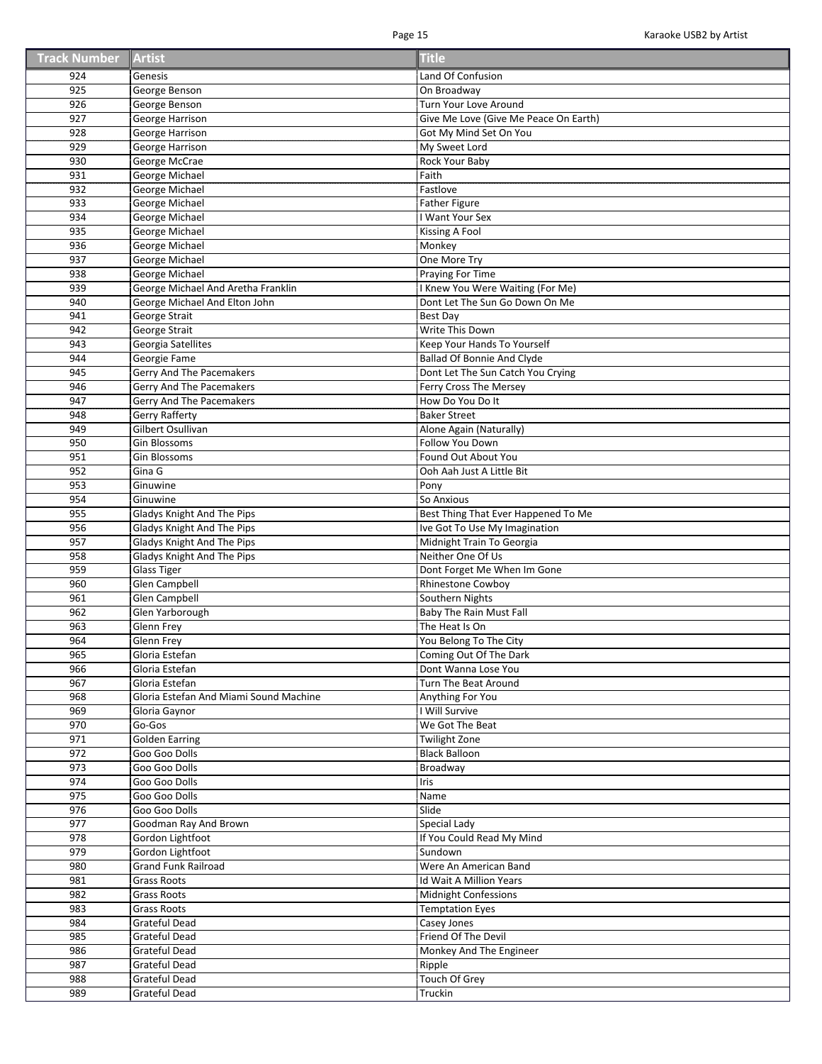| Track Number | Artist | Title |
|---|---|---|
| 924 | Genesis | Land Of Confusion |
| 925 | George Benson | On Broadway |
| 926 | George Benson | Turn Your Love Around |
| 927 | George Harrison | Give Me Love (Give Me Peace On Earth) |
| 928 | George Harrison | Got My Mind Set On You |
| 929 | George Harrison | My Sweet Lord |
| 930 | George McCrae | Rock Your Baby |
| 931 | George Michael | Faith |
| 932 | George Michael | Fastlove |
| 933 | George Michael | Father Figure |
| 934 | George Michael | I Want Your Sex |
| 935 | George Michael | Kissing A Fool |
| 936 | George Michael | Monkey |
| 937 | George Michael | One More Try |
| 938 | George Michael | Praying For Time |
| 939 | George Michael And Aretha Franklin | I Knew You Were Waiting (For Me) |
| 940 | George Michael And Elton John | Dont Let The Sun Go Down On Me |
| 941 | George Strait | Best Day |
| 942 | George Strait | Write This Down |
| 943 | Georgia Satellites | Keep Your Hands To Yourself |
| 944 | Georgie Fame | Ballad Of Bonnie And Clyde |
| 945 | Gerry And The Pacemakers | Dont Let The Sun Catch You Crying |
| 946 | Gerry And The Pacemakers | Ferry Cross The Mersey |
| 947 | Gerry And The Pacemakers | How Do You Do It |
| 948 | Gerry Rafferty | Baker Street |
| 949 | Gilbert Osullivan | Alone Again (Naturally) |
| 950 | Gin Blossoms | Follow You Down |
| 951 | Gin Blossoms | Found Out About You |
| 952 | Gina G | Ooh Aah Just A Little Bit |
| 953 | Ginuwine | Pony |
| 954 | Ginuwine | So Anxious |
| 955 | Gladys Knight And The Pips | Best Thing That Ever Happened To Me |
| 956 | Gladys Knight And The Pips | Ive Got To Use My Imagination |
| 957 | Gladys Knight And The Pips | Midnight Train To Georgia |
| 958 | Gladys Knight And The Pips | Neither One Of Us |
| 959 | Glass Tiger | Dont Forget Me When Im Gone |
| 960 | Glen Campbell | Rhinestone Cowboy |
| 961 | Glen Campbell | Southern Nights |
| 962 | Glen Yarborough | Baby The Rain Must Fall |
| 963 | Glenn Frey | The Heat Is On |
| 964 | Glenn Frey | You Belong To The City |
| 965 | Gloria Estefan | Coming Out Of The Dark |
| 966 | Gloria Estefan | Dont Wanna Lose You |
| 967 | Gloria Estefan | Turn The Beat Around |
| 968 | Gloria Estefan And Miami Sound Machine | Anything For You |
| 969 | Gloria Gaynor | I Will Survive |
| 970 | Go-Gos | We Got The Beat |
| 971 | Golden Earring | Twilight Zone |
| 972 | Goo Goo Dolls | Black Balloon |
| 973 | Goo Goo Dolls | Broadway |
| 974 | Goo Goo Dolls | Iris |
| 975 | Goo Goo Dolls | Name |
| 976 | Goo Goo Dolls | Slide |
| 977 | Goodman Ray And Brown | Special Lady |
| 978 | Gordon Lightfoot | If You Could Read My Mind |
| 979 | Gordon Lightfoot | Sundown |
| 980 | Grand Funk Railroad | Were An American Band |
| 981 | Grass Roots | Id Wait A Million Years |
| 982 | Grass Roots | Midnight Confessions |
| 983 | Grass Roots | Temptation Eyes |
| 984 | Grateful Dead | Casey Jones |
| 985 | Grateful Dead | Friend Of The Devil |
| 986 | Grateful Dead | Monkey And The Engineer |
| 987 | Grateful Dead | Ripple |
| 988 | Grateful Dead | Touch Of Grey |
| 989 | Grateful Dead | Truckin |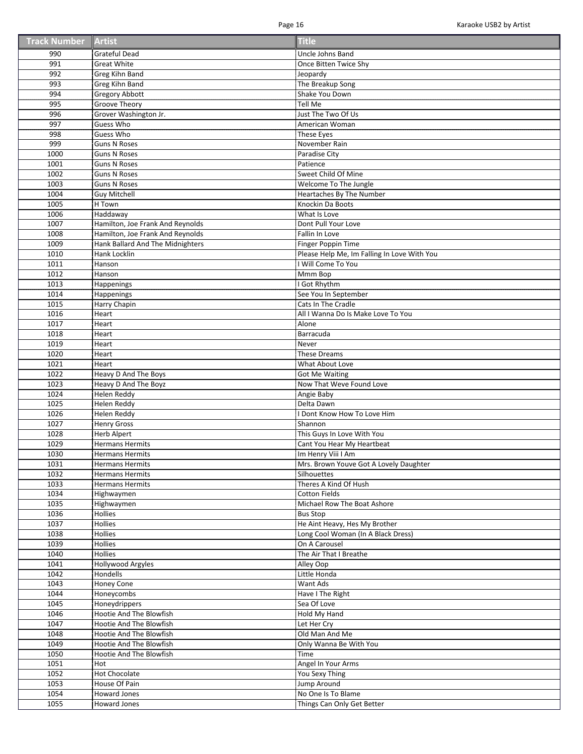| Track Number | Artist | Title |
|---|---|---|
| 990 | Grateful Dead | Uncle Johns Band |
| 991 | Great White | Once Bitten Twice Shy |
| 992 | Greg Kihn Band | Jeopardy |
| 993 | Greg Kihn Band | The Breakup Song |
| 994 | Gregory Abbott | Shake You Down |
| 995 | Groove Theory | Tell Me |
| 996 | Grover Washington Jr. | Just The Two Of Us |
| 997 | Guess Who | American Woman |
| 998 | Guess Who | These Eyes |
| 999 | Guns N Roses | November Rain |
| 1000 | Guns N Roses | Paradise City |
| 1001 | Guns N Roses | Patience |
| 1002 | Guns N Roses | Sweet Child Of Mine |
| 1003 | Guns N Roses | Welcome To The Jungle |
| 1004 | Guy Mitchell | Heartaches By The Number |
| 1005 | H Town | Knockin Da Boots |
| 1006 | Haddaway | What Is Love |
| 1007 | Hamilton, Joe Frank And Reynolds | Dont Pull Your Love |
| 1008 | Hamilton, Joe Frank And Reynolds | Fallin In Love |
| 1009 | Hank Ballard And The Midnighters | Finger Poppin Time |
| 1010 | Hank Locklin | Please Help Me, Im Falling In Love With You |
| 1011 | Hanson | I Will Come To You |
| 1012 | Hanson | Mmm Bop |
| 1013 | Happenings | I Got Rhythm |
| 1014 | Happenings | See You In September |
| 1015 | Harry Chapin | Cats In The Cradle |
| 1016 | Heart | All I Wanna Do Is Make Love To You |
| 1017 | Heart | Alone |
| 1018 | Heart | Barracuda |
| 1019 | Heart | Never |
| 1020 | Heart | These Dreams |
| 1021 | Heart | What About Love |
| 1022 | Heavy D And The Boys | Got Me Waiting |
| 1023 | Heavy D And The Boyz | Now That Weve Found Love |
| 1024 | Helen Reddy | Angie Baby |
| 1025 | Helen Reddy | Delta Dawn |
| 1026 | Helen Reddy | I Dont Know How To Love Him |
| 1027 | Henry Gross | Shannon |
| 1028 | Herb Alpert | This Guys In Love With You |
| 1029 | Hermans Hermits | Cant You Hear My Heartbeat |
| 1030 | Hermans Hermits | Im Henry Viii I Am |
| 1031 | Hermans Hermits | Mrs. Brown Youve Got A Lovely Daughter |
| 1032 | Hermans Hermits | Silhouettes |
| 1033 | Hermans Hermits | Theres A Kind Of Hush |
| 1034 | Highwaymen | Cotton Fields |
| 1035 | Highwaymen | Michael Row The Boat Ashore |
| 1036 | Hollies | Bus Stop |
| 1037 | Hollies | He Aint Heavy, Hes My Brother |
| 1038 | Hollies | Long Cool Woman (In A Black Dress) |
| 1039 | Hollies | On A Carousel |
| 1040 | Hollies | The Air That I Breathe |
| 1041 | Hollywood Argyles | Alley Oop |
| 1042 | Hondells | Little Honda |
| 1043 | Honey Cone | Want Ads |
| 1044 | Honeycombs | Have I The Right |
| 1045 | Honeydrippers | Sea Of Love |
| 1046 | Hootie And The Blowfish | Hold My Hand |
| 1047 | Hootie And The Blowfish | Let Her Cry |
| 1048 | Hootie And The Blowfish | Old Man And Me |
| 1049 | Hootie And The Blowfish | Only Wanna Be With You |
| 1050 | Hootie And The Blowfish | Time |
| 1051 | Hot | Angel In Your Arms |
| 1052 | Hot Chocolate | You Sexy Thing |
| 1053 | House Of Pain | Jump Around |
| 1054 | Howard Jones | No One Is To Blame |
| 1055 | Howard Jones | Things Can Only Get Better |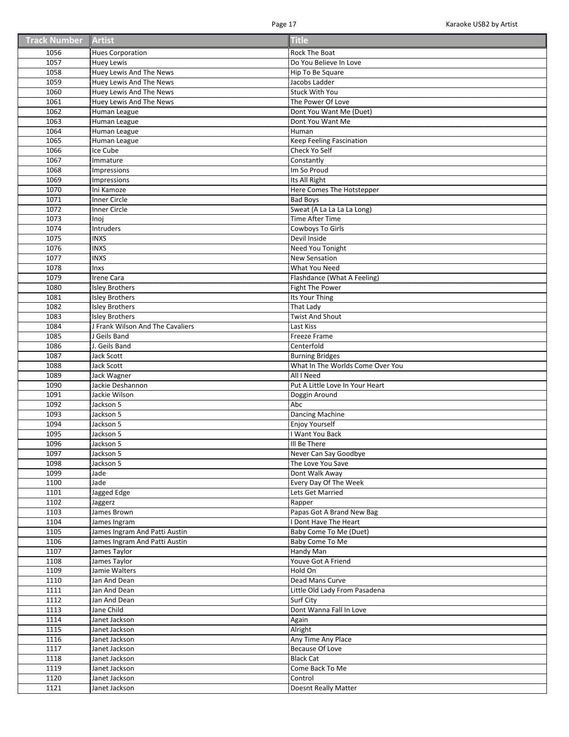| Track Number | Artist | Title |
| --- | --- | --- |
| 1056 | Hues Corporation | Rock The Boat |
| 1057 | Huey Lewis | Do You Believe In Love |
| 1058 | Huey Lewis And The News | Hip To Be Square |
| 1059 | Huey Lewis And The News | Jacobs Ladder |
| 1060 | Huey Lewis And The News | Stuck With You |
| 1061 | Huey Lewis And The News | The Power Of Love |
| 1062 | Human League | Dont You Want Me (Duet) |
| 1063 | Human League | Dont You Want Me |
| 1064 | Human League | Human |
| 1065 | Human League | Keep Feeling Fascination |
| 1066 | Ice Cube | Check Yo Self |
| 1067 | Immature | Constantly |
| 1068 | Impressions | Im So Proud |
| 1069 | Impressions | Its All Right |
| 1070 | Ini Kamoze | Here Comes The Hotstepper |
| 1071 | Inner Circle | Bad Boys |
| 1072 | Inner Circle | Sweat (A La La La La Long) |
| 1073 | Inoj | Time After Time |
| 1074 | Intruders | Cowboys To Girls |
| 1075 | INXS | Devil Inside |
| 1076 | INXS | Need You Tonight |
| 1077 | INXS | New Sensation |
| 1078 | Inxs | What You Need |
| 1079 | Irene Cara | Flashdance (What A Feeling) |
| 1080 | Isley Brothers | Fight The Power |
| 1081 | Isley Brothers | Its Your Thing |
| 1082 | Isley Brothers | That Lady |
| 1083 | Isley Brothers | Twist And Shout |
| 1084 | J Frank Wilson And The Cavaliers | Last Kiss |
| 1085 | J Geils Band | Freeze Frame |
| 1086 | J. Geils Band | Centerfold |
| 1087 | Jack Scott | Burning Bridges |
| 1088 | Jack Scott | What In The Worlds Come Over You |
| 1089 | Jack Wagner | All I Need |
| 1090 | Jackie Deshannon | Put A Little Love In Your Heart |
| 1091 | Jackie Wilson | Doggin Around |
| 1092 | Jackson 5 | Abc |
| 1093 | Jackson 5 | Dancing Machine |
| 1094 | Jackson 5 | Enjoy Yourself |
| 1095 | Jackson 5 | I Want You Back |
| 1096 | Jackson 5 | Ill Be There |
| 1097 | Jackson 5 | Never Can Say Goodbye |
| 1098 | Jackson 5 | The Love You Save |
| 1099 | Jade | Dont Walk Away |
| 1100 | Jade | Every Day Of The Week |
| 1101 | Jagged Edge | Lets Get Married |
| 1102 | Jaggerz | Rapper |
| 1103 | James Brown | Papas Got A Brand New Bag |
| 1104 | James Ingram | I Dont Have The Heart |
| 1105 | James Ingram And Patti Austin | Baby Come To Me (Duet) |
| 1106 | James Ingram And Patti Austin | Baby Come To Me |
| 1107 | James Taylor | Handy Man |
| 1108 | James Taylor | Youve Got A Friend |
| 1109 | Jamie Walters | Hold On |
| 1110 | Jan And Dean | Dead Mans Curve |
| 1111 | Jan And Dean | Little Old Lady From Pasadena |
| 1112 | Jan And Dean | Surf City |
| 1113 | Jane Child | Dont Wanna Fall In Love |
| 1114 | Janet Jackson | Again |
| 1115 | Janet Jackson | Alright |
| 1116 | Janet Jackson | Any Time Any Place |
| 1117 | Janet Jackson | Because Of Love |
| 1118 | Janet Jackson | Black Cat |
| 1119 | Janet Jackson | Come Back To Me |
| 1120 | Janet Jackson | Control |
| 1121 | Janet Jackson | Doesnt Really Matter |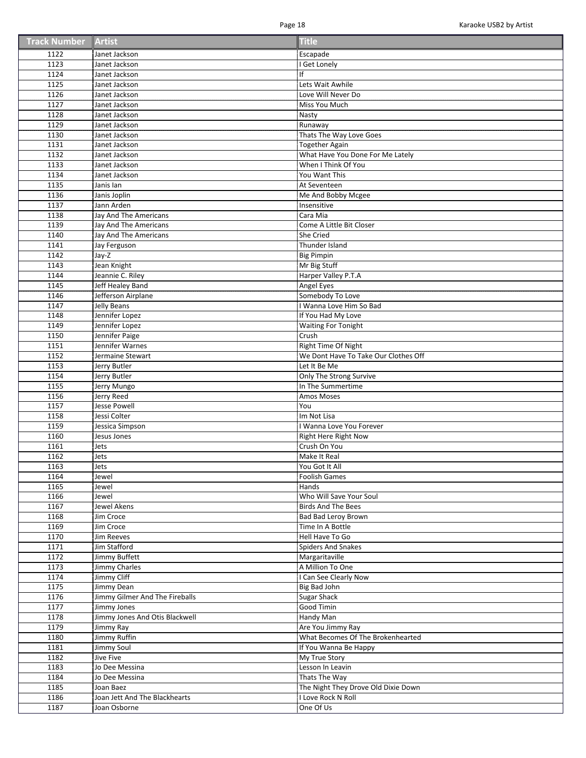| Track Number | Artist | Title |
|---|---|---|
| 1122 | Janet Jackson | Escapade |
| 1123 | Janet Jackson | I Get Lonely |
| 1124 | Janet Jackson | If |
| 1125 | Janet Jackson | Lets Wait Awhile |
| 1126 | Janet Jackson | Love Will Never Do |
| 1127 | Janet Jackson | Miss You Much |
| 1128 | Janet Jackson | Nasty |
| 1129 | Janet Jackson | Runaway |
| 1130 | Janet Jackson | Thats The Way Love Goes |
| 1131 | Janet Jackson | Together Again |
| 1132 | Janet Jackson | What Have You Done For Me Lately |
| 1133 | Janet Jackson | When I Think Of You |
| 1134 | Janet Jackson | You Want This |
| 1135 | Janis Ian | At Seventeen |
| 1136 | Janis Joplin | Me And Bobby Mcgee |
| 1137 | Jann Arden | Insensitive |
| 1138 | Jay And The Americans | Cara Mia |
| 1139 | Jay And The Americans | Come A Little Bit Closer |
| 1140 | Jay And The Americans | She Cried |
| 1141 | Jay Ferguson | Thunder Island |
| 1142 | Jay-Z | Big Pimpin |
| 1143 | Jean Knight | Mr Big Stuff |
| 1144 | Jeannie C. Riley | Harper Valley P.T.A |
| 1145 | Jeff Healey Band | Angel Eyes |
| 1146 | Jefferson Airplane | Somebody To Love |
| 1147 | Jelly Beans | I Wanna Love Him So Bad |
| 1148 | Jennifer Lopez | If You Had My Love |
| 1149 | Jennifer Lopez | Waiting For Tonight |
| 1150 | Jennifer Paige | Crush |
| 1151 | Jennifer Warnes | Right Time Of Night |
| 1152 | Jermaine Stewart | We Dont Have To Take Our Clothes Off |
| 1153 | Jerry Butler | Let It Be Me |
| 1154 | Jerry Butler | Only The Strong Survive |
| 1155 | Jerry Mungo | In The Summertime |
| 1156 | Jerry Reed | Amos Moses |
| 1157 | Jesse Powell | You |
| 1158 | Jessi Colter | Im Not Lisa |
| 1159 | Jessica Simpson | I Wanna Love You Forever |
| 1160 | Jesus Jones | Right Here Right Now |
| 1161 | Jets | Crush On You |
| 1162 | Jets | Make It Real |
| 1163 | Jets | You Got It All |
| 1164 | Jewel | Foolish Games |
| 1165 | Jewel | Hands |
| 1166 | Jewel | Who Will Save Your Soul |
| 1167 | Jewel Akens | Birds And The Bees |
| 1168 | Jim Croce | Bad Bad Leroy Brown |
| 1169 | Jim Croce | Time In A Bottle |
| 1170 | Jim Reeves | Hell Have To Go |
| 1171 | Jim Stafford | Spiders And Snakes |
| 1172 | Jimmy Buffett | Margaritaville |
| 1173 | Jimmy Charles | A Million To One |
| 1174 | Jimmy Cliff | I Can See Clearly Now |
| 1175 | Jimmy Dean | Big Bad John |
| 1176 | Jimmy Gilmer And The Fireballs | Sugar Shack |
| 1177 | Jimmy Jones | Good Timin |
| 1178 | Jimmy Jones And Otis Blackwell | Handy Man |
| 1179 | Jimmy Ray | Are You Jimmy Ray |
| 1180 | Jimmy Ruffin | What Becomes Of The Brokenhearted |
| 1181 | Jimmy Soul | If You Wanna Be Happy |
| 1182 | Jive Five | My True Story |
| 1183 | Jo Dee Messina | Lesson In Leavin |
| 1184 | Jo Dee Messina | Thats The Way |
| 1185 | Joan Baez | The Night They Drove Old Dixie Down |
| 1186 | Joan Jett And The Blackhearts | I Love Rock N Roll |
| 1187 | Joan Osborne | One Of Us |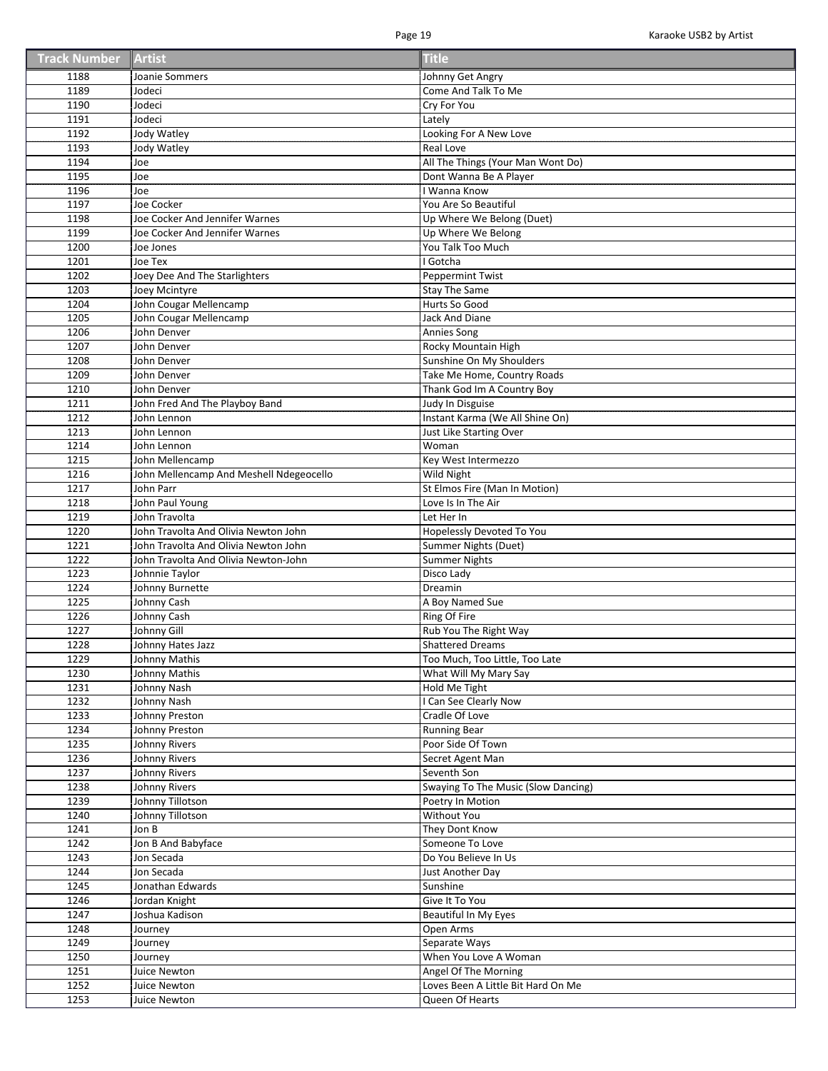| Track Number | Artist | Title |
|---|---|---|
| 1188 | Joanie Sommers | Johnny Get Angry |
| 1189 | Jodeci | Come And Talk To Me |
| 1190 | Jodeci | Cry For You |
| 1191 | Jodeci | Lately |
| 1192 | Jody Watley | Looking For A New Love |
| 1193 | Jody Watley | Real Love |
| 1194 | Joe | All The Things (Your Man Wont Do) |
| 1195 | Joe | Dont Wanna Be A Player |
| 1196 | Joe | I Wanna Know |
| 1197 | Joe Cocker | You Are So Beautiful |
| 1198 | Joe Cocker And Jennifer Warnes | Up Where We Belong (Duet) |
| 1199 | Joe Cocker And Jennifer Warnes | Up Where We Belong |
| 1200 | Joe Jones | You Talk Too Much |
| 1201 | Joe Tex | I Gotcha |
| 1202 | Joey Dee And The Starlighters | Peppermint Twist |
| 1203 | Joey Mcintyre | Stay The Same |
| 1204 | John Cougar Mellencamp | Hurts So Good |
| 1205 | John Cougar Mellencamp | Jack And Diane |
| 1206 | John Denver | Annies Song |
| 1207 | John Denver | Rocky Mountain High |
| 1208 | John Denver | Sunshine On My Shoulders |
| 1209 | John Denver | Take Me Home, Country Roads |
| 1210 | John Denver | Thank God Im A Country Boy |
| 1211 | John Fred And The Playboy Band | Judy In Disguise |
| 1212 | John Lennon | Instant Karma (We All Shine On) |
| 1213 | John Lennon | Just Like Starting Over |
| 1214 | John Lennon | Woman |
| 1215 | John Mellencamp | Key West Intermezzo |
| 1216 | John Mellencamp And Meshell Ndegeocello | Wild Night |
| 1217 | John Parr | St Elmos Fire (Man In Motion) |
| 1218 | John Paul Young | Love Is In The Air |
| 1219 | John Travolta | Let Her In |
| 1220 | John Travolta And Olivia Newton John | Hopelessly Devoted To You |
| 1221 | John Travolta And Olivia Newton John | Summer Nights (Duet) |
| 1222 | John Travolta And Olivia Newton-John | Summer Nights |
| 1223 | Johnnie Taylor | Disco Lady |
| 1224 | Johnny Burnette | Dreamin |
| 1225 | Johnny Cash | A Boy Named Sue |
| 1226 | Johnny Cash | Ring Of Fire |
| 1227 | Johnny Gill | Rub You The Right Way |
| 1228 | Johnny Hates Jazz | Shattered Dreams |
| 1229 | Johnny Mathis | Too Much, Too Little, Too Late |
| 1230 | Johnny Mathis | What Will My Mary Say |
| 1231 | Johnny Nash | Hold Me Tight |
| 1232 | Johnny Nash | I Can See Clearly Now |
| 1233 | Johnny Preston | Cradle Of Love |
| 1234 | Johnny Preston | Running Bear |
| 1235 | Johnny Rivers | Poor Side Of Town |
| 1236 | Johnny Rivers | Secret Agent Man |
| 1237 | Johnny Rivers | Seventh Son |
| 1238 | Johnny Rivers | Swaying To The Music (Slow Dancing) |
| 1239 | Johnny Tillotson | Poetry In Motion |
| 1240 | Johnny Tillotson | Without You |
| 1241 | Jon B | They Dont Know |
| 1242 | Jon B And Babyface | Someone To Love |
| 1243 | Jon Secada | Do You Believe In Us |
| 1244 | Jon Secada | Just Another Day |
| 1245 | Jonathan Edwards | Sunshine |
| 1246 | Jordan Knight | Give It To You |
| 1247 | Joshua Kadison | Beautiful In My Eyes |
| 1248 | Journey | Open Arms |
| 1249 | Journey | Separate Ways |
| 1250 | Journey | When You Love A Woman |
| 1251 | Juice Newton | Angel Of The Morning |
| 1252 | Juice Newton | Loves Been A Little Bit Hard On Me |
| 1253 | Juice Newton | Queen Of Hearts |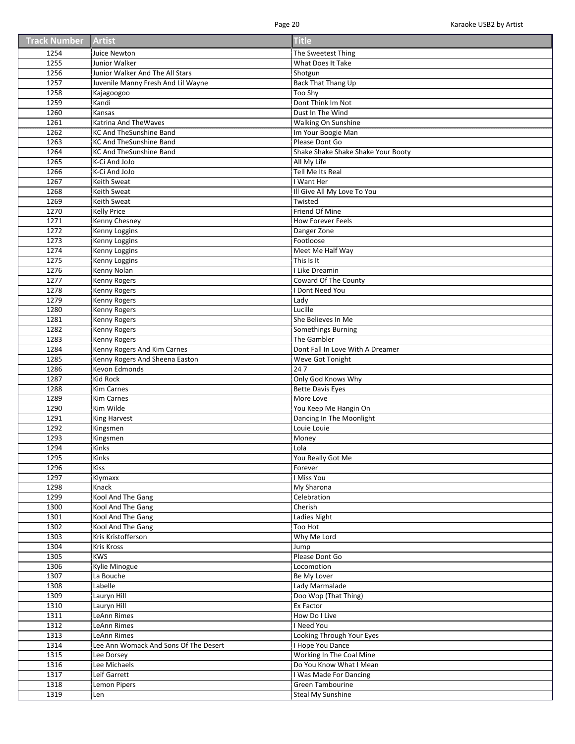| Track Number | Artist | Title |
|---|---|---|
| 1254 | Juice Newton | The Sweetest Thing |
| 1255 | Junior Walker | What Does It Take |
| 1256 | Junior Walker And The All Stars | Shotgun |
| 1257 | Juvenile Manny Fresh And Lil Wayne | Back That Thang Up |
| 1258 | Kajagoogoo | Too Shy |
| 1259 | Kandi | Dont Think Im Not |
| 1260 | Kansas | Dust In The Wind |
| 1261 | Katrina And TheWaves | Walking On Sunshine |
| 1262 | KC And TheSunshine Band | Im Your Boogie Man |
| 1263 | KC And TheSunshine Band | Please Dont Go |
| 1264 | KC And TheSunshine Band | Shake Shake Shake Shake Your Booty |
| 1265 | K-Ci And JoJo | All My Life |
| 1266 | K-Ci And JoJo | Tell Me Its Real |
| 1267 | Keith Sweat | I Want Her |
| 1268 | Keith Sweat | Ill Give All My Love To You |
| 1269 | Keith Sweat | Twisted |
| 1270 | Kelly Price | Friend Of Mine |
| 1271 | Kenny Chesney | How Forever Feels |
| 1272 | Kenny Loggins | Danger Zone |
| 1273 | Kenny Loggins | Footloose |
| 1274 | Kenny Loggins | Meet Me Half Way |
| 1275 | Kenny Loggins | This Is It |
| 1276 | Kenny Nolan | I Like Dreamin |
| 1277 | Kenny Rogers | Coward Of The County |
| 1278 | Kenny Rogers | I Dont Need You |
| 1279 | Kenny Rogers | Lady |
| 1280 | Kenny Rogers | Lucille |
| 1281 | Kenny Rogers | She Believes In Me |
| 1282 | Kenny Rogers | Somethings Burning |
| 1283 | Kenny Rogers | The Gambler |
| 1284 | Kenny Rogers And Kim Carnes | Dont Fall In Love With A Dreamer |
| 1285 | Kenny Rogers And Sheena Easton | Weve Got Tonight |
| 1286 | Kevon Edmonds | 24 7 |
| 1287 | Kid Rock | Only God Knows Why |
| 1288 | Kim Carnes | Bette Davis Eyes |
| 1289 | Kim Carnes | More Love |
| 1290 | Kim Wilde | You Keep Me Hangin On |
| 1291 | King Harvest | Dancing In The Moonlight |
| 1292 | Kingsmen | Louie Louie |
| 1293 | Kingsmen | Money |
| 1294 | Kinks | Lola |
| 1295 | Kinks | You Really Got Me |
| 1296 | Kiss | Forever |
| 1297 | Klymaxx | I Miss You |
| 1298 | Knack | My Sharona |
| 1299 | Kool And The Gang | Celebration |
| 1300 | Kool And The Gang | Cherish |
| 1301 | Kool And The Gang | Ladies Night |
| 1302 | Kool And The Gang | Too Hot |
| 1303 | Kris Kristofferson | Why Me Lord |
| 1304 | Kris Kross | Jump |
| 1305 | KWS | Please Dont Go |
| 1306 | Kylie Minogue | Locomotion |
| 1307 | La Bouche | Be My Lover |
| 1308 | Labelle | Lady Marmalade |
| 1309 | Lauryn Hill | Doo Wop (That Thing) |
| 1310 | Lauryn Hill | Ex Factor |
| 1311 | LeAnn Rimes | How Do I Live |
| 1312 | LeAnn Rimes | I Need You |
| 1313 | LeAnn Rimes | Looking Through Your Eyes |
| 1314 | Lee Ann Womack And Sons Of The Desert | I Hope You Dance |
| 1315 | Lee Dorsey | Working In The Coal Mine |
| 1316 | Lee Michaels | Do You Know What I Mean |
| 1317 | Leif Garrett | I Was Made For Dancing |
| 1318 | Lemon Pipers | Green Tambourine |
| 1319 | Len | Steal My Sunshine |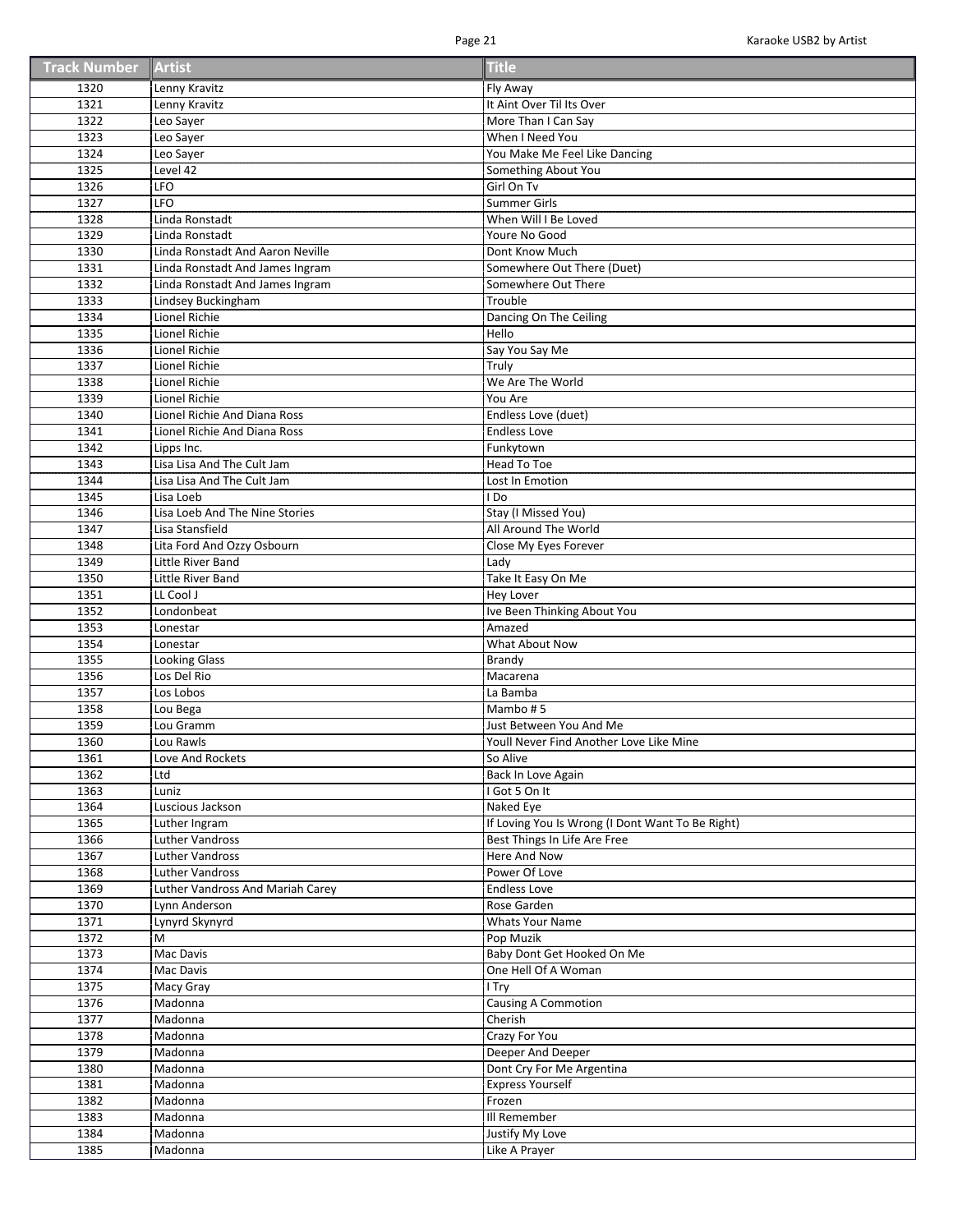| Track Number | Artist | Title |
|---|---|---|
| 1320 | Lenny Kravitz | Fly Away |
| 1321 | Lenny Kravitz | It Aint Over Til Its Over |
| 1322 | Leo Sayer | More Than I Can Say |
| 1323 | Leo Sayer | When I Need You |
| 1324 | Leo Sayer | You Make Me Feel Like Dancing |
| 1325 | Level 42 | Something About You |
| 1326 | LFO | Girl On Tv |
| 1327 | LFO | Summer Girls |
| 1328 | Linda Ronstadt | When Will I Be Loved |
| 1329 | Linda Ronstadt | Youre No Good |
| 1330 | Linda Ronstadt And Aaron Neville | Dont Know Much |
| 1331 | Linda Ronstadt And James Ingram | Somewhere Out There (Duet) |
| 1332 | Linda Ronstadt And James Ingram | Somewhere Out There |
| 1333 | Lindsey Buckingham | Trouble |
| 1334 | Lionel Richie | Dancing On The Ceiling |
| 1335 | Lionel Richie | Hello |
| 1336 | Lionel Richie | Say You Say Me |
| 1337 | Lionel Richie | Truly |
| 1338 | Lionel Richie | We Are The World |
| 1339 | Lionel Richie | You Are |
| 1340 | Lionel Richie And Diana Ross | Endless Love (duet) |
| 1341 | Lionel Richie And Diana Ross | Endless Love |
| 1342 | Lipps Inc. | Funkytown |
| 1343 | Lisa Lisa And The Cult Jam | Head To Toe |
| 1344 | Lisa Lisa And The Cult Jam | Lost In Emotion |
| 1345 | Lisa Loeb | I Do |
| 1346 | Lisa Loeb And The Nine Stories | Stay (I Missed You) |
| 1347 | Lisa Stansfield | All Around The World |
| 1348 | Lita Ford And Ozzy Osbourn | Close My Eyes Forever |
| 1349 | Little River Band | Lady |
| 1350 | Little River Band | Take It Easy On Me |
| 1351 | LL Cool J | Hey Lover |
| 1352 | Londonbeat | Ive Been Thinking About You |
| 1353 | Lonestar | Amazed |
| 1354 | Lonestar | What About Now |
| 1355 | Looking Glass | Brandy |
| 1356 | Los Del Rio | Macarena |
| 1357 | Los Lobos | La Bamba |
| 1358 | Lou Bega | Mambo # 5 |
| 1359 | Lou Gramm | Just Between You And Me |
| 1360 | Lou Rawls | Youll Never Find Another Love Like Mine |
| 1361 | Love And Rockets | So Alive |
| 1362 | Ltd | Back In Love Again |
| 1363 | Luniz | I Got 5 On It |
| 1364 | Luscious Jackson | Naked Eye |
| 1365 | Luther Ingram | If Loving You Is Wrong (I Dont Want To Be Right) |
| 1366 | Luther Vandross | Best Things In Life Are Free |
| 1367 | Luther Vandross | Here And Now |
| 1368 | Luther Vandross | Power Of Love |
| 1369 | Luther Vandross And Mariah Carey | Endless Love |
| 1370 | Lynn Anderson | Rose Garden |
| 1371 | Lynyrd Skynyrd | Whats Your Name |
| 1372 | M | Pop Muzik |
| 1373 | Mac Davis | Baby Dont Get Hooked On Me |
| 1374 | Mac Davis | One Hell Of A Woman |
| 1375 | Macy Gray | I Try |
| 1376 | Madonna | Causing A Commotion |
| 1377 | Madonna | Cherish |
| 1378 | Madonna | Crazy For You |
| 1379 | Madonna | Deeper And Deeper |
| 1380 | Madonna | Dont Cry For Me Argentina |
| 1381 | Madonna | Express Yourself |
| 1382 | Madonna | Frozen |
| 1383 | Madonna | Ill Remember |
| 1384 | Madonna | Justify My Love |
| 1385 | Madonna | Like A Prayer |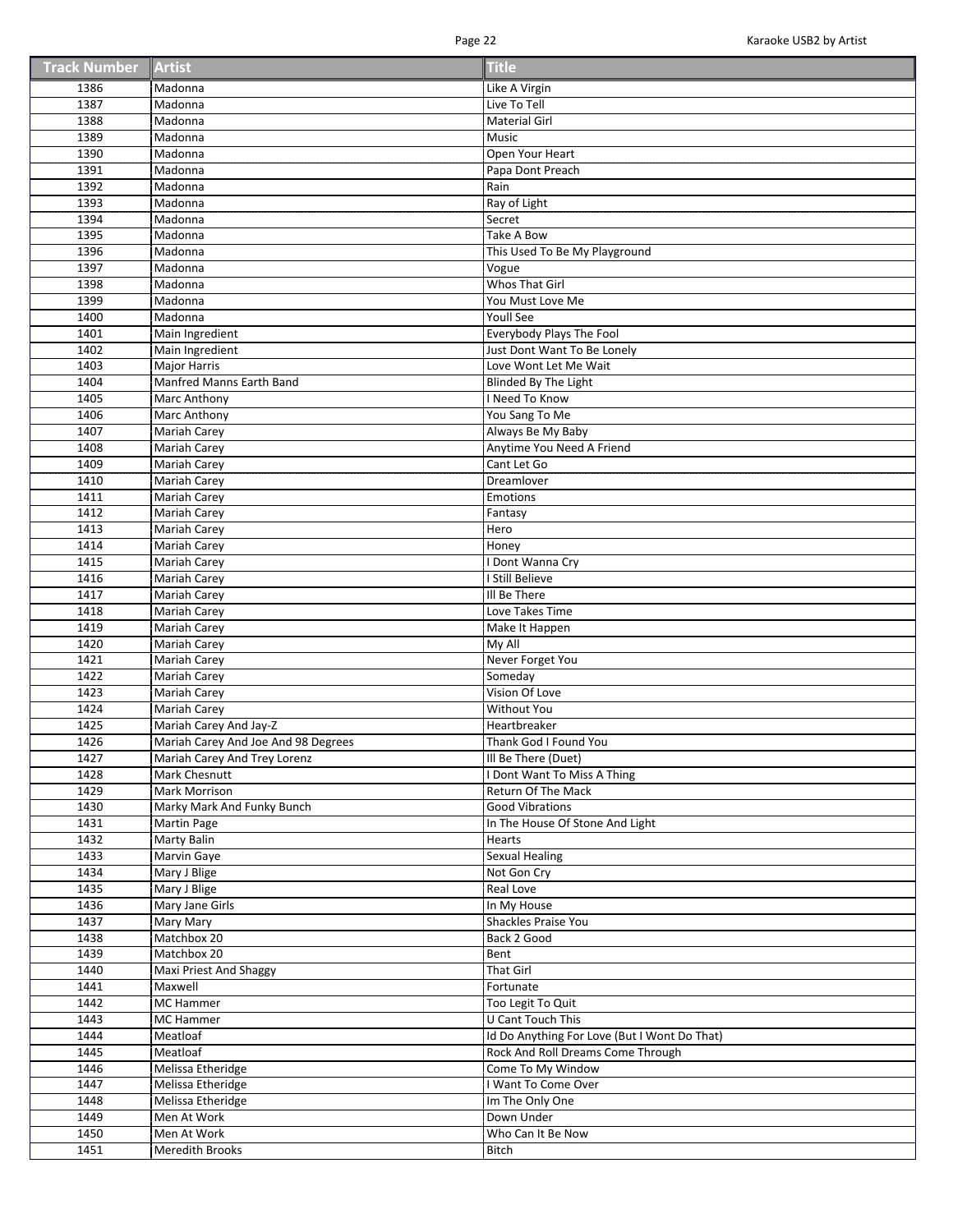| Track Number | Artist | Title |
|---|---|---|
| 1386 | Madonna | Like A Virgin |
| 1387 | Madonna | Live To Tell |
| 1388 | Madonna | Material Girl |
| 1389 | Madonna | Music |
| 1390 | Madonna | Open Your Heart |
| 1391 | Madonna | Papa Dont Preach |
| 1392 | Madonna | Rain |
| 1393 | Madonna | Ray of Light |
| 1394 | Madonna | Secret |
| 1395 | Madonna | Take A Bow |
| 1396 | Madonna | This Used To Be My Playground |
| 1397 | Madonna | Vogue |
| 1398 | Madonna | Whos That Girl |
| 1399 | Madonna | You Must Love Me |
| 1400 | Madonna | Youll See |
| 1401 | Main Ingredient | Everybody Plays The Fool |
| 1402 | Main Ingredient | Just Dont Want To Be Lonely |
| 1403 | Major Harris | Love Wont Let Me Wait |
| 1404 | Manfred Manns Earth Band | Blinded By The Light |
| 1405 | Marc Anthony | I Need To Know |
| 1406 | Marc Anthony | You Sang To Me |
| 1407 | Mariah Carey | Always Be My Baby |
| 1408 | Mariah Carey | Anytime You Need A Friend |
| 1409 | Mariah Carey | Cant Let Go |
| 1410 | Mariah Carey | Dreamlover |
| 1411 | Mariah Carey | Emotions |
| 1412 | Mariah Carey | Fantasy |
| 1413 | Mariah Carey | Hero |
| 1414 | Mariah Carey | Honey |
| 1415 | Mariah Carey | I Dont Wanna Cry |
| 1416 | Mariah Carey | I Still Believe |
| 1417 | Mariah Carey | Ill Be There |
| 1418 | Mariah Carey | Love Takes Time |
| 1419 | Mariah Carey | Make It Happen |
| 1420 | Mariah Carey | My All |
| 1421 | Mariah Carey | Never Forget You |
| 1422 | Mariah Carey | Someday |
| 1423 | Mariah Carey | Vision Of Love |
| 1424 | Mariah Carey | Without You |
| 1425 | Mariah Carey And Jay-Z | Heartbreaker |
| 1426 | Mariah Carey And Joe And 98 Degrees | Thank God I Found You |
| 1427 | Mariah Carey And Trey Lorenz | Ill Be There (Duet) |
| 1428 | Mark Chesnutt | I Dont Want To Miss A Thing |
| 1429 | Mark Morrison | Return Of The Mack |
| 1430 | Marky Mark And Funky Bunch | Good Vibrations |
| 1431 | Martin Page | In The House Of Stone And Light |
| 1432 | Marty Balin | Hearts |
| 1433 | Marvin Gaye | Sexual Healing |
| 1434 | Mary J Blige | Not Gon Cry |
| 1435 | Mary J Blige | Real Love |
| 1436 | Mary Jane Girls | In My House |
| 1437 | Mary Mary | Shackles Praise You |
| 1438 | Matchbox 20 | Back 2 Good |
| 1439 | Matchbox 20 | Bent |
| 1440 | Maxi Priest And Shaggy | That Girl |
| 1441 | Maxwell | Fortunate |
| 1442 | MC Hammer | Too Legit To Quit |
| 1443 | MC Hammer | U Cant Touch This |
| 1444 | Meatloaf | Id Do Anything For Love (But I Wont Do That) |
| 1445 | Meatloaf | Rock And Roll Dreams Come Through |
| 1446 | Melissa Etheridge | Come To My Window |
| 1447 | Melissa Etheridge | I Want To Come Over |
| 1448 | Melissa Etheridge | Im The Only One |
| 1449 | Men At Work | Down Under |
| 1450 | Men At Work | Who Can It Be Now |
| 1451 | Meredith Brooks | Bitch |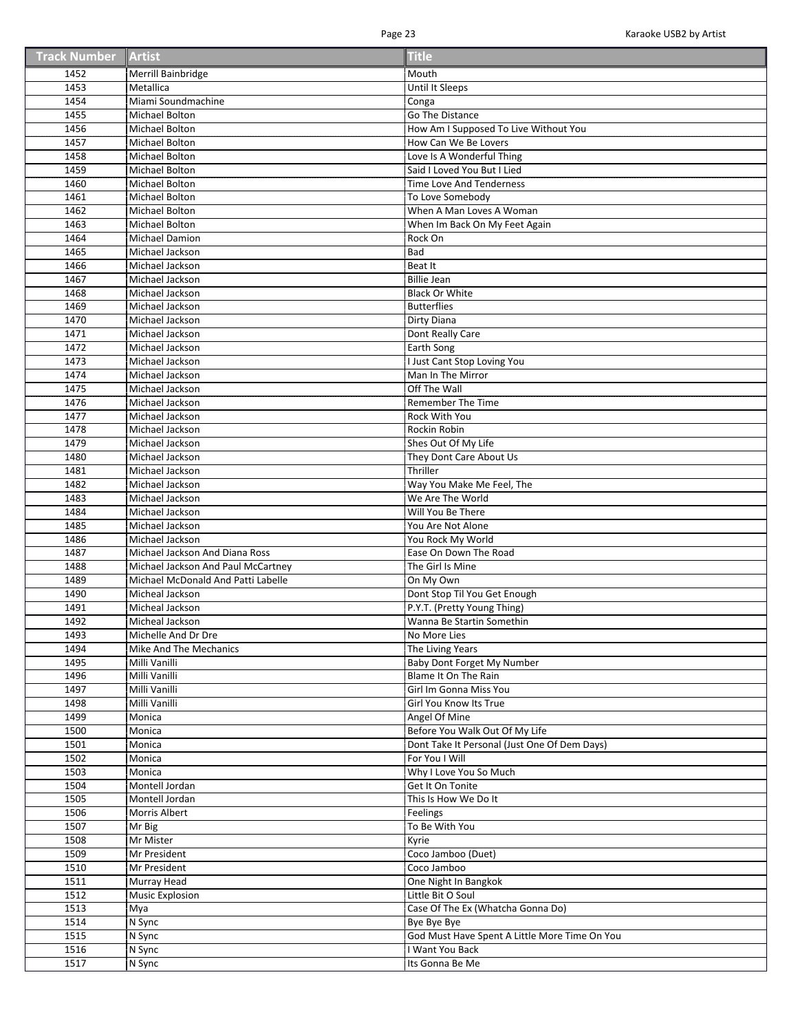| Track Number | Artist | Title |
|---|---|---|
| 1452 | Merrill Bainbridge | Mouth |
| 1453 | Metallica | Until It Sleeps |
| 1454 | Miami Soundmachine | Conga |
| 1455 | Michael Bolton | Go The Distance |
| 1456 | Michael Bolton | How Am I Supposed To Live Without You |
| 1457 | Michael Bolton | How Can We Be Lovers |
| 1458 | Michael Bolton | Love Is A Wonderful Thing |
| 1459 | Michael Bolton | Said I Loved You But I Lied |
| 1460 | Michael Bolton | Time Love And Tenderness |
| 1461 | Michael Bolton | To Love Somebody |
| 1462 | Michael Bolton | When A Man Loves A Woman |
| 1463 | Michael Bolton | When Im Back On My Feet Again |
| 1464 | Michael Damion | Rock On |
| 1465 | Michael Jackson | Bad |
| 1466 | Michael Jackson | Beat It |
| 1467 | Michael Jackson | Billie Jean |
| 1468 | Michael Jackson | Black Or White |
| 1469 | Michael Jackson | Butterflies |
| 1470 | Michael Jackson | Dirty Diana |
| 1471 | Michael Jackson | Dont Really Care |
| 1472 | Michael Jackson | Earth Song |
| 1473 | Michael Jackson | I Just Cant Stop Loving You |
| 1474 | Michael Jackson | Man In The Mirror |
| 1475 | Michael Jackson | Off The Wall |
| 1476 | Michael Jackson | Remember The Time |
| 1477 | Michael Jackson | Rock With You |
| 1478 | Michael Jackson | Rockin Robin |
| 1479 | Michael Jackson | Shes Out Of My Life |
| 1480 | Michael Jackson | They Dont Care About Us |
| 1481 | Michael Jackson | Thriller |
| 1482 | Michael Jackson | Way You Make Me Feel, The |
| 1483 | Michael Jackson | We Are The World |
| 1484 | Michael Jackson | Will You Be There |
| 1485 | Michael Jackson | You Are Not Alone |
| 1486 | Michael Jackson | You Rock My World |
| 1487 | Michael Jackson And Diana Ross | Ease On Down The Road |
| 1488 | Michael Jackson And Paul McCartney | The Girl Is Mine |
| 1489 | Michael McDonald And Patti Labelle | On My Own |
| 1490 | Micheal Jackson | Dont Stop Til You Get Enough |
| 1491 | Micheal Jackson | P.Y.T. (Pretty Young Thing) |
| 1492 | Micheal Jackson | Wanna Be Startin Somethin |
| 1493 | Michelle And Dr Dre | No More Lies |
| 1494 | Mike And The Mechanics | The Living Years |
| 1495 | Milli Vanilli | Baby Dont Forget My Number |
| 1496 | Milli Vanilli | Blame It On The Rain |
| 1497 | Milli Vanilli | Girl Im Gonna Miss You |
| 1498 | Milli Vanilli | Girl You Know Its True |
| 1499 | Monica | Angel Of Mine |
| 1500 | Monica | Before You Walk Out Of My Life |
| 1501 | Monica | Dont Take It Personal (Just One Of Dem Days) |
| 1502 | Monica | For You I Will |
| 1503 | Monica | Why I Love You So Much |
| 1504 | Montell Jordan | Get It On Tonite |
| 1505 | Montell Jordan | This Is How We Do It |
| 1506 | Morris Albert | Feelings |
| 1507 | Mr Big | To Be With You |
| 1508 | Mr Mister | Kyrie |
| 1509 | Mr President | Coco Jamboo (Duet) |
| 1510 | Mr President | Coco Jamboo |
| 1511 | Murray Head | One Night In Bangkok |
| 1512 | Music Explosion | Little Bit O Soul |
| 1513 | Mya | Case Of The Ex (Whatcha Gonna Do) |
| 1514 | N Sync | Bye Bye Bye |
| 1515 | N Sync | God Must Have Spent A Little More Time On You |
| 1516 | N Sync | I Want You Back |
| 1517 | N Sync | Its Gonna Be Me |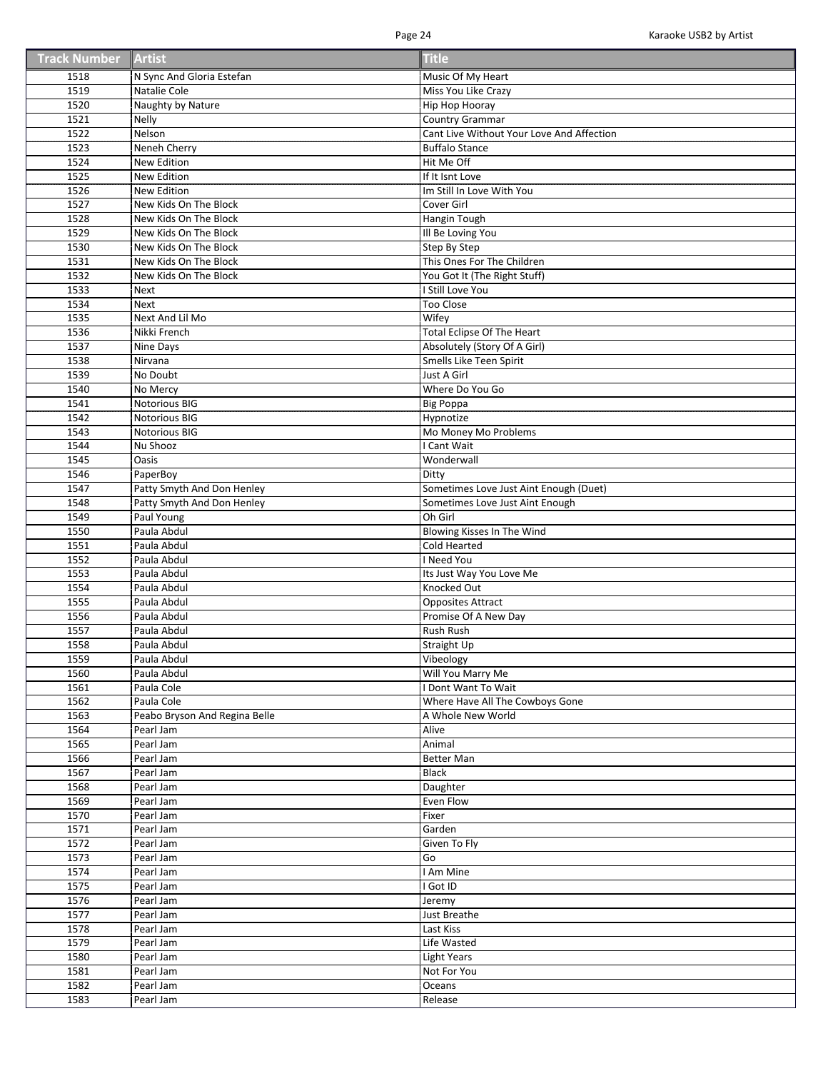| Track Number | Artist | Title |
|---|---|---|
| 1518 | N Sync And Gloria Estefan | Music Of My Heart |
| 1519 | Natalie Cole | Miss You Like Crazy |
| 1520 | Naughty by Nature | Hip Hop Hooray |
| 1521 | Nelly | Country Grammar |
| 1522 | Nelson | Cant Live Without Your Love And Affection |
| 1523 | Neneh Cherry | Buffalo Stance |
| 1524 | New Edition | Hit Me Off |
| 1525 | New Edition | If It Isnt Love |
| 1526 | New Edition | Im Still In Love With You |
| 1527 | New Kids On The Block | Cover Girl |
| 1528 | New Kids On The Block | Hangin Tough |
| 1529 | New Kids On The Block | Ill Be Loving You |
| 1530 | New Kids On The Block | Step By Step |
| 1531 | New Kids On The Block | This Ones For The Children |
| 1532 | New Kids On The Block | You Got It (The Right Stuff) |
| 1533 | Next | I Still Love You |
| 1534 | Next | Too Close |
| 1535 | Next And Lil Mo | Wifey |
| 1536 | Nikki French | Total Eclipse Of The Heart |
| 1537 | Nine Days | Absolutely (Story Of A Girl) |
| 1538 | Nirvana | Smells Like Teen Spirit |
| 1539 | No Doubt | Just A Girl |
| 1540 | No Mercy | Where Do You Go |
| 1541 | Notorious BIG | Big Poppa |
| 1542 | Notorious BIG | Hypnotize |
| 1543 | Notorious BIG | Mo Money Mo Problems |
| 1544 | Nu Shooz | I Cant Wait |
| 1545 | Oasis | Wonderwall |
| 1546 | PaperBoy | Ditty |
| 1547 | Patty Smyth And Don Henley | Sometimes Love Just Aint Enough (Duet) |
| 1548 | Patty Smyth And Don Henley | Sometimes Love Just Aint Enough |
| 1549 | Paul Young | Oh Girl |
| 1550 | Paula Abdul | Blowing Kisses In The Wind |
| 1551 | Paula Abdul | Cold Hearted |
| 1552 | Paula Abdul | I Need You |
| 1553 | Paula Abdul | Its Just Way You Love Me |
| 1554 | Paula Abdul | Knocked Out |
| 1555 | Paula Abdul | Opposites Attract |
| 1556 | Paula Abdul | Promise Of A New Day |
| 1557 | Paula Abdul | Rush Rush |
| 1558 | Paula Abdul | Straight Up |
| 1559 | Paula Abdul | Vibeology |
| 1560 | Paula Abdul | Will You Marry Me |
| 1561 | Paula Cole | I Dont Want To Wait |
| 1562 | Paula Cole | Where Have All The Cowboys Gone |
| 1563 | Peabo Bryson And Regina Belle | A Whole New World |
| 1564 | Pearl Jam | Alive |
| 1565 | Pearl Jam | Animal |
| 1566 | Pearl Jam | Better Man |
| 1567 | Pearl Jam | Black |
| 1568 | Pearl Jam | Daughter |
| 1569 | Pearl Jam | Even Flow |
| 1570 | Pearl Jam | Fixer |
| 1571 | Pearl Jam | Garden |
| 1572 | Pearl Jam | Given To Fly |
| 1573 | Pearl Jam | Go |
| 1574 | Pearl Jam | I Am Mine |
| 1575 | Pearl Jam | I Got ID |
| 1576 | Pearl Jam | Jeremy |
| 1577 | Pearl Jam | Just Breathe |
| 1578 | Pearl Jam | Last Kiss |
| 1579 | Pearl Jam | Life Wasted |
| 1580 | Pearl Jam | Light Years |
| 1581 | Pearl Jam | Not For You |
| 1582 | Pearl Jam | Oceans |
| 1583 | Pearl Jam | Release |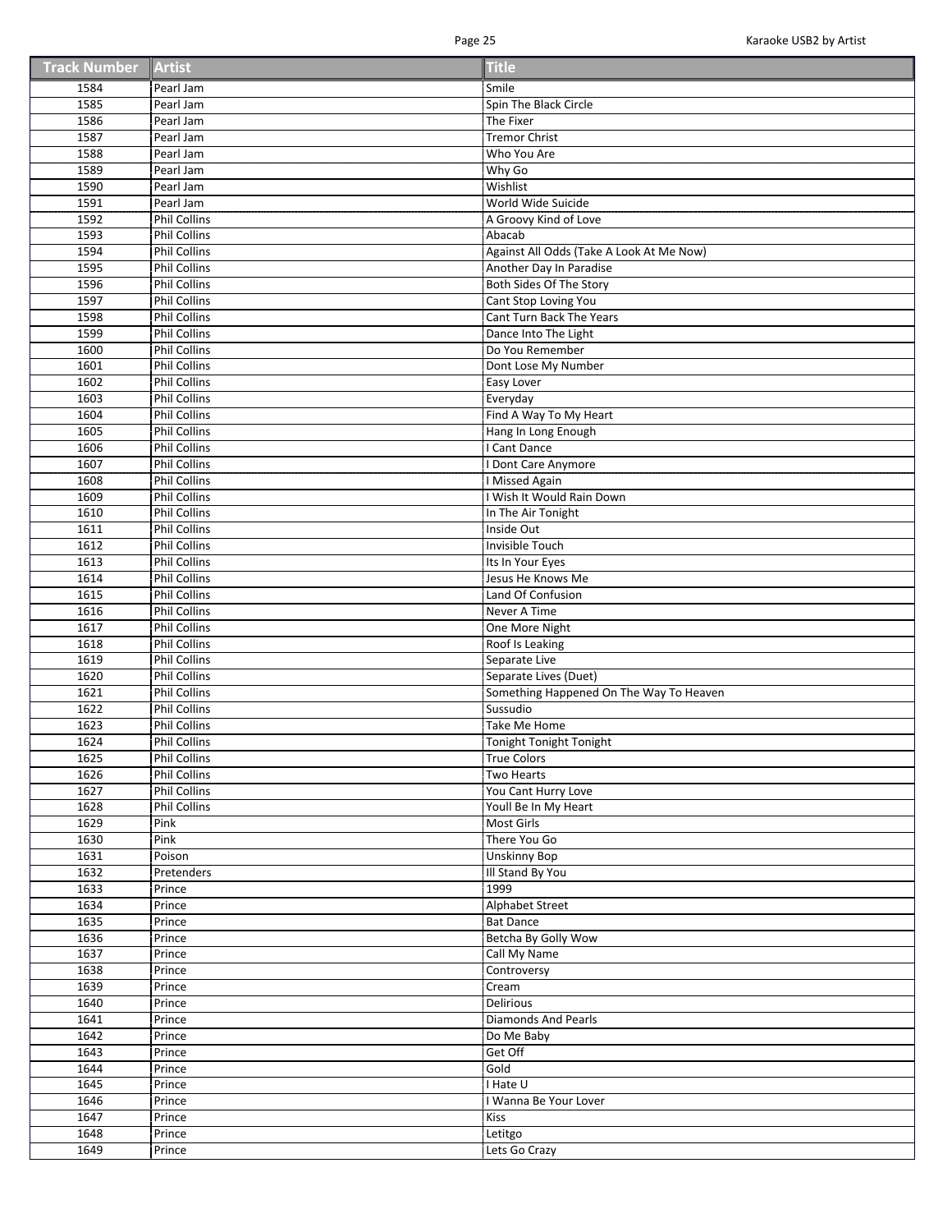| Track Number | Artist | Title |
|---|---|---|
| 1584 | Pearl Jam | Smile |
| 1585 | Pearl Jam | Spin The Black Circle |
| 1586 | Pearl Jam | The Fixer |
| 1587 | Pearl Jam | Tremor Christ |
| 1588 | Pearl Jam | Who You Are |
| 1589 | Pearl Jam | Why Go |
| 1590 | Pearl Jam | Wishlist |
| 1591 | Pearl Jam | World Wide Suicide |
| 1592 | Phil Collins | A Groovy Kind of Love |
| 1593 | Phil Collins | Abacab |
| 1594 | Phil Collins | Against All Odds (Take A Look At Me Now) |
| 1595 | Phil Collins | Another Day In Paradise |
| 1596 | Phil Collins | Both Sides Of The Story |
| 1597 | Phil Collins | Cant Stop Loving You |
| 1598 | Phil Collins | Cant Turn Back The Years |
| 1599 | Phil Collins | Dance Into The Light |
| 1600 | Phil Collins | Do You Remember |
| 1601 | Phil Collins | Dont Lose My Number |
| 1602 | Phil Collins | Easy Lover |
| 1603 | Phil Collins | Everyday |
| 1604 | Phil Collins | Find A Way To My Heart |
| 1605 | Phil Collins | Hang In Long Enough |
| 1606 | Phil Collins | I Cant Dance |
| 1607 | Phil Collins | I Dont Care Anymore |
| 1608 | Phil Collins | I Missed Again |
| 1609 | Phil Collins | I Wish It Would Rain Down |
| 1610 | Phil Collins | In The Air Tonight |
| 1611 | Phil Collins | Inside Out |
| 1612 | Phil Collins | Invisible Touch |
| 1613 | Phil Collins | Its In Your Eyes |
| 1614 | Phil Collins | Jesus He Knows Me |
| 1615 | Phil Collins | Land Of Confusion |
| 1616 | Phil Collins | Never A Time |
| 1617 | Phil Collins | One More Night |
| 1618 | Phil Collins | Roof Is Leaking |
| 1619 | Phil Collins | Separate Live |
| 1620 | Phil Collins | Separate Lives (Duet) |
| 1621 | Phil Collins | Something Happened On The Way To Heaven |
| 1622 | Phil Collins | Sussudio |
| 1623 | Phil Collins | Take Me Home |
| 1624 | Phil Collins | Tonight Tonight Tonight |
| 1625 | Phil Collins | True Colors |
| 1626 | Phil Collins | Two Hearts |
| 1627 | Phil Collins | You Cant Hurry Love |
| 1628 | Phil Collins | Youll Be In My Heart |
| 1629 | Pink | Most Girls |
| 1630 | Pink | There You Go |
| 1631 | Poison | Unskinny Bop |
| 1632 | Pretenders | Ill Stand By You |
| 1633 | Prince | 1999 |
| 1634 | Prince | Alphabet Street |
| 1635 | Prince | Bat Dance |
| 1636 | Prince | Betcha By Golly Wow |
| 1637 | Prince | Call My Name |
| 1638 | Prince | Controversy |
| 1639 | Prince | Cream |
| 1640 | Prince | Delirious |
| 1641 | Prince | Diamonds And Pearls |
| 1642 | Prince | Do Me Baby |
| 1643 | Prince | Get Off |
| 1644 | Prince | Gold |
| 1645 | Prince | I Hate U |
| 1646 | Prince | I Wanna Be Your Lover |
| 1647 | Prince | Kiss |
| 1648 | Prince | Letitgo |
| 1649 | Prince | Lets Go Crazy |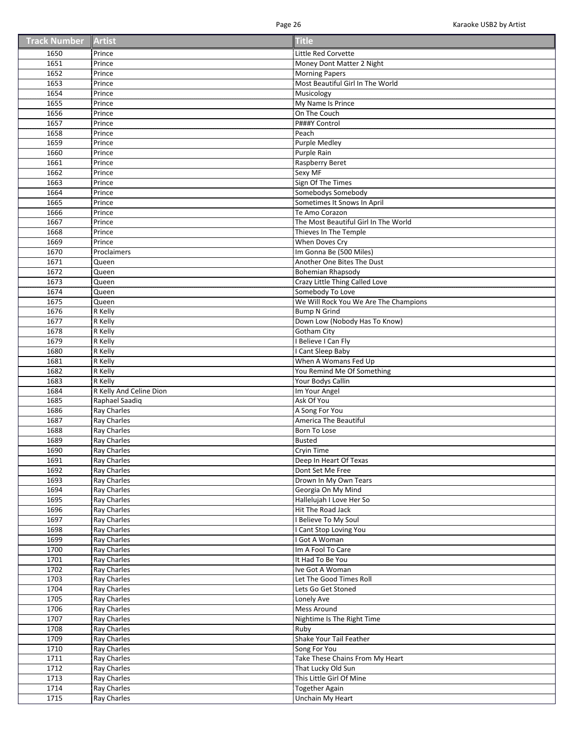| Track Number | Artist | Title |
| --- | --- | --- |
| 1650 | Prince | Little Red Corvette |
| 1651 | Prince | Money Dont Matter 2 Night |
| 1652 | Prince | Morning Papers |
| 1653 | Prince | Most Beautiful Girl In The World |
| 1654 | Prince | Musicology |
| 1655 | Prince | My Name Is Prince |
| 1656 | Prince | On The Couch |
| 1657 | Prince | P###Y Control |
| 1658 | Prince | Peach |
| 1659 | Prince | Purple Medley |
| 1660 | Prince | Purple Rain |
| 1661 | Prince | Raspberry Beret |
| 1662 | Prince | Sexy MF |
| 1663 | Prince | Sign Of The Times |
| 1664 | Prince | Somebodys Somebody |
| 1665 | Prince | Sometimes It Snows In April |
| 1666 | Prince | Te Amo Corazon |
| 1667 | Prince | The Most Beautiful Girl In The World |
| 1668 | Prince | Thieves In The Temple |
| 1669 | Prince | When Doves Cry |
| 1670 | Proclaimers | Im Gonna Be (500 Miles) |
| 1671 | Queen | Another One Bites The Dust |
| 1672 | Queen | Bohemian Rhapsody |
| 1673 | Queen | Crazy Little Thing Called Love |
| 1674 | Queen | Somebody To Love |
| 1675 | Queen | We Will Rock You We Are The Champions |
| 1676 | R Kelly | Bump N Grind |
| 1677 | R Kelly | Down Low (Nobody Has To Know) |
| 1678 | R Kelly | Gotham City |
| 1679 | R Kelly | I Believe I Can Fly |
| 1680 | R Kelly | I Cant Sleep Baby |
| 1681 | R Kelly | When A Womans Fed Up |
| 1682 | R Kelly | You Remind Me Of Something |
| 1683 | R Kelly | Your Bodys Callin |
| 1684 | R Kelly And Celine Dion | Im Your Angel |
| 1685 | Raphael Saadiq | Ask Of You |
| 1686 | Ray Charles | A Song For You |
| 1687 | Ray Charles | America The Beautiful |
| 1688 | Ray Charles | Born To Lose |
| 1689 | Ray Charles | Busted |
| 1690 | Ray Charles | Cryin Time |
| 1691 | Ray Charles | Deep In Heart Of Texas |
| 1692 | Ray Charles | Dont Set Me Free |
| 1693 | Ray Charles | Drown In My Own Tears |
| 1694 | Ray Charles | Georgia On My Mind |
| 1695 | Ray Charles | Hallelujah I Love Her So |
| 1696 | Ray Charles | Hit The Road Jack |
| 1697 | Ray Charles | I Believe To My Soul |
| 1698 | Ray Charles | I Cant Stop Loving You |
| 1699 | Ray Charles | I Got A Woman |
| 1700 | Ray Charles | Im A Fool To Care |
| 1701 | Ray Charles | It Had To Be You |
| 1702 | Ray Charles | Ive Got A Woman |
| 1703 | Ray Charles | Let The Good Times Roll |
| 1704 | Ray Charles | Lets Go Get Stoned |
| 1705 | Ray Charles | Lonely Ave |
| 1706 | Ray Charles | Mess Around |
| 1707 | Ray Charles | Nightime Is The Right Time |
| 1708 | Ray Charles | Ruby |
| 1709 | Ray Charles | Shake Your Tail Feather |
| 1710 | Ray Charles | Song For You |
| 1711 | Ray Charles | Take These Chains From My Heart |
| 1712 | Ray Charles | That Lucky Old Sun |
| 1713 | Ray Charles | This Little Girl Of Mine |
| 1714 | Ray Charles | Together Again |
| 1715 | Ray Charles | Unchain My Heart |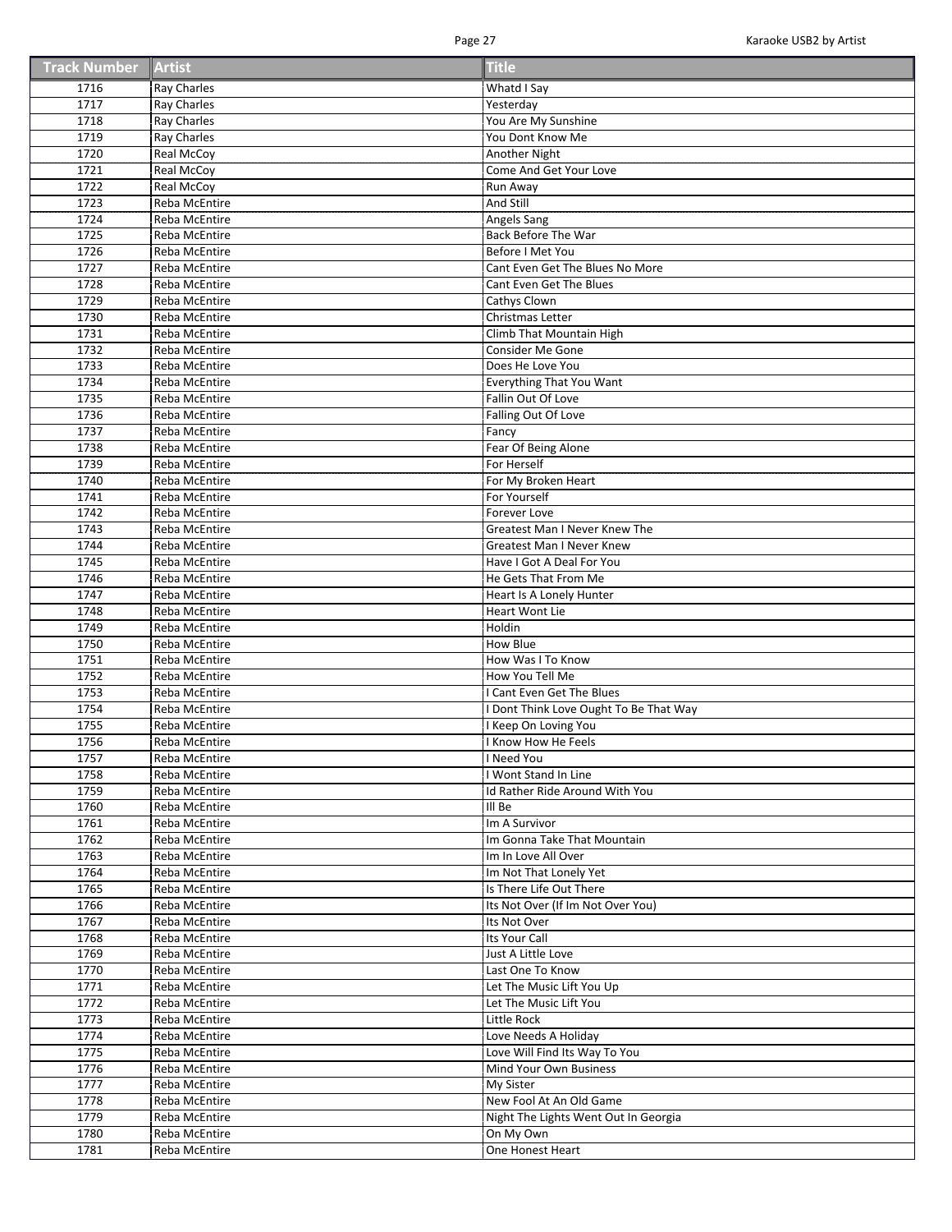| Track Number | Artist | Title |
|---|---|---|
| 1716 | Ray Charles | Whatd I Say |
| 1717 | Ray Charles | Yesterday |
| 1718 | Ray Charles | You Are My Sunshine |
| 1719 | Ray Charles | You Dont Know Me |
| 1720 | Real McCoy | Another Night |
| 1721 | Real McCoy | Come And Get Your Love |
| 1722 | Real McCoy | Run Away |
| 1723 | Reba McEntire | And Still |
| 1724 | Reba McEntire | Angels Sang |
| 1725 | Reba McEntire | Back Before The War |
| 1726 | Reba McEntire | Before I Met You |
| 1727 | Reba McEntire | Cant Even Get The Blues No More |
| 1728 | Reba McEntire | Cant Even Get The Blues |
| 1729 | Reba McEntire | Cathys Clown |
| 1730 | Reba McEntire | Christmas Letter |
| 1731 | Reba McEntire | Climb That Mountain High |
| 1732 | Reba McEntire | Consider Me Gone |
| 1733 | Reba McEntire | Does He Love You |
| 1734 | Reba McEntire | Everything That You Want |
| 1735 | Reba McEntire | Fallin Out Of Love |
| 1736 | Reba McEntire | Falling Out Of Love |
| 1737 | Reba McEntire | Fancy |
| 1738 | Reba McEntire | Fear Of Being Alone |
| 1739 | Reba McEntire | For Herself |
| 1740 | Reba McEntire | For My Broken Heart |
| 1741 | Reba McEntire | For Yourself |
| 1742 | Reba McEntire | Forever Love |
| 1743 | Reba McEntire | Greatest Man I Never Knew The |
| 1744 | Reba McEntire | Greatest Man I Never Knew |
| 1745 | Reba McEntire | Have I Got A Deal For You |
| 1746 | Reba McEntire | He Gets That From Me |
| 1747 | Reba McEntire | Heart Is A Lonely Hunter |
| 1748 | Reba McEntire | Heart Wont Lie |
| 1749 | Reba McEntire | Holdin |
| 1750 | Reba McEntire | How Blue |
| 1751 | Reba McEntire | How Was I To Know |
| 1752 | Reba McEntire | How You Tell Me |
| 1753 | Reba McEntire | I Cant Even Get The Blues |
| 1754 | Reba McEntire | I Dont Think Love Ought To Be That Way |
| 1755 | Reba McEntire | I Keep On Loving You |
| 1756 | Reba McEntire | I Know How He Feels |
| 1757 | Reba McEntire | I Need You |
| 1758 | Reba McEntire | I Wont Stand In Line |
| 1759 | Reba McEntire | Id Rather Ride Around With You |
| 1760 | Reba McEntire | Ill Be |
| 1761 | Reba McEntire | Im A Survivor |
| 1762 | Reba McEntire | Im Gonna Take That Mountain |
| 1763 | Reba McEntire | Im In Love All Over |
| 1764 | Reba McEntire | Im Not That Lonely Yet |
| 1765 | Reba McEntire | Is There Life Out There |
| 1766 | Reba McEntire | Its Not Over (If Im Not Over You) |
| 1767 | Reba McEntire | Its Not Over |
| 1768 | Reba McEntire | Its Your Call |
| 1769 | Reba McEntire | Just A Little Love |
| 1770 | Reba McEntire | Last One To Know |
| 1771 | Reba McEntire | Let The Music Lift You Up |
| 1772 | Reba McEntire | Let The Music Lift You |
| 1773 | Reba McEntire | Little Rock |
| 1774 | Reba McEntire | Love Needs A Holiday |
| 1775 | Reba McEntire | Love Will Find Its Way To You |
| 1776 | Reba McEntire | Mind Your Own Business |
| 1777 | Reba McEntire | My Sister |
| 1778 | Reba McEntire | New Fool At An Old Game |
| 1779 | Reba McEntire | Night The Lights Went Out In Georgia |
| 1780 | Reba McEntire | On My Own |
| 1781 | Reba McEntire | One Honest Heart |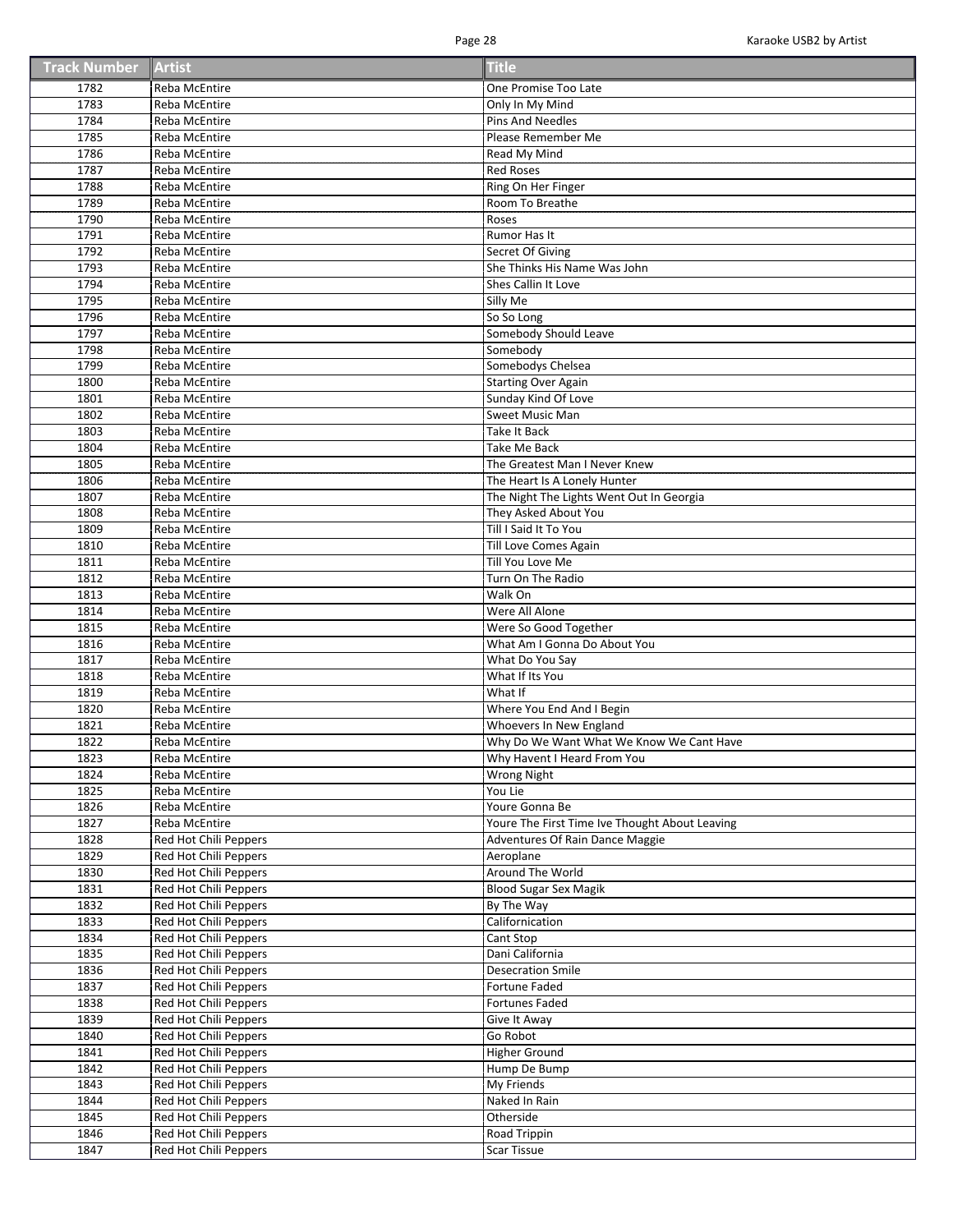| Track Number | Artist | Title |
|---|---|---|
| 1782 | Reba McEntire | One Promise Too Late |
| 1783 | Reba McEntire | Only In My Mind |
| 1784 | Reba McEntire | Pins And Needles |
| 1785 | Reba McEntire | Please Remember Me |
| 1786 | Reba McEntire | Read My Mind |
| 1787 | Reba McEntire | Red Roses |
| 1788 | Reba McEntire | Ring On Her Finger |
| 1789 | Reba McEntire | Room To Breathe |
| 1790 | Reba McEntire | Roses |
| 1791 | Reba McEntire | Rumor Has It |
| 1792 | Reba McEntire | Secret Of Giving |
| 1793 | Reba McEntire | She Thinks His Name Was John |
| 1794 | Reba McEntire | Shes Callin It Love |
| 1795 | Reba McEntire | Silly Me |
| 1796 | Reba McEntire | So So Long |
| 1797 | Reba McEntire | Somebody Should Leave |
| 1798 | Reba McEntire | Somebody |
| 1799 | Reba McEntire | Somebodys Chelsea |
| 1800 | Reba McEntire | Starting Over Again |
| 1801 | Reba McEntire | Sunday Kind Of Love |
| 1802 | Reba McEntire | Sweet Music Man |
| 1803 | Reba McEntire | Take It Back |
| 1804 | Reba McEntire | Take Me Back |
| 1805 | Reba McEntire | The Greatest Man I Never Knew |
| 1806 | Reba McEntire | The Heart Is A Lonely Hunter |
| 1807 | Reba McEntire | The Night The Lights Went Out In Georgia |
| 1808 | Reba McEntire | They Asked About You |
| 1809 | Reba McEntire | Till I Said It To You |
| 1810 | Reba McEntire | Till Love Comes Again |
| 1811 | Reba McEntire | Till You Love Me |
| 1812 | Reba McEntire | Turn On The Radio |
| 1813 | Reba McEntire | Walk On |
| 1814 | Reba McEntire | Were All Alone |
| 1815 | Reba McEntire | Were So Good Together |
| 1816 | Reba McEntire | What Am I Gonna Do About You |
| 1817 | Reba McEntire | What Do You Say |
| 1818 | Reba McEntire | What If Its You |
| 1819 | Reba McEntire | What If |
| 1820 | Reba McEntire | Where You End And I Begin |
| 1821 | Reba McEntire | Whoevers In New England |
| 1822 | Reba McEntire | Why Do We Want What We Know We Cant Have |
| 1823 | Reba McEntire | Why Havent I Heard From You |
| 1824 | Reba McEntire | Wrong Night |
| 1825 | Reba McEntire | You Lie |
| 1826 | Reba McEntire | Youre Gonna Be |
| 1827 | Reba McEntire | Youre The First Time Ive Thought About Leaving |
| 1828 | Red Hot Chili Peppers | Adventures Of Rain Dance Maggie |
| 1829 | Red Hot Chili Peppers | Aeroplane |
| 1830 | Red Hot Chili Peppers | Around The World |
| 1831 | Red Hot Chili Peppers | Blood Sugar Sex Magik |
| 1832 | Red Hot Chili Peppers | By The Way |
| 1833 | Red Hot Chili Peppers | Californication |
| 1834 | Red Hot Chili Peppers | Cant Stop |
| 1835 | Red Hot Chili Peppers | Dani California |
| 1836 | Red Hot Chili Peppers | Desecration Smile |
| 1837 | Red Hot Chili Peppers | Fortune Faded |
| 1838 | Red Hot Chili Peppers | Fortunes Faded |
| 1839 | Red Hot Chili Peppers | Give It Away |
| 1840 | Red Hot Chili Peppers | Go Robot |
| 1841 | Red Hot Chili Peppers | Higher Ground |
| 1842 | Red Hot Chili Peppers | Hump De Bump |
| 1843 | Red Hot Chili Peppers | My Friends |
| 1844 | Red Hot Chili Peppers | Naked In Rain |
| 1845 | Red Hot Chili Peppers | Otherside |
| 1846 | Red Hot Chili Peppers | Road Trippin |
| 1847 | Red Hot Chili Peppers | Scar Tissue |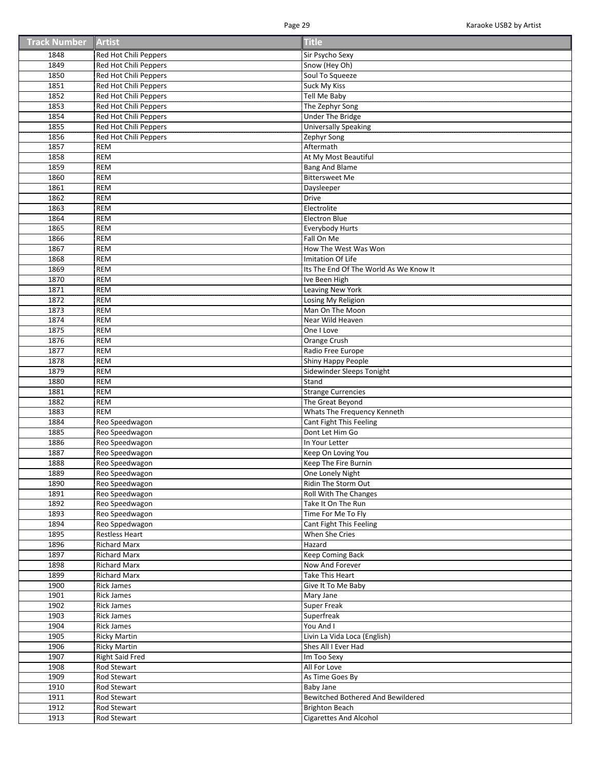| Track Number | Artist | Title |
|---|---|---|
| 1848 | Red Hot Chili Peppers | Sir Psycho Sexy |
| 1849 | Red Hot Chili Peppers | Snow (Hey Oh) |
| 1850 | Red Hot Chili Peppers | Soul To Squeeze |
| 1851 | Red Hot Chili Peppers | Suck My Kiss |
| 1852 | Red Hot Chili Peppers | Tell Me Baby |
| 1853 | Red Hot Chili Peppers | The Zephyr Song |
| 1854 | Red Hot Chili Peppers | Under The Bridge |
| 1855 | Red Hot Chili Peppers | Universally Speaking |
| 1856 | Red Hot Chili Peppers | Zephyr Song |
| 1857 | REM | Aftermath |
| 1858 | REM | At My Most Beautiful |
| 1859 | REM | Bang And Blame |
| 1860 | REM | Bittersweet Me |
| 1861 | REM | Daysleeper |
| 1862 | REM | Drive |
| 1863 | REM | Electrolite |
| 1864 | REM | Electron Blue |
| 1865 | REM | Everybody Hurts |
| 1866 | REM | Fall On Me |
| 1867 | REM | How The West Was Won |
| 1868 | REM | Imitation Of Life |
| 1869 | REM | Its The End Of The World As We Know It |
| 1870 | REM | Ive Been High |
| 1871 | REM | Leaving New York |
| 1872 | REM | Losing My Religion |
| 1873 | REM | Man On The Moon |
| 1874 | REM | Near Wild Heaven |
| 1875 | REM | One I Love |
| 1876 | REM | Orange Crush |
| 1877 | REM | Radio Free Europe |
| 1878 | REM | Shiny Happy People |
| 1879 | REM | Sidewinder Sleeps Tonight |
| 1880 | REM | Stand |
| 1881 | REM | Strange Currencies |
| 1882 | REM | The Great Beyond |
| 1883 | REM | Whats The Frequency Kenneth |
| 1884 | Reo Speedwagon | Cant Fight This Feeling |
| 1885 | Reo Speedwagon | Dont Let Him Go |
| 1886 | Reo Speedwagon | In Your Letter |
| 1887 | Reo Speedwagon | Keep On Loving You |
| 1888 | Reo Speedwagon | Keep The Fire Burnin |
| 1889 | Reo Speedwagon | One Lonely Night |
| 1890 | Reo Speedwagon | Ridin The Storm Out |
| 1891 | Reo Speedwagon | Roll With The Changes |
| 1892 | Reo Speedwagon | Take It On The Run |
| 1893 | Reo Speedwagon | Time For Me To Fly |
| 1894 | Reo Sppedwagon | Cant Fight This Feeling |
| 1895 | Restless Heart | When She Cries |
| 1896 | Richard Marx | Hazard |
| 1897 | Richard Marx | Keep Coming Back |
| 1898 | Richard Marx | Now And Forever |
| 1899 | Richard Marx | Take This Heart |
| 1900 | Rick James | Give It To Me Baby |
| 1901 | Rick James | Mary Jane |
| 1902 | Rick James | Super Freak |
| 1903 | Rick James | Superfreak |
| 1904 | Rick James | You And I |
| 1905 | Ricky Martin | Livin La Vida Loca (English) |
| 1906 | Ricky Martin | Shes All I Ever Had |
| 1907 | Right Said Fred | Im Too Sexy |
| 1908 | Rod Stewart | All For Love |
| 1909 | Rod Stewart | As Time Goes By |
| 1910 | Rod Stewart | Baby Jane |
| 1911 | Rod Stewart | Bewitched Bothered And Bewildered |
| 1912 | Rod Stewart | Brighton Beach |
| 1913 | Rod Stewart | Cigarettes And Alcohol |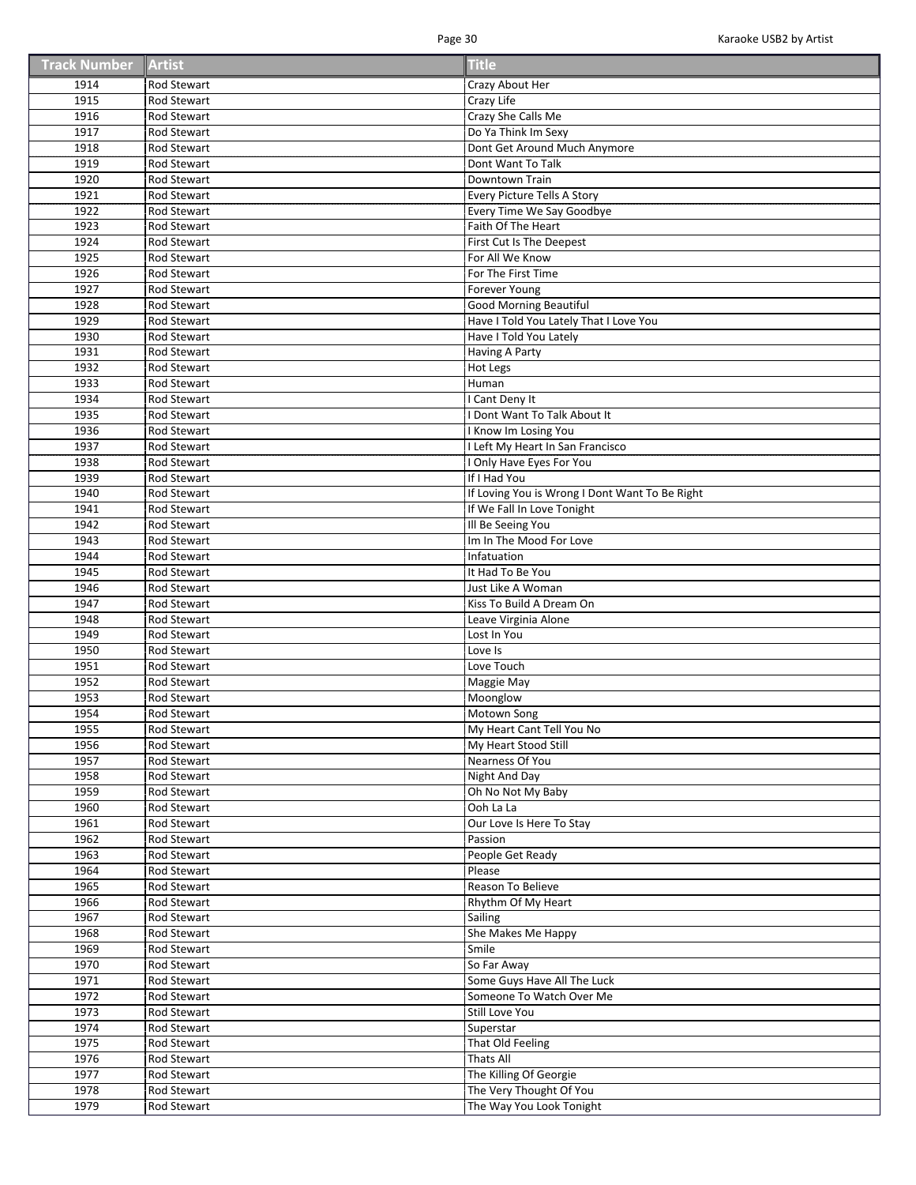| Track Number | Artist | Title |
| --- | --- | --- |
| 1914 | Rod Stewart | Crazy About Her |
| 1915 | Rod Stewart | Crazy Life |
| 1916 | Rod Stewart | Crazy She Calls Me |
| 1917 | Rod Stewart | Do Ya Think Im Sexy |
| 1918 | Rod Stewart | Dont Get Around Much Anymore |
| 1919 | Rod Stewart | Dont Want To Talk |
| 1920 | Rod Stewart | Downtown Train |
| 1921 | Rod Stewart | Every Picture Tells A Story |
| 1922 | Rod Stewart | Every Time We Say Goodbye |
| 1923 | Rod Stewart | Faith Of The Heart |
| 1924 | Rod Stewart | First Cut Is The Deepest |
| 1925 | Rod Stewart | For All We Know |
| 1926 | Rod Stewart | For The First Time |
| 1927 | Rod Stewart | Forever Young |
| 1928 | Rod Stewart | Good Morning Beautiful |
| 1929 | Rod Stewart | Have I Told You Lately That I Love You |
| 1930 | Rod Stewart | Have I Told You Lately |
| 1931 | Rod Stewart | Having A Party |
| 1932 | Rod Stewart | Hot Legs |
| 1933 | Rod Stewart | Human |
| 1934 | Rod Stewart | I Cant Deny It |
| 1935 | Rod Stewart | I Dont Want To Talk About It |
| 1936 | Rod Stewart | I Know Im Losing You |
| 1937 | Rod Stewart | I Left My Heart In San Francisco |
| 1938 | Rod Stewart | I Only Have Eyes For You |
| 1939 | Rod Stewart | If I Had You |
| 1940 | Rod Stewart | If Loving You is Wrong I Dont Want To Be Right |
| 1941 | Rod Stewart | If We Fall In Love Tonight |
| 1942 | Rod Stewart | Ill Be Seeing You |
| 1943 | Rod Stewart | Im In The Mood For Love |
| 1944 | Rod Stewart | Infatuation |
| 1945 | Rod Stewart | It Had To Be You |
| 1946 | Rod Stewart | Just Like A Woman |
| 1947 | Rod Stewart | Kiss To Build A Dream On |
| 1948 | Rod Stewart | Leave Virginia Alone |
| 1949 | Rod Stewart | Lost In You |
| 1950 | Rod Stewart | Love Is |
| 1951 | Rod Stewart | Love Touch |
| 1952 | Rod Stewart | Maggie May |
| 1953 | Rod Stewart | Moonglow |
| 1954 | Rod Stewart | Motown Song |
| 1955 | Rod Stewart | My Heart Cant Tell You No |
| 1956 | Rod Stewart | My Heart Stood Still |
| 1957 | Rod Stewart | Nearness Of You |
| 1958 | Rod Stewart | Night And Day |
| 1959 | Rod Stewart | Oh No Not My Baby |
| 1960 | Rod Stewart | Ooh La La |
| 1961 | Rod Stewart | Our Love Is Here To Stay |
| 1962 | Rod Stewart | Passion |
| 1963 | Rod Stewart | People Get Ready |
| 1964 | Rod Stewart | Please |
| 1965 | Rod Stewart | Reason To Believe |
| 1966 | Rod Stewart | Rhythm Of My Heart |
| 1967 | Rod Stewart | Sailing |
| 1968 | Rod Stewart | She Makes Me Happy |
| 1969 | Rod Stewart | Smile |
| 1970 | Rod Stewart | So Far Away |
| 1971 | Rod Stewart | Some Guys Have All The Luck |
| 1972 | Rod Stewart | Someone To Watch Over Me |
| 1973 | Rod Stewart | Still Love You |
| 1974 | Rod Stewart | Superstar |
| 1975 | Rod Stewart | That Old Feeling |
| 1976 | Rod Stewart | Thats All |
| 1977 | Rod Stewart | The Killing Of Georgie |
| 1978 | Rod Stewart | The Very Thought Of You |
| 1979 | Rod Stewart | The Way You Look Tonight |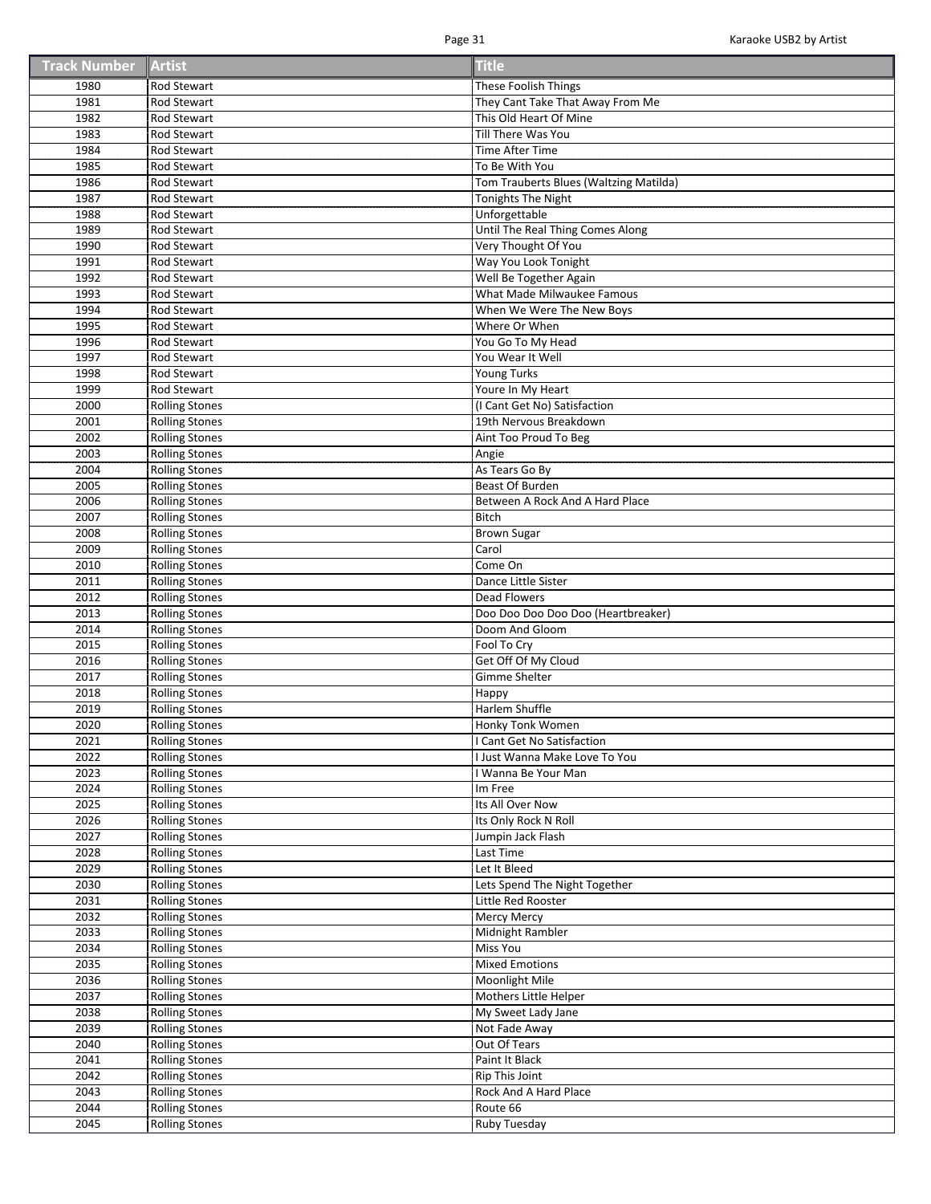| Track Number | Artist | Title |
|---|---|---|
| 1980 | Rod Stewart | These Foolish Things |
| 1981 | Rod Stewart | They Cant Take That Away From Me |
| 1982 | Rod Stewart | This Old Heart Of Mine |
| 1983 | Rod Stewart | Till There Was You |
| 1984 | Rod Stewart | Time After Time |
| 1985 | Rod Stewart | To Be With You |
| 1986 | Rod Stewart | Tom Trauberts Blues (Waltzing Matilda) |
| 1987 | Rod Stewart | Tonights The Night |
| 1988 | Rod Stewart | Unforgettable |
| 1989 | Rod Stewart | Until The Real Thing Comes Along |
| 1990 | Rod Stewart | Very Thought Of You |
| 1991 | Rod Stewart | Way You Look Tonight |
| 1992 | Rod Stewart | Well Be Together Again |
| 1993 | Rod Stewart | What Made Milwaukee Famous |
| 1994 | Rod Stewart | When We Were The New Boys |
| 1995 | Rod Stewart | Where Or When |
| 1996 | Rod Stewart | You Go To My Head |
| 1997 | Rod Stewart | You Wear It Well |
| 1998 | Rod Stewart | Young Turks |
| 1999 | Rod Stewart | Youre In My Heart |
| 2000 | Rolling Stones | (I Cant Get No) Satisfaction |
| 2001 | Rolling Stones | 19th Nervous Breakdown |
| 2002 | Rolling Stones | Aint Too Proud To Beg |
| 2003 | Rolling Stones | Angie |
| 2004 | Rolling Stones | As Tears Go By |
| 2005 | Rolling Stones | Beast Of Burden |
| 2006 | Rolling Stones | Between A Rock And A Hard Place |
| 2007 | Rolling Stones | Bitch |
| 2008 | Rolling Stones | Brown Sugar |
| 2009 | Rolling Stones | Carol |
| 2010 | Rolling Stones | Come On |
| 2011 | Rolling Stones | Dance Little Sister |
| 2012 | Rolling Stones | Dead Flowers |
| 2013 | Rolling Stones | Doo Doo Doo Doo Doo (Heartbreaker) |
| 2014 | Rolling Stones | Doom And Gloom |
| 2015 | Rolling Stones | Fool To Cry |
| 2016 | Rolling Stones | Get Off Of My Cloud |
| 2017 | Rolling Stones | Gimme Shelter |
| 2018 | Rolling Stones | Happy |
| 2019 | Rolling Stones | Harlem Shuffle |
| 2020 | Rolling Stones | Honky Tonk Women |
| 2021 | Rolling Stones | I Cant Get No Satisfaction |
| 2022 | Rolling Stones | I Just Wanna Make Love To You |
| 2023 | Rolling Stones | I Wanna Be Your Man |
| 2024 | Rolling Stones | Im Free |
| 2025 | Rolling Stones | Its All Over Now |
| 2026 | Rolling Stones | Its Only Rock N Roll |
| 2027 | Rolling Stones | Jumpin Jack Flash |
| 2028 | Rolling Stones | Last Time |
| 2029 | Rolling Stones | Let It Bleed |
| 2030 | Rolling Stones | Lets Spend The Night Together |
| 2031 | Rolling Stones | Little Red Rooster |
| 2032 | Rolling Stones | Mercy Mercy |
| 2033 | Rolling Stones | Midnight Rambler |
| 2034 | Rolling Stones | Miss You |
| 2035 | Rolling Stones | Mixed Emotions |
| 2036 | Rolling Stones | Moonlight Mile |
| 2037 | Rolling Stones | Mothers Little Helper |
| 2038 | Rolling Stones | My Sweet Lady Jane |
| 2039 | Rolling Stones | Not Fade Away |
| 2040 | Rolling Stones | Out Of Tears |
| 2041 | Rolling Stones | Paint It Black |
| 2042 | Rolling Stones | Rip This Joint |
| 2043 | Rolling Stones | Rock And A Hard Place |
| 2044 | Rolling Stones | Route 66 |
| 2045 | Rolling Stones | Ruby Tuesday |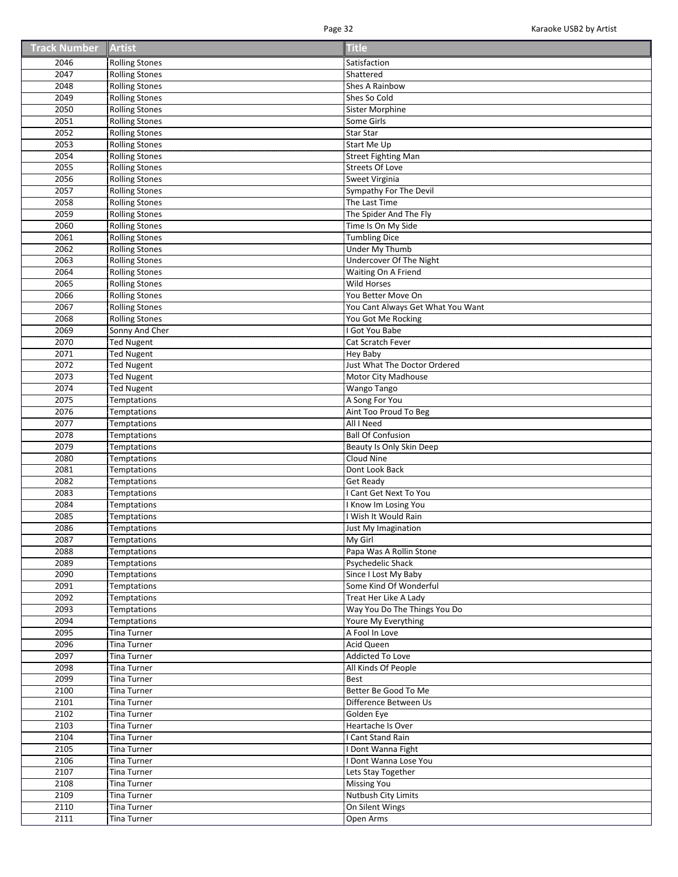| Track Number | Artist | Title |
|---|---|---|
| 2046 | Rolling Stones | Satisfaction |
| 2047 | Rolling Stones | Shattered |
| 2048 | Rolling Stones | Shes A Rainbow |
| 2049 | Rolling Stones | Shes So Cold |
| 2050 | Rolling Stones | Sister Morphine |
| 2051 | Rolling Stones | Some Girls |
| 2052 | Rolling Stones | Star Star |
| 2053 | Rolling Stones | Start Me Up |
| 2054 | Rolling Stones | Street Fighting Man |
| 2055 | Rolling Stones | Streets Of Love |
| 2056 | Rolling Stones | Sweet Virginia |
| 2057 | Rolling Stones | Sympathy For The Devil |
| 2058 | Rolling Stones | The Last Time |
| 2059 | Rolling Stones | The Spider And The Fly |
| 2060 | Rolling Stones | Time Is On My Side |
| 2061 | Rolling Stones | Tumbling Dice |
| 2062 | Rolling Stones | Under My Thumb |
| 2063 | Rolling Stones | Undercover Of The Night |
| 2064 | Rolling Stones | Waiting On A Friend |
| 2065 | Rolling Stones | Wild Horses |
| 2066 | Rolling Stones | You Better Move On |
| 2067 | Rolling Stones | You Cant Always Get What You Want |
| 2068 | Rolling Stones | You Got Me Rocking |
| 2069 | Sonny And Cher | I Got You Babe |
| 2070 | Ted Nugent | Cat Scratch Fever |
| 2071 | Ted Nugent | Hey Baby |
| 2072 | Ted Nugent | Just What The Doctor Ordered |
| 2073 | Ted Nugent | Motor City Madhouse |
| 2074 | Ted Nugent | Wango Tango |
| 2075 | Temptations | A Song For You |
| 2076 | Temptations | Aint Too Proud To Beg |
| 2077 | Temptations | All I Need |
| 2078 | Temptations | Ball Of Confusion |
| 2079 | Temptations | Beauty Is Only Skin Deep |
| 2080 | Temptations | Cloud Nine |
| 2081 | Temptations | Dont Look Back |
| 2082 | Temptations | Get Ready |
| 2083 | Temptations | I Cant Get Next To You |
| 2084 | Temptations | I Know Im Losing You |
| 2085 | Temptations | I Wish It Would Rain |
| 2086 | Temptations | Just My Imagination |
| 2087 | Temptations | My Girl |
| 2088 | Temptations | Papa Was A Rollin Stone |
| 2089 | Temptations | Psychedelic Shack |
| 2090 | Temptations | Since I Lost My Baby |
| 2091 | Temptations | Some Kind Of Wonderful |
| 2092 | Temptations | Treat Her Like A Lady |
| 2093 | Temptations | Way You Do The Things You Do |
| 2094 | Temptations | Youre My Everything |
| 2095 | Tina Turner | A Fool In Love |
| 2096 | Tina Turner | Acid Queen |
| 2097 | Tina Turner | Addicted To Love |
| 2098 | Tina Turner | All Kinds Of People |
| 2099 | Tina Turner | Best |
| 2100 | Tina Turner | Better Be Good To Me |
| 2101 | Tina Turner | Difference Between Us |
| 2102 | Tina Turner | Golden Eye |
| 2103 | Tina Turner | Heartache Is Over |
| 2104 | Tina Turner | I Cant Stand Rain |
| 2105 | Tina Turner | I Dont Wanna Fight |
| 2106 | Tina Turner | I Dont Wanna Lose You |
| 2107 | Tina Turner | Lets Stay Together |
| 2108 | Tina Turner | Missing You |
| 2109 | Tina Turner | Nutbush City Limits |
| 2110 | Tina Turner | On Silent Wings |
| 2111 | Tina Turner | Open Arms |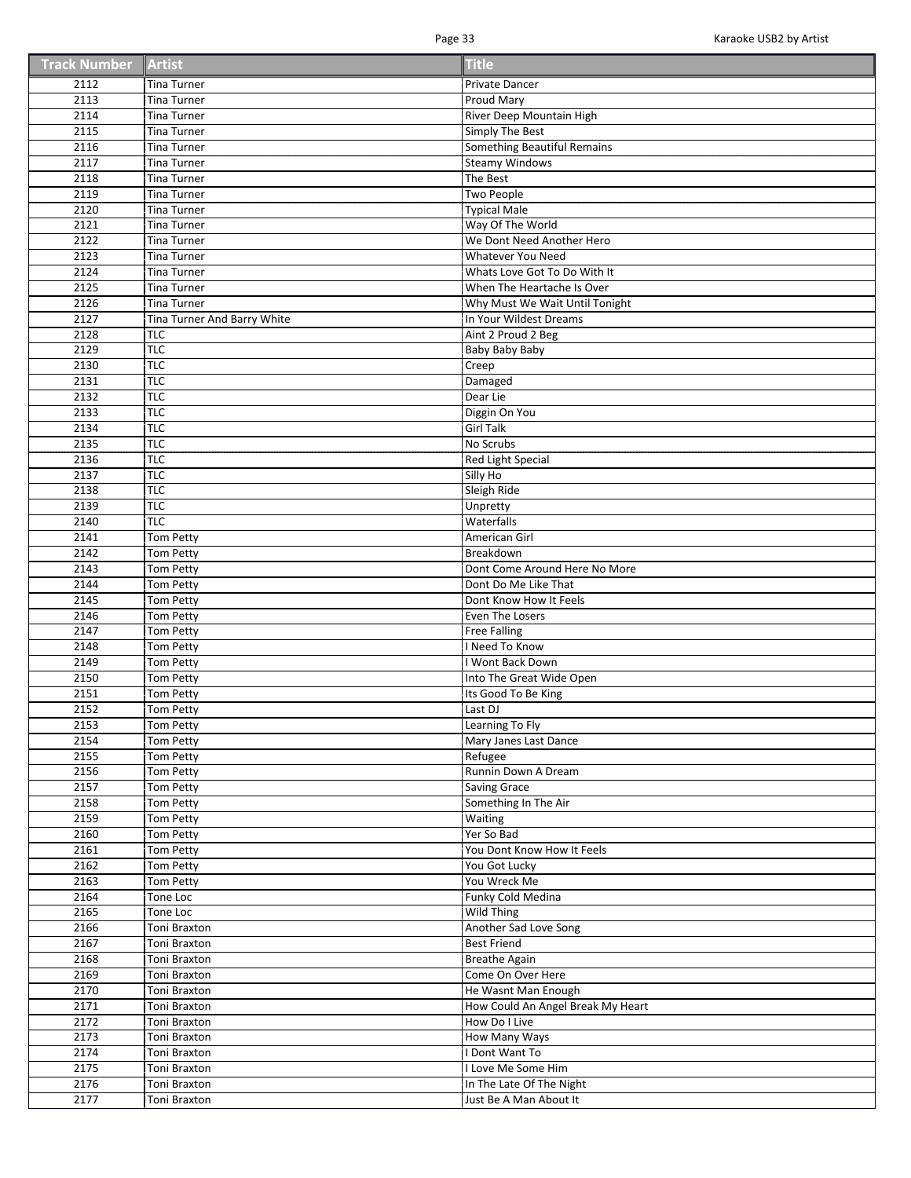| Track Number | Artist | Title |
|---|---|---|
| 2112 | Tina Turner | Private Dancer |
| 2113 | Tina Turner | Proud Mary |
| 2114 | Tina Turner | River Deep Mountain High |
| 2115 | Tina Turner | Simply The Best |
| 2116 | Tina Turner | Something Beautiful Remains |
| 2117 | Tina Turner | Steamy Windows |
| 2118 | Tina Turner | The Best |
| 2119 | Tina Turner | Two People |
| 2120 | Tina Turner | Typical Male |
| 2121 | Tina Turner | Way Of The World |
| 2122 | Tina Turner | We Dont Need Another Hero |
| 2123 | Tina Turner | Whatever You Need |
| 2124 | Tina Turner | Whats Love Got To Do With It |
| 2125 | Tina Turner | When The Heartache Is Over |
| 2126 | Tina Turner | Why Must We Wait Until Tonight |
| 2127 | Tina Turner And Barry White | In Your Wildest Dreams |
| 2128 | TLC | Aint 2 Proud 2 Beg |
| 2129 | TLC | Baby Baby Baby |
| 2130 | TLC | Creep |
| 2131 | TLC | Damaged |
| 2132 | TLC | Dear Lie |
| 2133 | TLC | Diggin On You |
| 2134 | TLC | Girl Talk |
| 2135 | TLC | No Scrubs |
| 2136 | TLC | Red Light Special |
| 2137 | TLC | Silly Ho |
| 2138 | TLC | Sleigh Ride |
| 2139 | TLC | Unpretty |
| 2140 | TLC | Waterfalls |
| 2141 | Tom Petty | American Girl |
| 2142 | Tom Petty | Breakdown |
| 2143 | Tom Petty | Dont Come Around Here No More |
| 2144 | Tom Petty | Dont Do Me Like That |
| 2145 | Tom Petty | Dont Know How It Feels |
| 2146 | Tom Petty | Even The Losers |
| 2147 | Tom Petty | Free Falling |
| 2148 | Tom Petty | I Need To Know |
| 2149 | Tom Petty | I Wont Back Down |
| 2150 | Tom Petty | Into The Great Wide Open |
| 2151 | Tom Petty | Its Good To Be King |
| 2152 | Tom Petty | Last DJ |
| 2153 | Tom Petty | Learning To Fly |
| 2154 | Tom Petty | Mary Janes Last Dance |
| 2155 | Tom Petty | Refugee |
| 2156 | Tom Petty | Runnin Down A Dream |
| 2157 | Tom Petty | Saving Grace |
| 2158 | Tom Petty | Something In The Air |
| 2159 | Tom Petty | Waiting |
| 2160 | Tom Petty | Yer So Bad |
| 2161 | Tom Petty | You Dont Know How It Feels |
| 2162 | Tom Petty | You Got Lucky |
| 2163 | Tom Petty | You Wreck Me |
| 2164 | Tone Loc | Funky Cold Medina |
| 2165 | Tone Loc | Wild Thing |
| 2166 | Toni Braxton | Another Sad Love Song |
| 2167 | Toni Braxton | Best Friend |
| 2168 | Toni Braxton | Breathe Again |
| 2169 | Toni Braxton | Come On Over Here |
| 2170 | Toni Braxton | He Wasnt Man Enough |
| 2171 | Toni Braxton | How Could An Angel Break My Heart |
| 2172 | Toni Braxton | How Do I Live |
| 2173 | Toni Braxton | How Many Ways |
| 2174 | Toni Braxton | I Dont Want To |
| 2175 | Toni Braxton | I Love Me Some Him |
| 2176 | Toni Braxton | In The Late Of The Night |
| 2177 | Toni Braxton | Just Be A Man About It |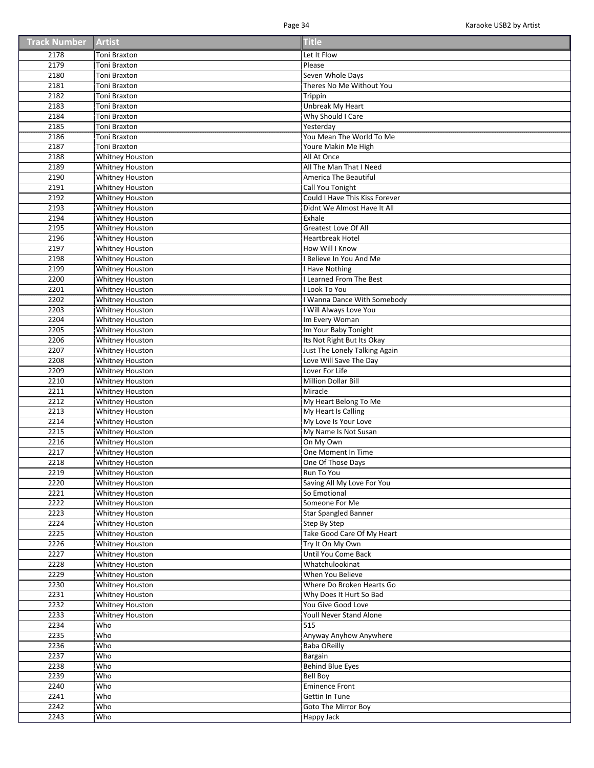| Track Number | Artist | Title |
| --- | --- | --- |
| 2178 | Toni Braxton | Let It Flow |
| 2179 | Toni Braxton | Please |
| 2180 | Toni Braxton | Seven Whole Days |
| 2181 | Toni Braxton | Theres No Me Without You |
| 2182 | Toni Braxton | Trippin |
| 2183 | Toni Braxton | Unbreak My Heart |
| 2184 | Toni Braxton | Why Should I Care |
| 2185 | Toni Braxton | Yesterday |
| 2186 | Toni Braxton | You Mean The World To Me |
| 2187 | Toni Braxton | Youre Makin Me High |
| 2188 | Whitney Houston | All At Once |
| 2189 | Whitney Houston | All The Man That I Need |
| 2190 | Whitney Houston | America The Beautiful |
| 2191 | Whitney Houston | Call You Tonight |
| 2192 | Whitney Houston | Could I Have This Kiss Forever |
| 2193 | Whitney Houston | Didnt We Almost Have It All |
| 2194 | Whitney Houston | Exhale |
| 2195 | Whitney Houston | Greatest Love Of All |
| 2196 | Whitney Houston | Heartbreak Hotel |
| 2197 | Whitney Houston | How Will I Know |
| 2198 | Whitney Houston | I Believe In You And Me |
| 2199 | Whitney Houston | I Have Nothing |
| 2200 | Whitney Houston | I Learned From The Best |
| 2201 | Whitney Houston | I Look To You |
| 2202 | Whitney Houston | I Wanna Dance With Somebody |
| 2203 | Whitney Houston | I Will Always Love You |
| 2204 | Whitney Houston | Im Every Woman |
| 2205 | Whitney Houston | Im Your Baby Tonight |
| 2206 | Whitney Houston | Its Not Right But Its Okay |
| 2207 | Whitney Houston | Just The Lonely Talking Again |
| 2208 | Whitney Houston | Love Will Save The Day |
| 2209 | Whitney Houston | Lover For Life |
| 2210 | Whitney Houston | Million Dollar Bill |
| 2211 | Whitney Houston | Miracle |
| 2212 | Whitney Houston | My Heart Belong To Me |
| 2213 | Whitney Houston | My Heart Is Calling |
| 2214 | Whitney Houston | My Love Is Your Love |
| 2215 | Whitney Houston | My Name Is Not Susan |
| 2216 | Whitney Houston | On My Own |
| 2217 | Whitney Houston | One Moment In Time |
| 2218 | Whitney Houston | One Of Those Days |
| 2219 | Whitney Houston | Run To You |
| 2220 | Whitney Houston | Saving All My Love For You |
| 2221 | Whitney Houston | So Emotional |
| 2222 | Whitney Houston | Someone For Me |
| 2223 | Whitney Houston | Star Spangled Banner |
| 2224 | Whitney Houston | Step By Step |
| 2225 | Whitney Houston | Take Good Care Of My Heart |
| 2226 | Whitney Houston | Try It On My Own |
| 2227 | Whitney Houston | Until You Come Back |
| 2228 | Whitney Houston | Whatchulookinat |
| 2229 | Whitney Houston | When You Believe |
| 2230 | Whitney Houston | Where Do Broken Hearts Go |
| 2231 | Whitney Houston | Why Does It Hurt So Bad |
| 2232 | Whitney Houston | You Give Good Love |
| 2233 | Whitney Houston | Youll Never Stand Alone |
| 2234 | Who | 515 |
| 2235 | Who | Anyway Anyhow Anywhere |
| 2236 | Who | Baba OReilly |
| 2237 | Who | Bargain |
| 2238 | Who | Behind Blue Eyes |
| 2239 | Who | Bell Boy |
| 2240 | Who | Eminence Front |
| 2241 | Who | Gettin In Tune |
| 2242 | Who | Goto The Mirror Boy |
| 2243 | Who | Happy Jack |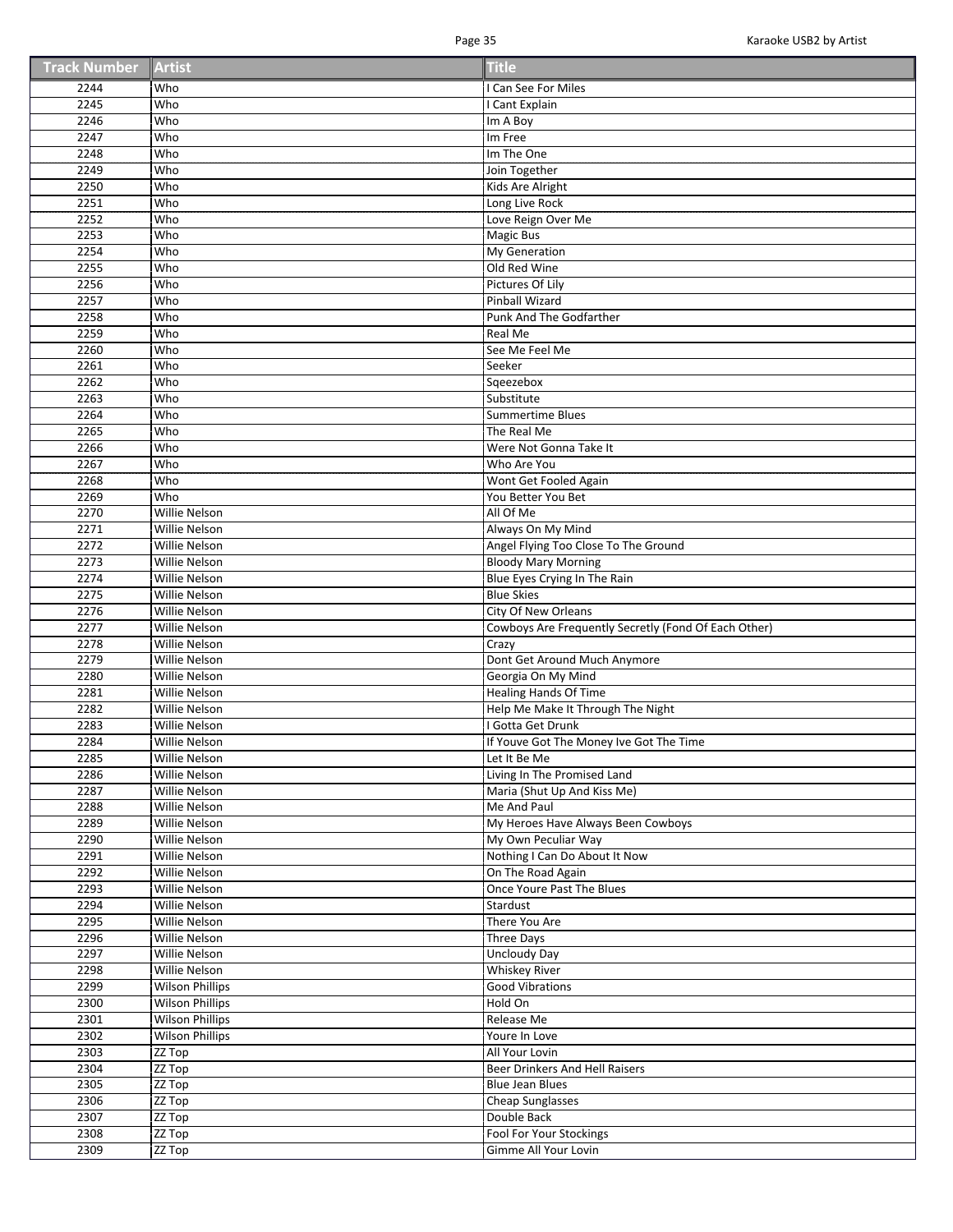| Track Number | Artist | Title |
| --- | --- | --- |
| 2244 | Who | I Can See For Miles |
| 2245 | Who | I Cant Explain |
| 2246 | Who | Im A Boy |
| 2247 | Who | Im Free |
| 2248 | Who | Im The One |
| 2249 | Who | Join Together |
| 2250 | Who | Kids Are Alright |
| 2251 | Who | Long Live Rock |
| 2252 | Who | Love Reign Over Me |
| 2253 | Who | Magic Bus |
| 2254 | Who | My Generation |
| 2255 | Who | Old Red Wine |
| 2256 | Who | Pictures Of Lily |
| 2257 | Who | Pinball Wizard |
| 2258 | Who | Punk And The Godfarther |
| 2259 | Who | Real Me |
| 2260 | Who | See Me Feel Me |
| 2261 | Who | Seeker |
| 2262 | Who | Sqeezebox |
| 2263 | Who | Substitute |
| 2264 | Who | Summertime Blues |
| 2265 | Who | The Real Me |
| 2266 | Who | Were Not Gonna Take It |
| 2267 | Who | Who Are You |
| 2268 | Who | Wont Get Fooled Again |
| 2269 | Who | You Better You Bet |
| 2270 | Willie Nelson | All Of Me |
| 2271 | Willie Nelson | Always On My Mind |
| 2272 | Willie Nelson | Angel Flying Too Close To The Ground |
| 2273 | Willie Nelson | Bloody Mary Morning |
| 2274 | Willie Nelson | Blue Eyes Crying In The Rain |
| 2275 | Willie Nelson | Blue Skies |
| 2276 | Willie Nelson | City Of New Orleans |
| 2277 | Willie Nelson | Cowboys Are Frequently Secretly (Fond Of Each Other) |
| 2278 | Willie Nelson | Crazy |
| 2279 | Willie Nelson | Dont Get Around Much Anymore |
| 2280 | Willie Nelson | Georgia On My Mind |
| 2281 | Willie Nelson | Healing Hands Of Time |
| 2282 | Willie Nelson | Help Me Make It Through The Night |
| 2283 | Willie Nelson | I Gotta Get Drunk |
| 2284 | Willie Nelson | If Youve Got The Money Ive Got The Time |
| 2285 | Willie Nelson | Let It Be Me |
| 2286 | Willie Nelson | Living In The Promised Land |
| 2287 | Willie Nelson | Maria (Shut Up And Kiss Me) |
| 2288 | Willie Nelson | Me And Paul |
| 2289 | Willie Nelson | My Heroes Have Always Been Cowboys |
| 2290 | Willie Nelson | My Own Peculiar Way |
| 2291 | Willie Nelson | Nothing I Can Do About It Now |
| 2292 | Willie Nelson | On The Road Again |
| 2293 | Willie Nelson | Once Youre Past The Blues |
| 2294 | Willie Nelson | Stardust |
| 2295 | Willie Nelson | There You Are |
| 2296 | Willie Nelson | Three Days |
| 2297 | Willie Nelson | Uncloudy Day |
| 2298 | Willie Nelson | Whiskey River |
| 2299 | Wilson Phillips | Good Vibrations |
| 2300 | Wilson Phillips | Hold On |
| 2301 | Wilson Phillips | Release Me |
| 2302 | Wilson Phillips | Youre In Love |
| 2303 | ZZ Top | All Your Lovin |
| 2304 | ZZ Top | Beer Drinkers And Hell Raisers |
| 2305 | ZZ Top | Blue Jean Blues |
| 2306 | ZZ Top | Cheap Sunglasses |
| 2307 | ZZ Top | Double Back |
| 2308 | ZZ Top | Fool For Your Stockings |
| 2309 | ZZ Top | Gimme All Your Lovin |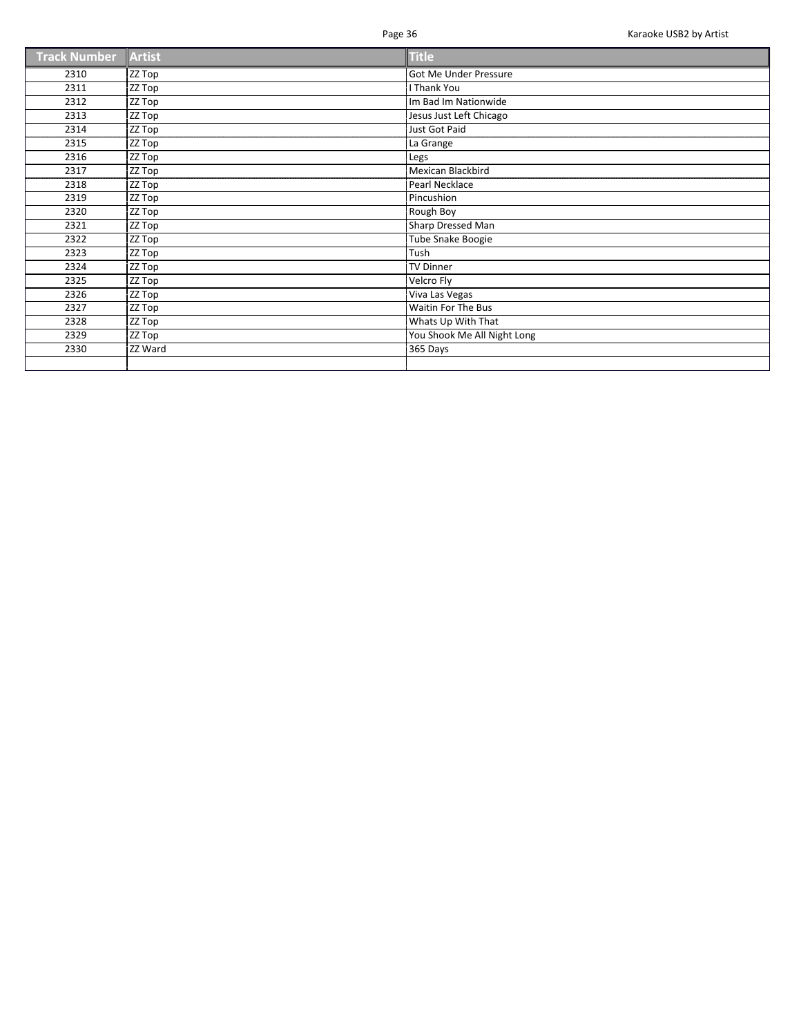| Track Number | Artist | Title |
|---|---|---|
| 2310 | ZZ Top | Got Me Under Pressure |
| 2311 | ZZ Top | I Thank You |
| 2312 | ZZ Top | Im Bad Im Nationwide |
| 2313 | ZZ Top | Jesus Just Left Chicago |
| 2314 | ZZ Top | Just Got Paid |
| 2315 | ZZ Top | La Grange |
| 2316 | ZZ Top | Legs |
| 2317 | ZZ Top | Mexican Blackbird |
| 2318 | ZZ Top | Pearl Necklace |
| 2319 | ZZ Top | Pincushion |
| 2320 | ZZ Top | Rough Boy |
| 2321 | ZZ Top | Sharp Dressed Man |
| 2322 | ZZ Top | Tube Snake Boogie |
| 2323 | ZZ Top | Tush |
| 2324 | ZZ Top | TV Dinner |
| 2325 | ZZ Top | Velcro Fly |
| 2326 | ZZ Top | Viva Las Vegas |
| 2327 | ZZ Top | Waitin For The Bus |
| 2328 | ZZ Top | Whats Up With That |
| 2329 | ZZ Top | You Shook Me All Night Long |
| 2330 | ZZ Ward | 365 Days |
| | | |